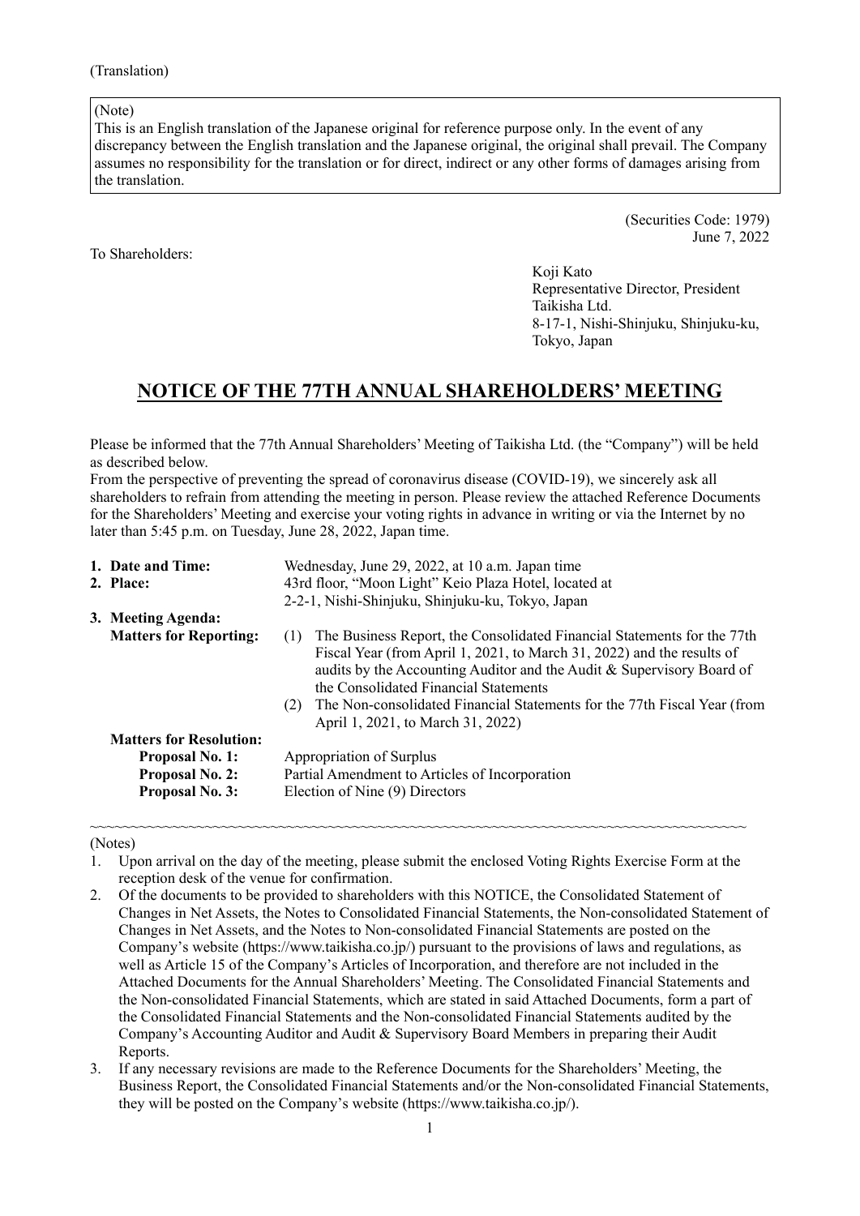(Translation)

(Note)
This is an English translation of the Japanese original for reference purpose only. In the event of any discrepancy between the English translation and the Japanese original, the original shall prevail. The Company assumes no responsibility for the translation or for direct, indirect or any other forms of damages arising from the translation.

(Securities Code: 1979)
June 7, 2022

To Shareholders:

Koji Kato
Representative Director, President
Taikisha Ltd.
8-17-1, Nishi-Shinjuku, Shinjuku-ku, Tokyo, Japan

# NOTICE OF THE 77TH ANNUAL SHAREHOLDERS' MEETING

Please be informed that the 77th Annual Shareholders' Meeting of Taikisha Ltd. (the "Company") will be held as described below.
From the perspective of preventing the spread of coronavirus disease (COVID-19), we sincerely ask all shareholders to refrain from attending the meeting in person. Please review the attached Reference Documents for the Shareholders' Meeting and exercise your voting rights in advance in writing or via the Internet by no later than 5:45 p.m. on Tuesday, June 28, 2022, Japan time.

**1. Date and Time:** Wednesday, June 29, 2022, at 10 a.m. Japan time

**2. Place:** 43rd floor, "Moon Light" Keio Plaza Hotel, located at 2-2-1, Nishi-Shinjuku, Shinjuku-ku, Tokyo, Japan

**3. Meeting Agenda:**

**Matters for Reporting:**

(1) The Business Report, the Consolidated Financial Statements for the 77th Fiscal Year (from April 1, 2021, to March 31, 2022) and the results of audits by the Accounting Auditor and the Audit & Supervisory Board of the Consolidated Financial Statements

(2) The Non-consolidated Financial Statements for the 77th Fiscal Year (from April 1, 2021, to March 31, 2022)

**Matters for Resolution:**

**Proposal No. 1:** Appropriation of Surplus

**Proposal No. 2:** Partial Amendment to Articles of Incorporation

**Proposal No. 3:** Election of Nine (9) Directors

~~~~~~~~~~~~~~~~~~~~~~~~~~~~~~~~~~~~~~~~~~~~~~~~~~~~~~~~~~~~~~~~~~~~~~~~~~~~~~~~

(Notes)

1. Upon arrival on the day of the meeting, please submit the enclosed Voting Rights Exercise Form at the reception desk of the venue for confirmation.
2. Of the documents to be provided to shareholders with this NOTICE, the Consolidated Statement of Changes in Net Assets, the Notes to Consolidated Financial Statements, the Non-consolidated Statement of Changes in Net Assets, and the Notes to Non-consolidated Financial Statements are posted on the Company's website (https://www.taikisha.co.jp/) pursuant to the provisions of laws and regulations, as well as Article 15 of the Company's Articles of Incorporation, and therefore are not included in the Attached Documents for the Annual Shareholders' Meeting. The Consolidated Financial Statements and the Non-consolidated Financial Statements, which are stated in said Attached Documents, form a part of the Consolidated Financial Statements and the Non-consolidated Financial Statements audited by the Company's Accounting Auditor and Audit & Supervisory Board Members in preparing their Audit Reports.
3. If any necessary revisions are made to the Reference Documents for the Shareholders' Meeting, the Business Report, the Consolidated Financial Statements and/or the Non-consolidated Financial Statements, they will be posted on the Company's website (https://www.taikisha.co.jp/).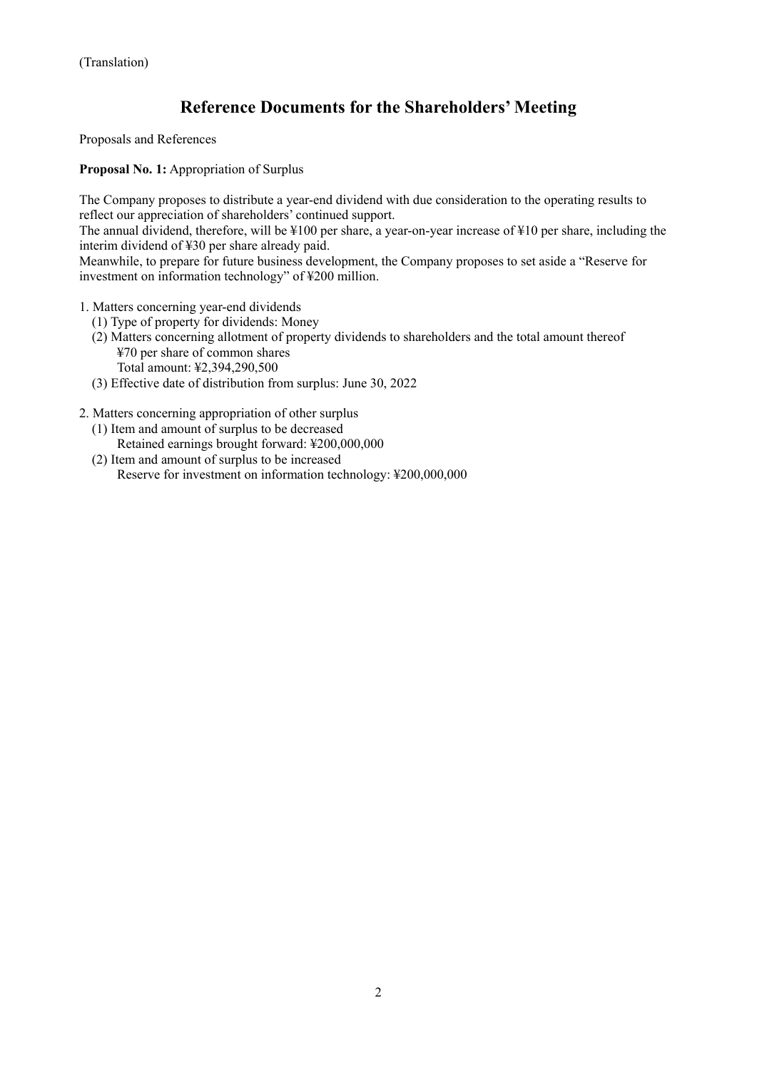(Translation)

# Reference Documents for the Shareholders' Meeting

Proposals and References

**Proposal No. 1:** Appropriation of Surplus

The Company proposes to distribute a year-end dividend with due consideration to the operating results to reflect our appreciation of shareholders' continued support.
The annual dividend, therefore, will be ¥100 per share, a year-on-year increase of ¥10 per share, including the interim dividend of ¥30 per share already paid.
Meanwhile, to prepare for future business development, the Company proposes to set aside a "Reserve for investment on information technology" of ¥200 million.

1. Matters concerning year-end dividends
   (1) Type of property for dividends: Money
   (2) Matters concerning allotment of property dividends to shareholders and the total amount thereof
       ¥70 per share of common shares
       Total amount: ¥2,394,290,500
   (3) Effective date of distribution from surplus: June 30, 2022

2. Matters concerning appropriation of other surplus
   (1) Item and amount of surplus to be decreased
       Retained earnings brought forward: ¥200,000,000
   (2) Item and amount of surplus to be increased
       Reserve for investment on information technology: ¥200,000,000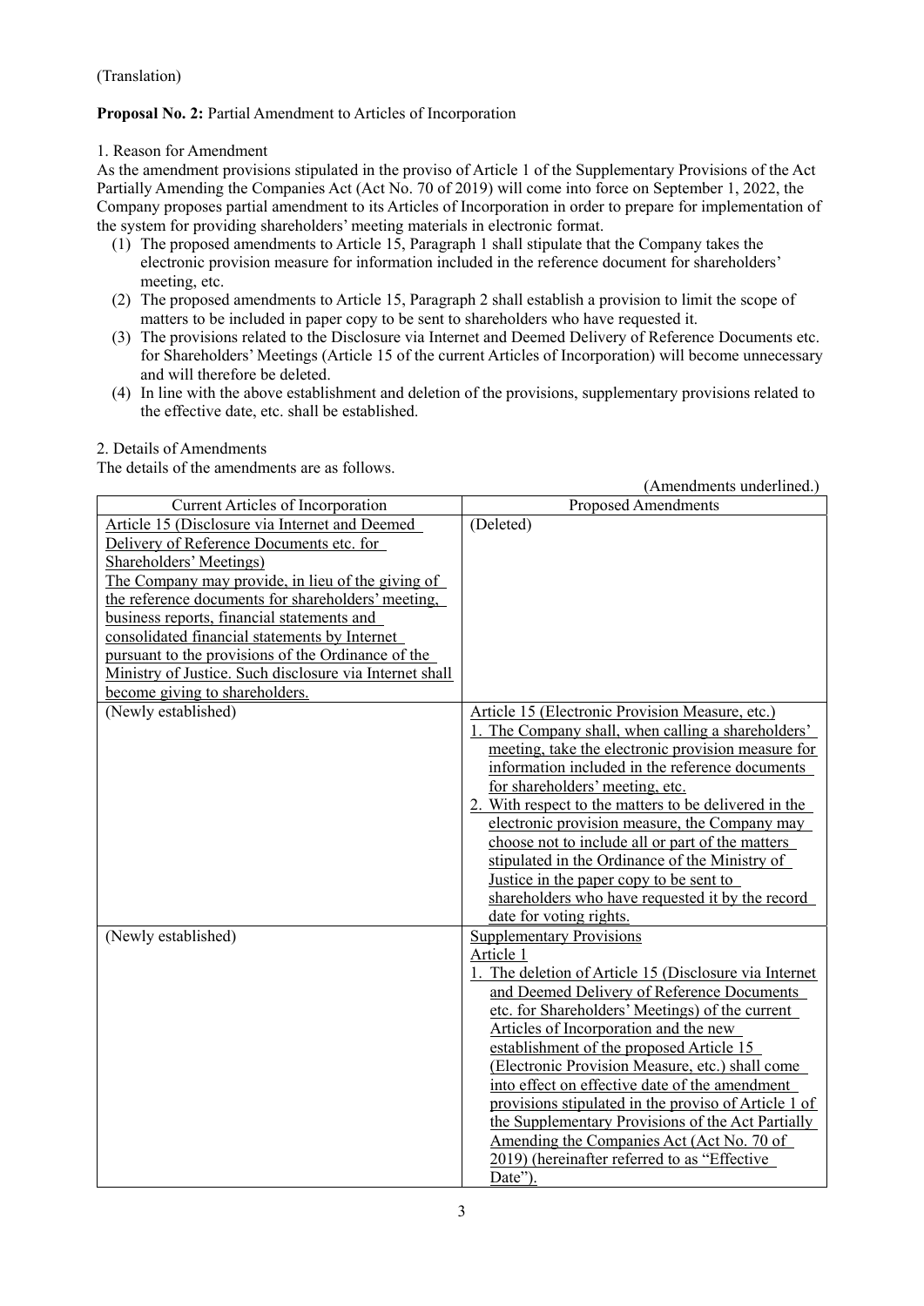(Translation)

**Proposal No. 2:** Partial Amendment to Articles of Incorporation

1. Reason for Amendment

As the amendment provisions stipulated in the proviso of Article 1 of the Supplementary Provisions of the Act Partially Amending the Companies Act (Act No. 70 of 2019) will come into force on September 1, 2022, the Company proposes partial amendment to its Articles of Incorporation in order to prepare for implementation of the system for providing shareholders' meeting materials in electronic format.

(1) The proposed amendments to Article 15, Paragraph 1 shall stipulate that the Company takes the electronic provision measure for information included in the reference document for shareholders' meeting, etc.

(2) The proposed amendments to Article 15, Paragraph 2 shall establish a provision to limit the scope of matters to be included in paper copy to be sent to shareholders who have requested it.

(3) The provisions related to the Disclosure via Internet and Deemed Delivery of Reference Documents etc. for Shareholders' Meetings (Article 15 of the current Articles of Incorporation) will become unnecessary and will therefore be deleted.

(4) In line with the above establishment and deletion of the provisions, supplementary provisions related to the effective date, etc. shall be established.

2. Details of Amendments

The details of the amendments are as follows.

(Amendments underlined.)

| Current Articles of Incorporation | Proposed Amendments |
|---|---|
| <u>Article 15 (Disclosure via Internet and Deemed Delivery of Reference Documents etc. for Shareholders' Meetings)</u><br><u>The Company may provide, in lieu of the giving of the reference documents for shareholders' meeting, business reports, financial statements and consolidated financial statements by Internet pursuant to the provisions of the Ordinance of the Ministry of Justice. Such disclosure via Internet shall become giving to shareholders.</u> | (Deleted) |
| (Newly established) | <u>Article 15 (Electronic Provision Measure, etc.)</u><br><u>1. The Company shall, when calling a shareholders' meeting, take the electronic provision measure for information included in the reference documents for shareholders' meeting, etc.</u><br><u>2. With respect to the matters to be delivered in the electronic provision measure, the Company may choose not to include all or part of the matters stipulated in the Ordinance of the Ministry of Justice in the paper copy to be sent to shareholders who have requested it by the record date for voting rights.</u> |
| (Newly established) | <u>Supplementary Provisions</u><br><u>Article 1</u><br><u>1. The deletion of Article 15 (Disclosure via Internet and Deemed Delivery of Reference Documents etc. for Shareholders' Meetings) of the current Articles of Incorporation and the new establishment of the proposed Article 15 (Electronic Provision Measure, etc.) shall come into effect on effective date of the amendment provisions stipulated in the proviso of Article 1 of the Supplementary Provisions of the Act Partially Amending the Companies Act (Act No. 70 of 2019) (hereinafter referred to as "Effective Date").</u> |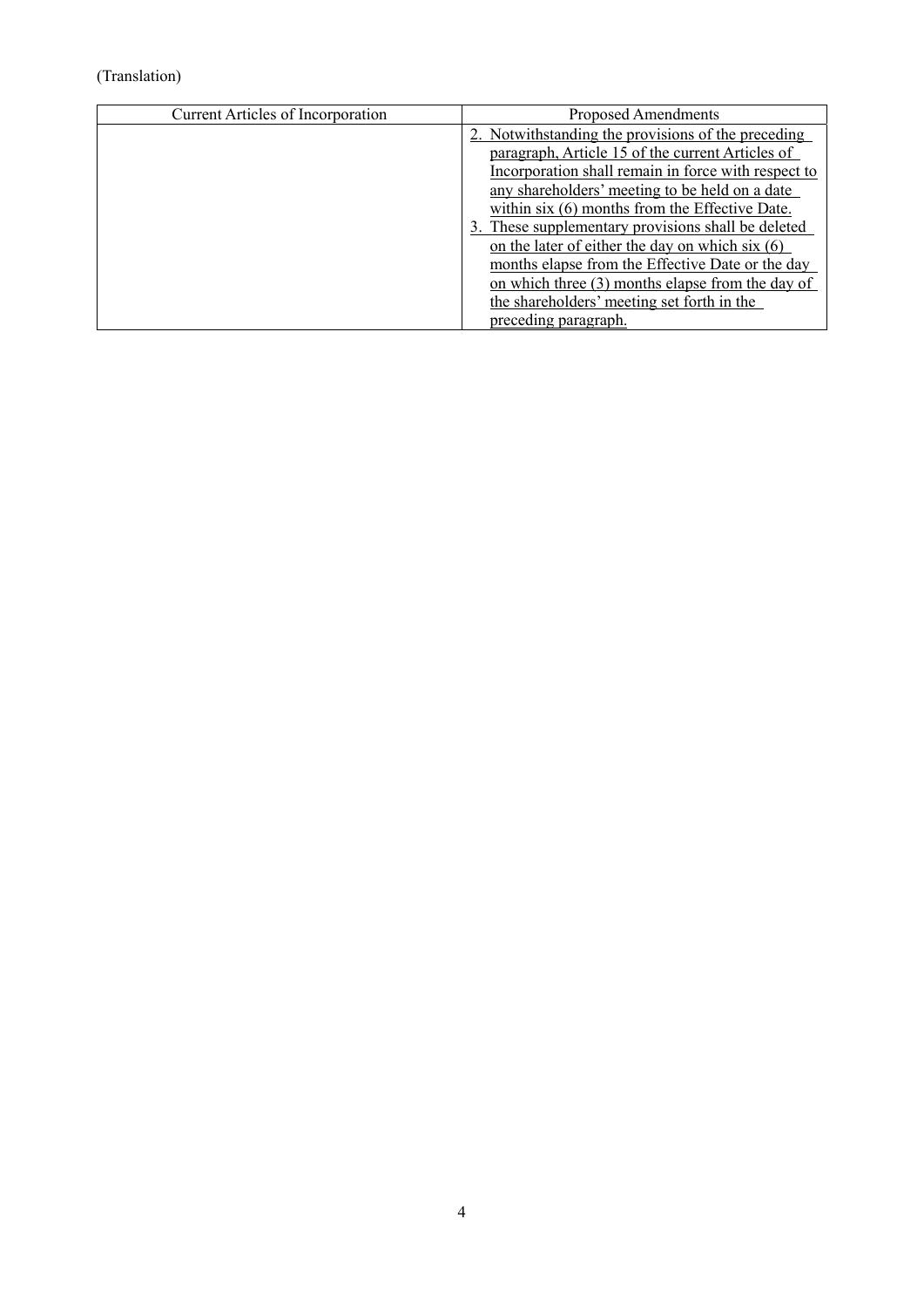(Translation)

| Current Articles of Incorporation | Proposed Amendments |
| --- | --- |
| | 2. Notwithstanding the provisions of the preceding paragraph, Article 15 of the current Articles of Incorporation shall remain in force with respect to any shareholders' meeting to be held on a date within six (6) months from the Effective Date.<br>3. These supplementary provisions shall be deleted on the later of either the day on which six (6) months elapse from the Effective Date or the day on which three (3) months elapse from the day of the shareholders' meeting set forth in the preceding paragraph. |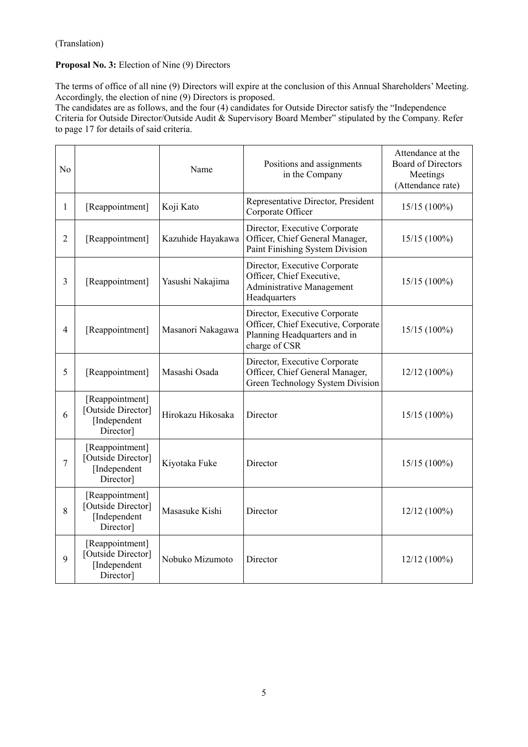(Translation)

**Proposal No. 3:** Election of Nine (9) Directors

The terms of office of all nine (9) Directors will expire at the conclusion of this Annual Shareholders' Meeting. Accordingly, the election of nine (9) Directors is proposed.
The candidates are as follows, and the four (4) candidates for Outside Director satisfy the "Independence Criteria for Outside Director/Outside Audit & Supervisory Board Member" stipulated by the Company. Refer to page 17 for details of said criteria.

| No | | Name | Positions and assignments in the Company | Attendance at the Board of Directors Meetings (Attendance rate) |
|---|---|---|---|---|
| 1 | [Reappointment] | Koji Kato | Representative Director, President Corporate Officer | 15/15 (100%) |
| 2 | [Reappointment] | Kazuhide Hayakawa | Director, Executive Corporate Officer, Chief General Manager, Paint Finishing System Division | 15/15 (100%) |
| 3 | [Reappointment] | Yasushi Nakajima | Director, Executive Corporate Officer, Chief Executive, Administrative Management Headquarters | 15/15 (100%) |
| 4 | [Reappointment] | Masanori Nakagawa | Director, Executive Corporate Officer, Chief Executive, Corporate Planning Headquarters and in charge of CSR | 15/15 (100%) |
| 5 | [Reappointment] | Masashi Osada | Director, Executive Corporate Officer, Chief General Manager, Green Technology System Division | 12/12 (100%) |
| 6 | [Reappointment] [Outside Director] [Independent Director] | Hirokazu Hikosaka | Director | 15/15 (100%) |
| 7 | [Reappointment] [Outside Director] [Independent Director] | Kiyotaka Fuke | Director | 15/15 (100%) |
| 8 | [Reappointment] [Outside Director] [Independent Director] | Masasuke Kishi | Director | 12/12 (100%) |
| 9 | [Reappointment] [Outside Director] [Independent Director] | Nobuko Mizumoto | Director | 12/12 (100%) |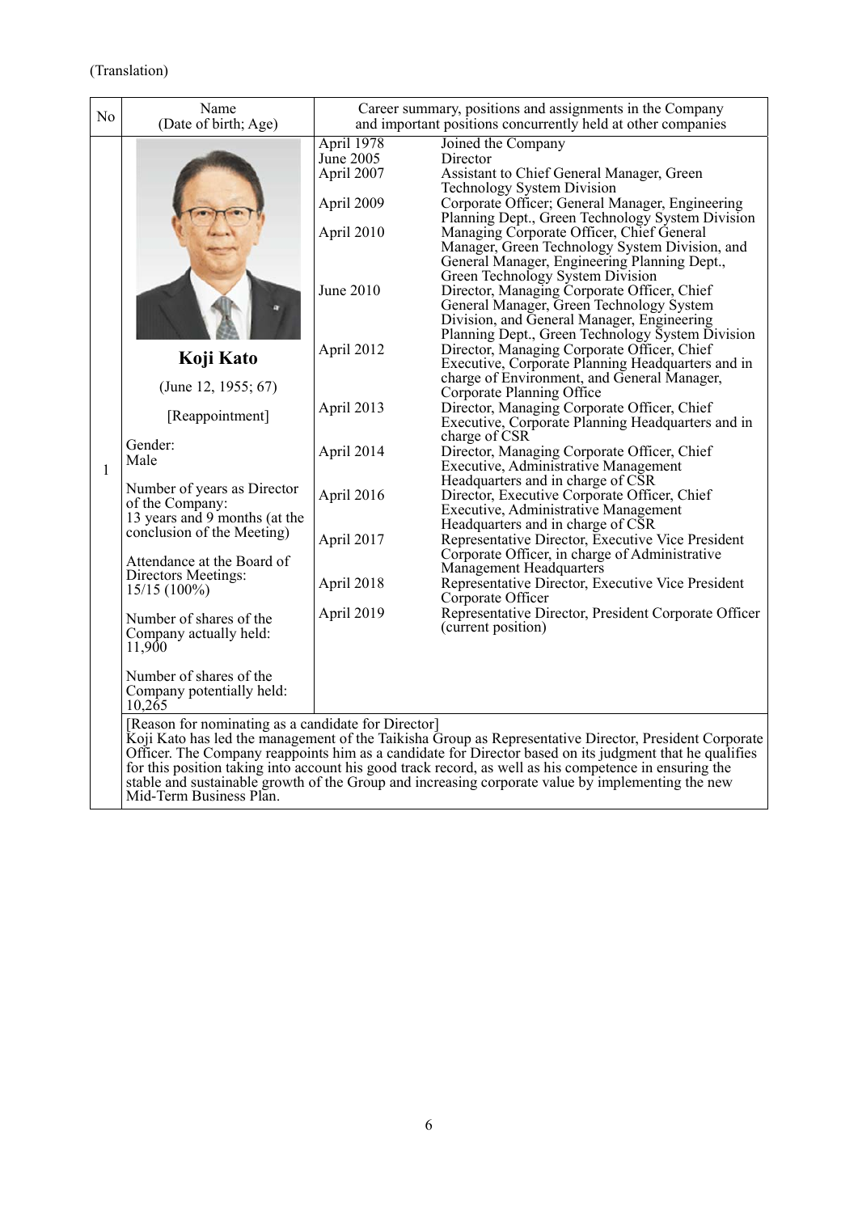(Translation)

| No | Name (Date of birth; Age) | Career summary, positions and assignments in the Company and important positions concurrently held at other companies | |
|---|---|---|---|
| 1 | **Koji Kato**<br>(June 12, 1955; 67)<br>[Reappointment]<br>Gender: Male<br>Number of years as Director of the Company: 13 years and 9 months (at the conclusion of the Meeting)<br>Attendance at the Board of Directors Meetings: 15/15 (100%)<br>Number of shares of the Company actually held: 11,900<br>Number of shares of the Company potentially held: 10,265 | April 1978 | Joined the Company |
| | | June 2005 | Director |
| | | April 2007 | Assistant to Chief General Manager, Green Technology System Division |
| | | April 2009 | Corporate Officer; General Manager, Engineering Planning Dept., Green Technology System Division |
| | | April 2010 | Managing Corporate Officer, Chief General Manager, Green Technology System Division, and General Manager, Engineering Planning Dept., Green Technology System Division |
| | | June 2010 | Director, Managing Corporate Officer, Chief General Manager, Green Technology System Division, and General Manager, Engineering Planning Dept., Green Technology System Division |
| | | April 2012 | Director, Managing Corporate Officer, Chief Executive, Corporate Planning Headquarters and in charge of Environment, and General Manager, Corporate Planning Office |
| | | April 2013 | Director, Managing Corporate Officer, Chief Executive, Corporate Planning Headquarters and in charge of CSR |
| | | April 2014 | Director, Managing Corporate Officer, Chief Executive, Administrative Management Headquarters and in charge of CSR |
| | | April 2016 | Director, Executive Corporate Officer, Chief Executive, Administrative Management Headquarters and in charge of CSR |
| | | April 2017 | Representative Director, Executive Vice President Corporate Officer, in charge of Administrative Management Headquarters |
| | | April 2018 | Representative Director, Executive Vice President Corporate Officer |
| | | April 2019 | Representative Director, President Corporate Officer (current position) |

[Reason for nominating as a candidate for Director]
Koji Kato has led the management of the Taikisha Group as Representative Director, President Corporate Officer. The Company reappoints him as a candidate for Director based on its judgment that he qualifies for this position taking into account his good track record, as well as his competence in ensuring the stable and sustainable growth of the Group and increasing corporate value by implementing the new Mid-Term Business Plan.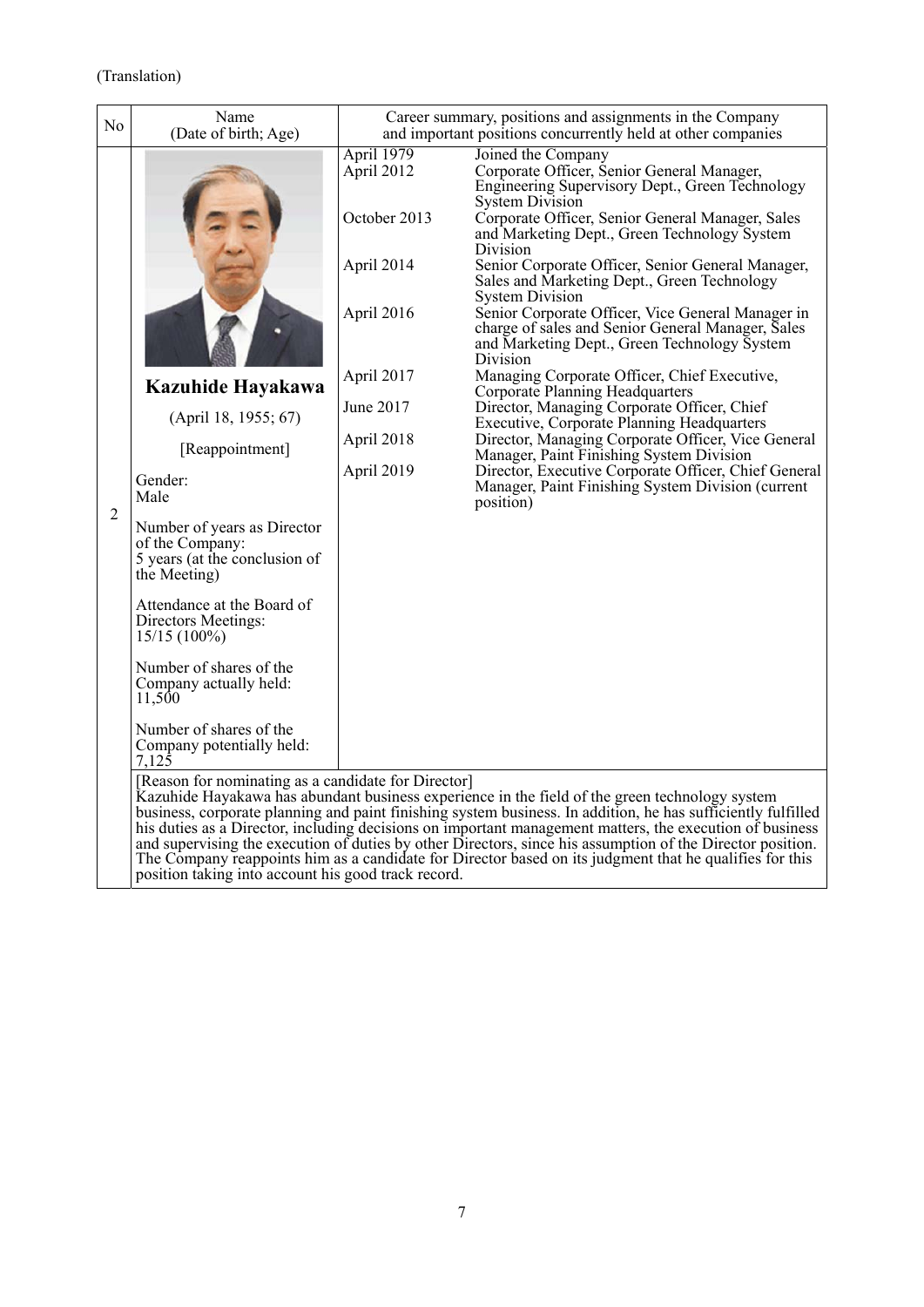(Translation)

| No | Name (Date of birth; Age) | Career summary, positions and assignments in the Company and important positions concurrently held at other companies | |
|---|---|---|---|
| 2 | **Kazuhide Hayakawa**<br>(April 18, 1955; 67)<br>[Reappointment]<br>Gender: Male<br>Number of years as Director of the Company: 5 years (at the conclusion of the Meeting)<br>Attendance at the Board of Directors Meetings: 15/15 (100%)<br>Number of shares of the Company actually held: 11,500<br>Number of shares of the Company potentially held: 7,125 | April 1979 | Joined the Company |
| | | April 2012 | Corporate Officer, Senior General Manager, Engineering Supervisory Dept., Green Technology System Division |
| | | October 2013 | Corporate Officer, Senior General Manager, Sales and Marketing Dept., Green Technology System Division |
| | | April 2014 | Senior Corporate Officer, Senior General Manager, Sales and Marketing Dept., Green Technology System Division |
| | | April 2016 | Senior Corporate Officer, Vice General Manager in charge of sales and Senior General Manager, Sales and Marketing Dept., Green Technology System Division |
| | | April 2017 | Managing Corporate Officer, Chief Executive, Corporate Planning Headquarters |
| | | June 2017 | Director, Managing Corporate Officer, Chief Executive, Corporate Planning Headquarters |
| | | April 2018 | Director, Managing Corporate Officer, Vice General Manager, Paint Finishing System Division |
| | | April 2019 | Director, Executive Corporate Officer, Chief General Manager, Paint Finishing System Division (current position) |

[Reason for nominating as a candidate for Director]
Kazuhide Hayakawa has abundant business experience in the field of the green technology system business, corporate planning and paint finishing system business. In addition, he has sufficiently fulfilled his duties as a Director, including decisions on important management matters, the execution of business and supervising the execution of duties by other Directors, since his assumption of the Director position. The Company reappoints him as a candidate for Director based on its judgment that he qualifies for this position taking into account his good track record.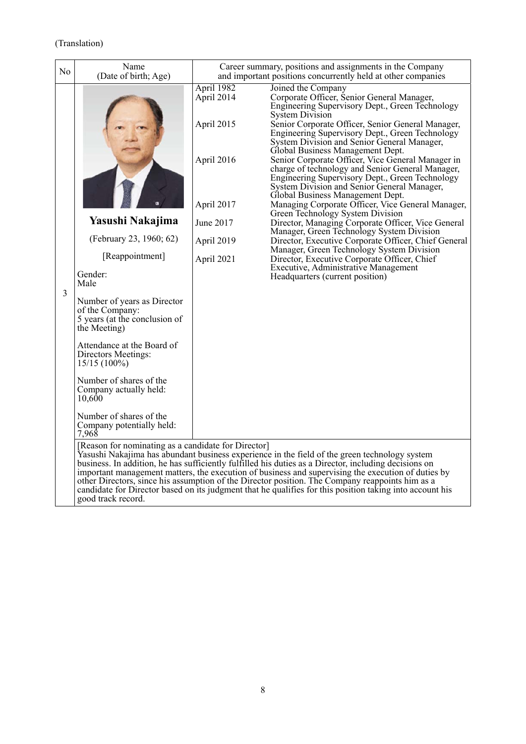(Translation)

| No | Name (Date of birth; Age) | Career summary, positions and assignments in the Company and important positions concurrently held at other companies | |
|---|---|---|---|
| 3 | **Yasushi Nakajima**<br>(February 23, 1960; 62)<br>[Reappointment]<br>Gender: Male<br>Number of years as Director of the Company: 5 years (at the conclusion of the Meeting)<br>Attendance at the Board of Directors Meetings: 15/15 (100%)<br>Number of shares of the Company actually held: 10,600<br>Number of shares of the Company potentially held: 7,968 | April 1982 | Joined the Company |
| | | April 2014 | Corporate Officer, Senior General Manager, Engineering Supervisory Dept., Green Technology System Division |
| | | April 2015 | Senior Corporate Officer, Senior General Manager, Engineering Supervisory Dept., Green Technology System Division and Senior General Manager, Global Business Management Dept. |
| | | April 2016 | Senior Corporate Officer, Vice General Manager in charge of technology and Senior General Manager, Engineering Supervisory Dept., Green Technology System Division and Senior General Manager, Global Business Management Dept. |
| | | April 2017 | Managing Corporate Officer, Vice General Manager, Green Technology System Division |
| | | June 2017 | Director, Managing Corporate Officer, Vice General Manager, Green Technology System Division |
| | | April 2019 | Director, Executive Corporate Officer, Chief General Manager, Green Technology System Division |
| | | April 2021 | Director, Executive Corporate Officer, Chief Executive, Administrative Management Headquarters (current position) |

[Reason for nominating as a candidate for Director]
Yasushi Nakajima has abundant business experience in the field of the green technology system business. In addition, he has sufficiently fulfilled his duties as a Director, including decisions on important management matters, the execution of business and supervising the execution of duties by other Directors, since his assumption of the Director position. The Company reappoints him as a candidate for Director based on its judgment that he qualifies for this position taking into account his good track record.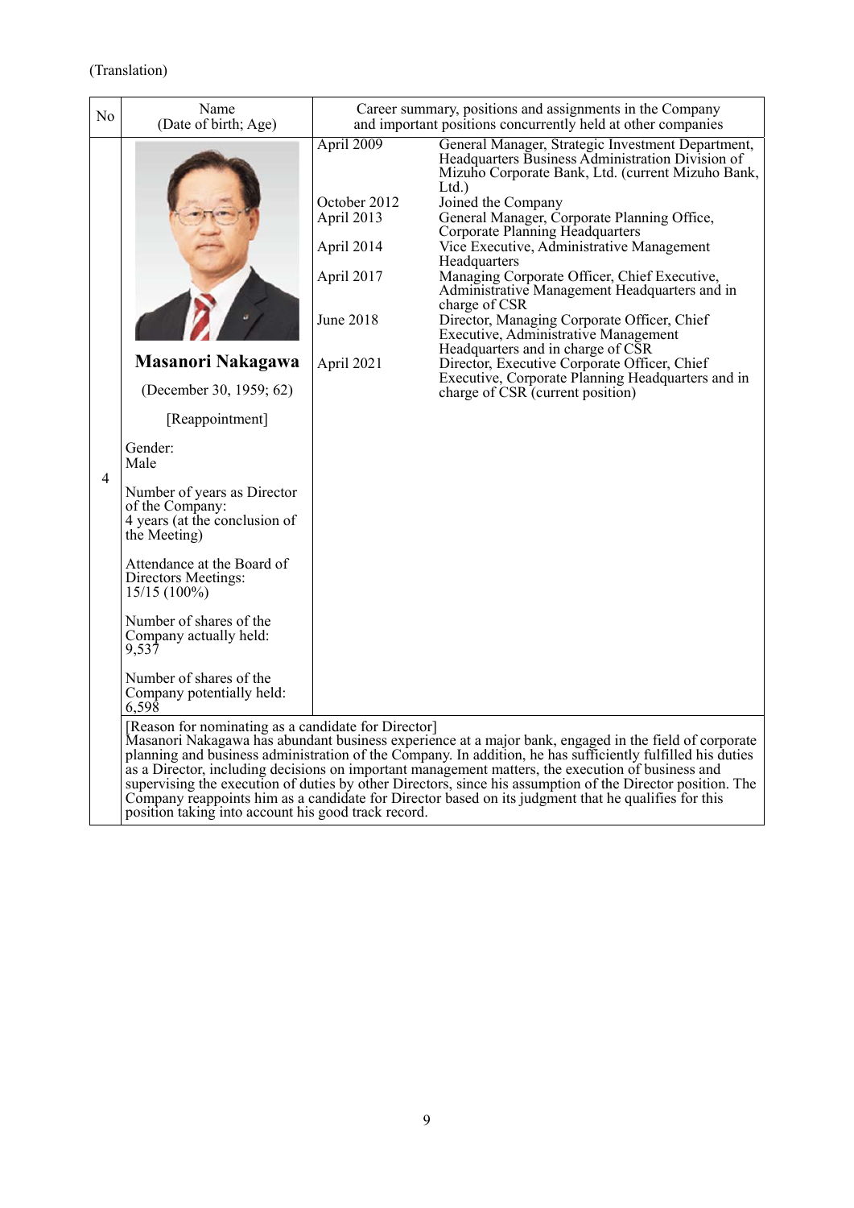(Translation)

| No | Name (Date of birth; Age) | Career summary, positions and assignments in the Company and important positions concurrently held at other companies | |
|---|---|---|---|
| 4 | **Masanori Nakagawa**<br><br>(December 30, 1959; 62)<br><br>[Reappointment]<br><br>Gender:<br>Male<br><br>Number of years as Director of the Company:<br>4 years (at the conclusion of the Meeting)<br><br>Attendance at the Board of Directors Meetings:<br>15/15 (100%)<br><br>Number of shares of the Company actually held:<br>9,537<br><br>Number of shares of the Company potentially held:<br>6,598 | April 2009 | General Manager, Strategic Investment Department, Headquarters Business Administration Division of Mizuho Corporate Bank, Ltd. (current Mizuho Bank, Ltd.) |
| | | October 2012 | Joined the Company |
| | | April 2013 | General Manager, Corporate Planning Office, Corporate Planning Headquarters |
| | | April 2014 | Vice Executive, Administrative Management Headquarters |
| | | April 2017 | Managing Corporate Officer, Chief Executive, Administrative Management Headquarters and in charge of CSR |
| | | June 2018 | Director, Managing Corporate Officer, Chief Executive, Administrative Management Headquarters and in charge of CSR |
| | | April 2021 | Director, Executive Corporate Officer, Chief Executive, Corporate Planning Headquarters and in charge of CSR (current position) |
| | [Reason for nominating as a candidate for Director]<br>Masanori Nakagawa has abundant business experience at a major bank, engaged in the field of corporate planning and business administration of the Company. In addition, he has sufficiently fulfilled his duties as a Director, including decisions on important management matters, the execution of business and supervising the execution of duties by other Directors, since his assumption of the Director position. The Company reappoints him as a candidate for Director based on its judgment that he qualifies for this position taking into account his good track record. | | |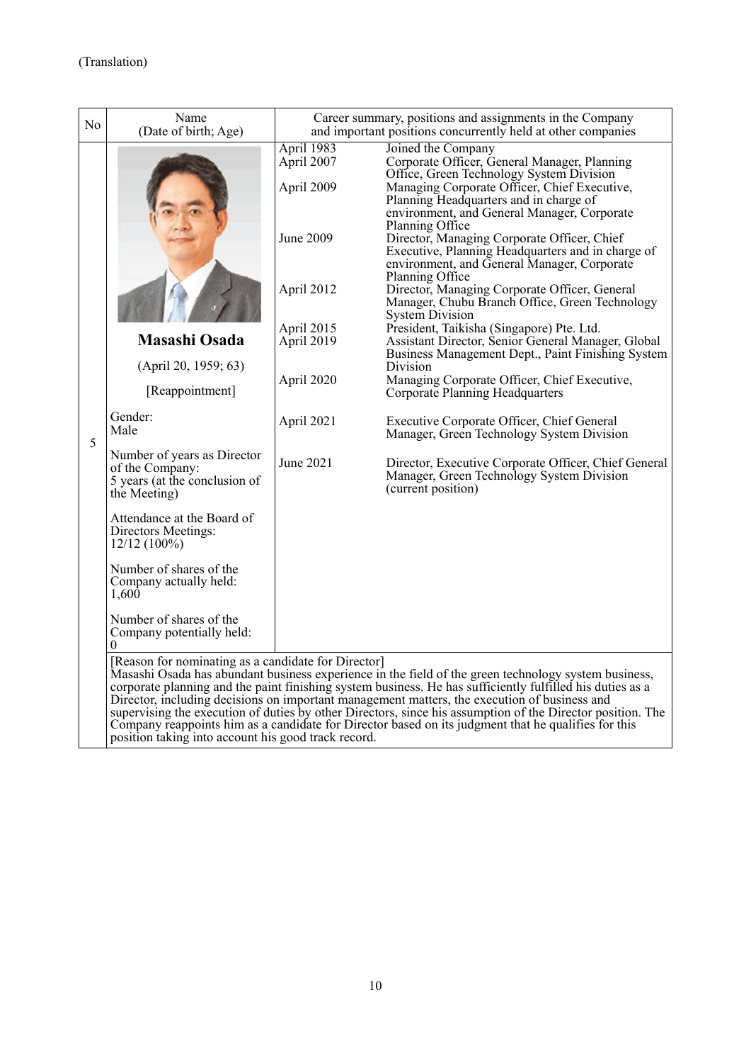(Translation)

| No | Name (Date of birth; Age) | Career summary, positions and assignments in the Company and important positions concurrently held at other companies | |
|---|---|---|---|
| 5 | **Masashi Osada**<br>(April 20, 1959; 63)<br>[Reappointment]<br><br>Gender:<br>Male<br><br>Number of years as Director of the Company:<br>5 years (at the conclusion of the Meeting)<br><br>Attendance at the Board of Directors Meetings:<br>12/12 (100%)<br><br>Number of shares of the Company actually held:<br>1,600<br><br>Number of shares of the Company potentially held:<br>0 | April 1983 | Joined the Company |
| | | April 2007 | Corporate Officer, General Manager, Planning Office, Green Technology System Division |
| | | April 2009 | Managing Corporate Officer, Chief Executive, Planning Headquarters and in charge of environment, and General Manager, Corporate Planning Office |
| | | June 2009 | Director, Managing Corporate Officer, Chief Executive, Planning Headquarters and in charge of environment, and General Manager, Corporate Planning Office |
| | | April 2012 | Director, Managing Corporate Officer, General Manager, Chubu Branch Office, Green Technology System Division |
| | | April 2015 | President, Taikisha (Singapore) Pte. Ltd. |
| | | April 2019 | Assistant Director, Senior General Manager, Global Business Management Dept., Paint Finishing System Division |
| | | April 2020 | Managing Corporate Officer, Chief Executive, Corporate Planning Headquarters |
| | | April 2021 | Executive Corporate Officer, Chief General Manager, Green Technology System Division |
| | | June 2021 | Director, Executive Corporate Officer, Chief General Manager, Green Technology System Division (current position) |

[Reason for nominating as a candidate for Director]
Masashi Osada has abundant business experience in the field of the green technology system business, corporate planning and the paint finishing system business. He has sufficiently fulfilled his duties as a Director, including decisions on important management matters, the execution of business and supervising the execution of duties by other Directors, since his assumption of the Director position. The Company reappoints him as a candidate for Director based on its judgment that he qualifies for this position taking into account his good track record.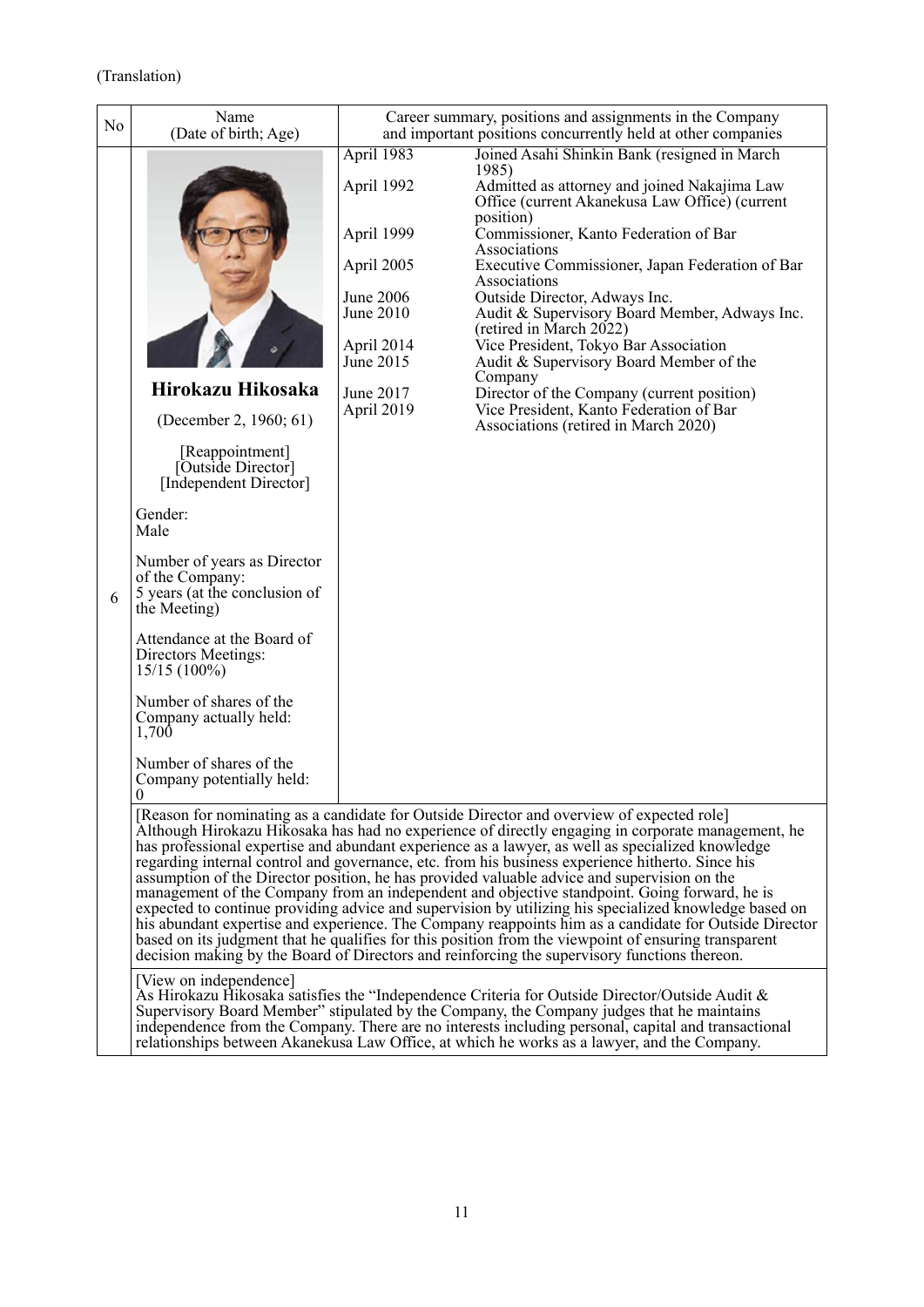(Translation)

| No | Name (Date of birth; Age) | Career summary, positions and assignments in the Company and important positions concurrently held at other companies | |
|---|---|---|---|
| 6 | **Hirokazu Hikosaka**<br><br>(December 2, 1960; 61)<br><br>[Reappointment]<br>[Outside Director]<br>[Independent Director]<br><br>Gender:<br>Male<br><br>Number of years as Director of the Company:<br>5 years (at the conclusion of the Meeting)<br><br>Attendance at the Board of Directors Meetings:<br>15/15 (100%)<br><br>Number of shares of the Company actually held:<br>1,700<br><br>Number of shares of the Company potentially held:<br>0 | April 1983 | Joined Asahi Shinkin Bank (resigned in March 1985) |
| | | April 1992 | Admitted as attorney and joined Nakajima Law Office (current Akanekusa Law Office) (current position) |
| | | April 1999 | Commissioner, Kanto Federation of Bar Associations |
| | | April 2005 | Executive Commissioner, Japan Federation of Bar Associations |
| | | June 2006 | Outside Director, Adways Inc. |
| | | June 2010 | Audit & Supervisory Board Member, Adways Inc. (retired in March 2022) |
| | | April 2014 | Vice President, Tokyo Bar Association |
| | | June 2015 | Audit & Supervisory Board Member of the Company |
| | | June 2017 | Director of the Company (current position) |
| | | April 2019 | Vice President, Kanto Federation of Bar Associations (retired in March 2020) |

[Reason for nominating as a candidate for Outside Director and overview of expected role]
Although Hirokazu Hikosaka has had no experience of directly engaging in corporate management, he has professional expertise and abundant experience as a lawyer, as well as specialized knowledge regarding internal control and governance, etc. from his business experience hitherto. Since his assumption of the Director position, he has provided valuable advice and supervision on the management of the Company from an independent and objective standpoint. Going forward, he is expected to continue providing advice and supervision by utilizing his specialized knowledge based on his abundant expertise and experience. The Company reappoints him as a candidate for Outside Director based on its judgment that he qualifies for this position from the viewpoint of ensuring transparent decision making by the Board of Directors and reinforcing the supervisory functions thereon.

[View on independence]
As Hirokazu Hikosaka satisfies the "Independence Criteria for Outside Director/Outside Audit & Supervisory Board Member" stipulated by the Company, the Company judges that he maintains independence from the Company. There are no interests including personal, capital and transactional relationships between Akanekusa Law Office, at which he works as a lawyer, and the Company.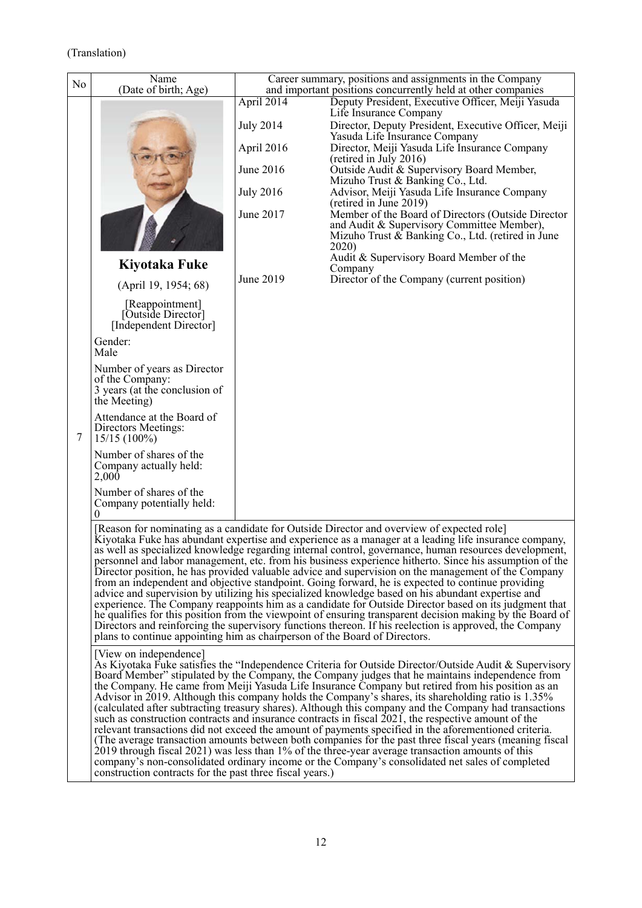(Translation)

| No | Name (Date of birth; Age) | Career summary, positions and assignments in the Company and important positions concurrently held at other companies | |
|---|---|---|---|
| 7 | **Kiyotaka Fuke**<br>(April 19, 1954; 68)<br>[Reappointment]<br>[Outside Director]<br>[Independent Director]<br>Gender:<br>Male<br>Number of years as Director of the Company:<br>3 years (at the conclusion of the Meeting)<br>Attendance at the Board of Directors Meetings:<br>15/15 (100%)<br>Number of shares of the Company actually held:<br>2,000<br>Number of shares of the Company potentially held:<br>0 | April 2014 | Deputy President, Executive Officer, Meiji Yasuda Life Insurance Company |
| | | July 2014 | Director, Deputy President, Executive Officer, Meiji Yasuda Life Insurance Company |
| | | April 2016 | Director, Meiji Yasuda Life Insurance Company (retired in July 2016) |
| | | June 2016 | Outside Audit & Supervisory Board Member, Mizuho Trust & Banking Co., Ltd. |
| | | July 2016 | Advisor, Meiji Yasuda Life Insurance Company (retired in June 2019) |
| | | June 2017 | Member of the Board of Directors (Outside Director and Audit & Supervisory Committee Member), Mizuho Trust & Banking Co., Ltd. (retired in June 2020)<br>Audit & Supervisory Board Member of the Company |
| | | June 2019 | Director of the Company (current position) |

[Reason for nominating as a candidate for Outside Director and overview of expected role]
Kiyotaka Fuke has abundant expertise and experience as a manager at a leading life insurance company, as well as specialized knowledge regarding internal control, governance, human resources development, personnel and labor management, etc. from his business experience hitherto. Since his assumption of the Director position, he has provided valuable advice and supervision on the management of the Company from an independent and objective standpoint. Going forward, he is expected to continue providing advice and supervision by utilizing his specialized knowledge based on his abundant expertise and experience. The Company reappoints him as a candidate for Outside Director based on its judgment that he qualifies for this position from the viewpoint of ensuring transparent decision making by the Board of Directors and reinforcing the supervisory functions thereon. If his reelection is approved, the Company plans to continue appointing him as chairperson of the Board of Directors.

[View on independence]
As Kiyotaka Fuke satisfies the "Independence Criteria for Outside Director/Outside Audit & Supervisory Board Member" stipulated by the Company, the Company judges that he maintains independence from the Company. He came from Meiji Yasuda Life Insurance Company but retired from his position as an Advisor in 2019. Although this company holds the Company's shares, its shareholding ratio is 1.35% (calculated after subtracting treasury shares). Although this company and the Company had transactions such as construction contracts and insurance contracts in fiscal 2021, the respective amount of the relevant transactions did not exceed the amount of payments specified in the aforementioned criteria. (The average transaction amounts between both companies for the past three fiscal years (meaning fiscal 2019 through fiscal 2021) was less than 1% of the three-year average transaction amounts of this company's non-consolidated ordinary income or the Company's consolidated net sales of completed construction contracts for the past three fiscal years.)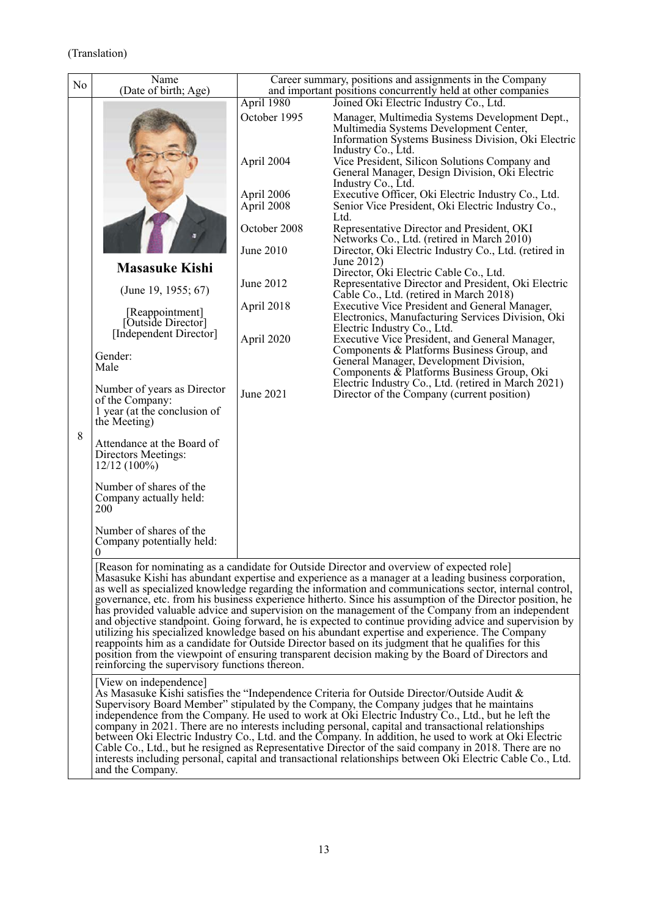(Translation)

| No | Name (Date of birth; Age) | Career summary, positions and assignments in the Company and important positions concurrently held at other companies | |
|---|---|---|---|
| 8 | **Masasuke Kishi**<br>(June 19, 1955; 67)<br>[Reappointment]<br>[Outside Director]<br>[Independent Director]<br>Gender: Male<br>Number of years as Director of the Company: 1 year (at the conclusion of the Meeting)<br>Attendance at the Board of Directors Meetings: 12/12 (100%)<br>Number of shares of the Company actually held: 200<br>Number of shares of the Company potentially held: 0 | April 1980 | Joined Oki Electric Industry Co., Ltd. |
| | | October 1995 | Manager, Multimedia Systems Development Dept., Multimedia Systems Development Center, Information Systems Business Division, Oki Electric Industry Co., Ltd. |
| | | April 2004 | Vice President, Silicon Solutions Company and General Manager, Design Division, Oki Electric Industry Co., Ltd. |
| | | April 2006 | Executive Officer, Oki Electric Industry Co., Ltd. |
| | | April 2008 | Senior Vice President, Oki Electric Industry Co., Ltd. |
| | | October 2008 | Representative Director and President, OKI Networks Co., Ltd. (retired in March 2010) |
| | | June 2010 | Director, Oki Electric Industry Co., Ltd. (retired in June 2012)<br>Director, Oki Electric Cable Co., Ltd. |
| | | June 2012 | Representative Director and President, Oki Electric Cable Co., Ltd. (retired in March 2018) |
| | | April 2018 | Executive Vice President and General Manager, Electronics, Manufacturing Services Division, Oki Electric Industry Co., Ltd. |
| | | April 2020 | Executive Vice President, and General Manager, Components & Platforms Business Group, and General Manager, Development Division, Components & Platforms Business Group, Oki Electric Industry Co., Ltd. (retired in March 2021) |
| | | June 2021 | Director of the Company (current position) |

[Reason for nominating as a candidate for Outside Director and overview of expected role]
Masasuke Kishi has abundant expertise and experience as a manager at a leading business corporation, as well as specialized knowledge regarding the information and communications sector, internal control, governance, etc. from his business experience hitherto. Since his assumption of the Director position, he has provided valuable advice and supervision on the management of the Company from an independent and objective standpoint. Going forward, he is expected to continue providing advice and supervision by utilizing his specialized knowledge based on his abundant expertise and experience. The Company reappoints him as a candidate for Outside Director based on its judgment that he qualifies for this position from the viewpoint of ensuring transparent decision making by the Board of Directors and reinforcing the supervisory functions thereon.

[View on independence]
As Masasuke Kishi satisfies the "Independence Criteria for Outside Director/Outside Audit & Supervisory Board Member" stipulated by the Company, the Company judges that he maintains independence from the Company. He used to work at Oki Electric Industry Co., Ltd., but he left the company in 2021. There are no interests including personal, capital and transactional relationships between Oki Electric Industry Co., Ltd. and the Company. In addition, he used to work at Oki Electric Cable Co., Ltd., but he resigned as Representative Director of the said company in 2018. There are no interests including personal, capital and transactional relationships between Oki Electric Cable Co., Ltd. and the Company.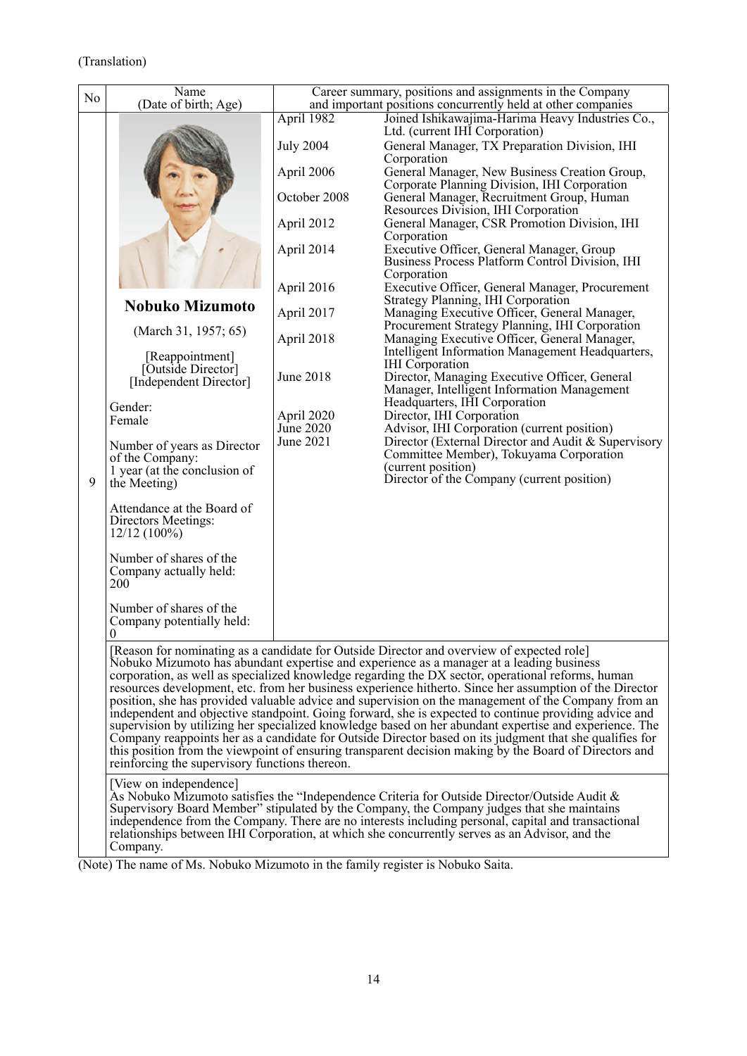(Translation)

| No | Name (Date of birth; Age) | Career summary, positions and assignments in the Company and important positions concurrently held at other companies | |
|---|---|---|---|
| 9 | **Nobuko Mizumoto**<br><br>(March 31, 1957; 65)<br><br>[Reappointment]<br>[Outside Director]<br>[Independent Director]<br><br>Gender: Female<br><br>Number of years as Director of the Company: 1 year (at the conclusion of the Meeting)<br><br>Attendance at the Board of Directors Meetings: 12/12 (100%)<br><br>Number of shares of the Company actually held: 200<br><br>Number of shares of the Company potentially held: 0 | April 1982 | Joined Ishikawajima-Harima Heavy Industries Co., Ltd. (current IHI Corporation) |
| | | July 2004 | General Manager, TX Preparation Division, IHI Corporation |
| | | April 2006 | General Manager, New Business Creation Group, Corporate Planning Division, IHI Corporation |
| | | October 2008 | General Manager, Recruitment Group, Human Resources Division, IHI Corporation |
| | | April 2012 | General Manager, CSR Promotion Division, IHI Corporation |
| | | April 2014 | Executive Officer, General Manager, Group Business Process Platform Control Division, IHI Corporation |
| | | April 2016 | Executive Officer, General Manager, Procurement Strategy Planning, IHI Corporation |
| | | April 2017 | Managing Executive Officer, General Manager, Procurement Strategy Planning, IHI Corporation |
| | | April 2018 | Managing Executive Officer, General Manager, Intelligent Information Management Headquarters, IHI Corporation |
| | | June 2018 | Director, Managing Executive Officer, General Manager, Intelligent Information Management Headquarters, IHI Corporation |
| | | April 2020 | Director, IHI Corporation |
| | | June 2020 | Advisor, IHI Corporation (current position) |
| | | June 2021 | Director (External Director and Audit & Supervisory Committee Member), Tokuyama Corporation (current position)<br>Director of the Company (current position) |

[Reason for nominating as a candidate for Outside Director and overview of expected role]
Nobuko Mizumoto has abundant expertise and experience as a manager at a leading business corporation, as well as specialized knowledge regarding the DX sector, operational reforms, human resources development, etc. from her business experience hitherto. Since her assumption of the Director position, she has provided valuable advice and supervision on the management of the Company from an independent and objective standpoint. Going forward, she is expected to continue providing advice and supervision by utilizing her specialized knowledge based on her abundant expertise and experience. The Company reappoints her as a candidate for Outside Director based on its judgment that she qualifies for this position from the viewpoint of ensuring transparent decision making by the Board of Directors and reinforcing the supervisory functions thereon.

[View on independence]
As Nobuko Mizumoto satisfies the "Independence Criteria for Outside Director/Outside Audit & Supervisory Board Member" stipulated by the Company, the Company judges that she maintains independence from the Company. There are no interests including personal, capital and transactional relationships between IHI Corporation, at which she concurrently serves as an Advisor, and the Company.

(Note) The name of Ms. Nobuko Mizumoto in the family register is Nobuko Saita.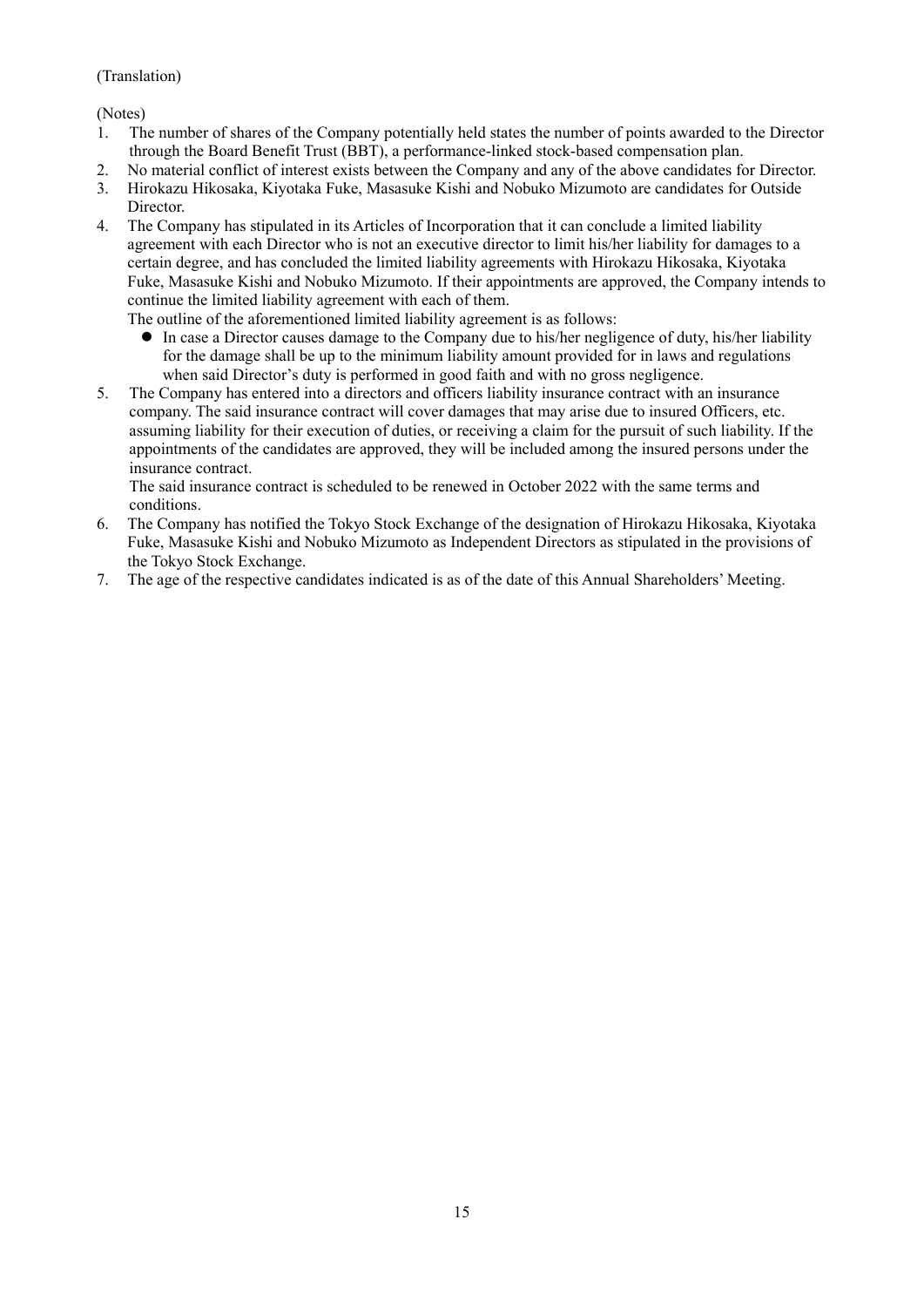(Translation)

(Notes)

1. The number of shares of the Company potentially held states the number of points awarded to the Director through the Board Benefit Trust (BBT), a performance-linked stock-based compensation plan.
2. No material conflict of interest exists between the Company and any of the above candidates for Director.
3. Hirokazu Hikosaka, Kiyotaka Fuke, Masasuke Kishi and Nobuko Mizumoto are candidates for Outside Director.
4. The Company has stipulated in its Articles of Incorporation that it can conclude a limited liability agreement with each Director who is not an executive director to limit his/her liability for damages to a certain degree, and has concluded the limited liability agreements with Hirokazu Hikosaka, Kiyotaka Fuke, Masasuke Kishi and Nobuko Mizumoto. If their appointments are approved, the Company intends to continue the limited liability agreement with each of them.

   The outline of the aforementioned limited liability agreement is as follows:

   - In case a Director causes damage to the Company due to his/her negligence of duty, his/her liability for the damage shall be up to the minimum liability amount provided for in laws and regulations when said Director's duty is performed in good faith and with no gross negligence.
5. The Company has entered into a directors and officers liability insurance contract with an insurance company. The said insurance contract will cover damages that may arise due to insured Officers, etc. assuming liability for their execution of duties, or receiving a claim for the pursuit of such liability. If the appointments of the candidates are approved, they will be included among the insured persons under the insurance contract.

   The said insurance contract is scheduled to be renewed in October 2022 with the same terms and conditions.
6. The Company has notified the Tokyo Stock Exchange of the designation of Hirokazu Hikosaka, Kiyotaka Fuke, Masasuke Kishi and Nobuko Mizumoto as Independent Directors as stipulated in the provisions of the Tokyo Stock Exchange.
7. The age of the respective candidates indicated is as of the date of this Annual Shareholders' Meeting.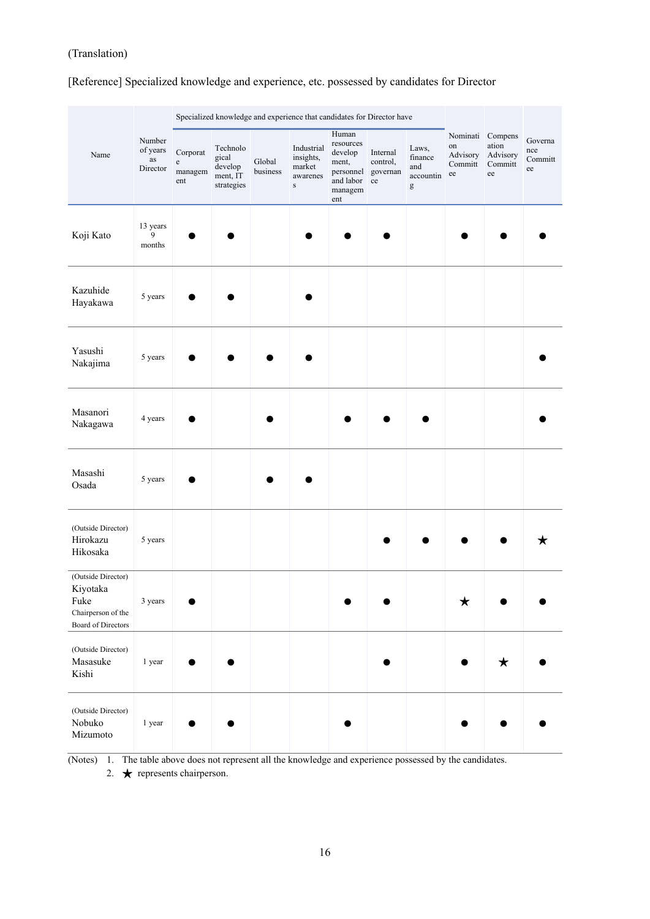(Translation)

[Reference] Specialized knowledge and experience, etc. possessed by candidates for Director

| Name | Number of years as Director | Specialized knowledge and experience that candidates for Director have | | | | | | | Nomination Advisory Committee | Compensation Advisory Committee | Governance Committee |
|---|---|---|---|---|---|---|---|---|---|---|---|
| | | Corporate management | Technological development, IT strategies | Global business | Industrial insights, market awareness | Human resources development, personnel and labor management | Internal control, governance | Laws, finance and accounting | | | |
| Koji Kato | 13 years 9 months | ● | ● | | ● | ● | ● | | ● | ● | ● |
| Kazuhide Hayakawa | 5 years | ● | ● | | ● | | | | | | |
| Yasushi Nakajima | 5 years | ● | ● | ● | ● | | | | | | ● |
| Masanori Nakagawa | 4 years | ● | | ● | | ● | ● | ● | | | ● |
| Masashi Osada | 5 years | ● | | ● | ● | | | | | | |
| (Outside Director) Hirokazu Hikosaka | 5 years | | | | | | ● | ● | ● | ● | ★ |
| (Outside Director) Kiyotaka Fuke Chairperson of the Board of Directors | 3 years | ● | | | | ● | ● | | ★ | ● | ● |
| (Outside Director) Masasuke Kishi | 1 year | ● | ● | | | | ● | | ● | ★ | ● |
| (Outside Director) Nobuko Mizumoto | 1 year | ● | ● | | | ● | | | ● | ● | ● |

(Notes) 1. The table above does not represent all the knowledge and experience possessed by the candidates.
2. ★ represents chairperson.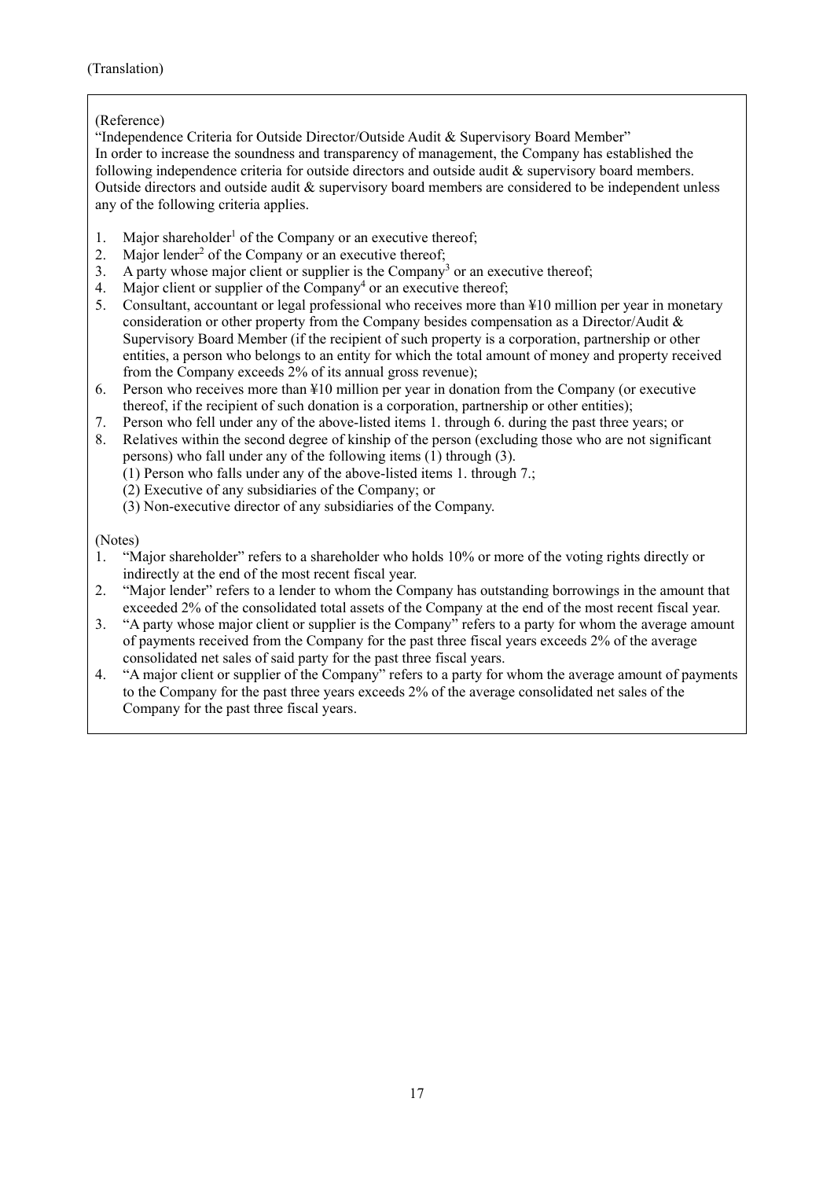(Translation)

(Reference)

"Independence Criteria for Outside Director/Outside Audit & Supervisory Board Member"

In order to increase the soundness and transparency of management, the Company has established the following independence criteria for outside directors and outside audit & supervisory board members. Outside directors and outside audit & supervisory board members are considered to be independent unless any of the following criteria applies.

1. Major shareholder[1] of the Company or an executive thereof;
2. Major lender[2] of the Company or an executive thereof;
3. A party whose major client or supplier is the Company[3] or an executive thereof;
4. Major client or supplier of the Company[4] or an executive thereof;
5. Consultant, accountant or legal professional who receives more than ¥10 million per year in monetary consideration or other property from the Company besides compensation as a Director/Audit & Supervisory Board Member (if the recipient of such property is a corporation, partnership or other entities, a person who belongs to an entity for which the total amount of money and property received from the Company exceeds 2% of its annual gross revenue);
6. Person who receives more than ¥10 million per year in donation from the Company (or executive thereof, if the recipient of such donation is a corporation, partnership or other entities);
7. Person who fell under any of the above-listed items 1. through 6. during the past three years; or
8. Relatives within the second degree of kinship of the person (excluding those who are not significant persons) who fall under any of the following items (1) through (3).
   (1) Person who falls under any of the above-listed items 1. through 7.;
   (2) Executive of any subsidiaries of the Company; or
   (3) Non-executive director of any subsidiaries of the Company.

(Notes)

1. "Major shareholder" refers to a shareholder who holds 10% or more of the voting rights directly or indirectly at the end of the most recent fiscal year.
2. "Major lender" refers to a lender to whom the Company has outstanding borrowings in the amount that exceeded 2% of the consolidated total assets of the Company at the end of the most recent fiscal year.
3. "A party whose major client or supplier is the Company" refers to a party for whom the average amount of payments received from the Company for the past three fiscal years exceeds 2% of the average consolidated net sales of said party for the past three fiscal years.
4. "A major client or supplier of the Company" refers to a party for whom the average amount of payments to the Company for the past three years exceeds 2% of the average consolidated net sales of the Company for the past three fiscal years.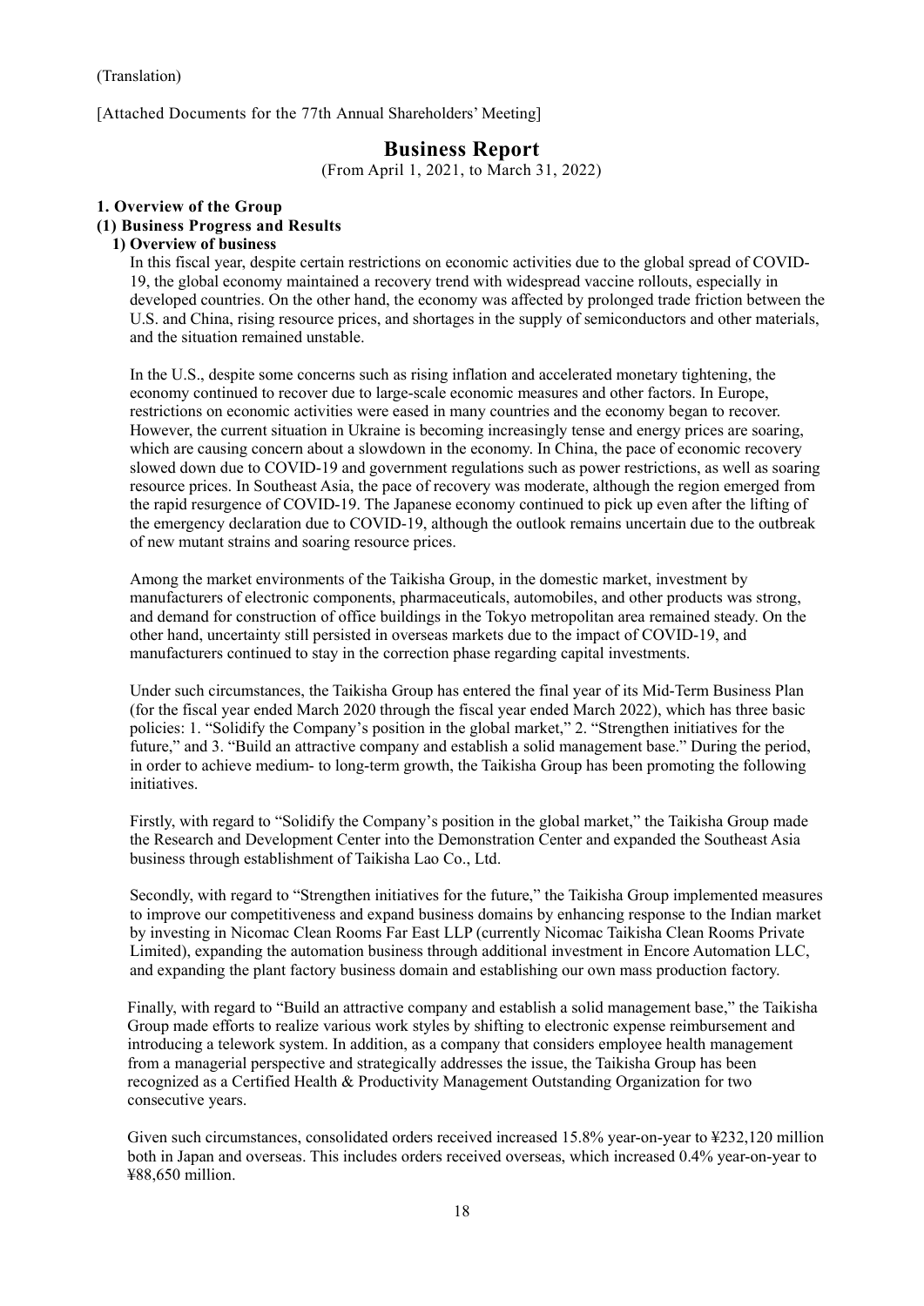(Translation)

[Attached Documents for the 77th Annual Shareholders' Meeting]

# Business Report

(From April 1, 2021, to March 31, 2022)

## 1. Overview of the Group

### (1) Business Progress and Results

#### 1) Overview of business

In this fiscal year, despite certain restrictions on economic activities due to the global spread of COVID-19, the global economy maintained a recovery trend with widespread vaccine rollouts, especially in developed countries. On the other hand, the economy was affected by prolonged trade friction between the U.S. and China, rising resource prices, and shortages in the supply of semiconductors and other materials, and the situation remained unstable.

In the U.S., despite some concerns such as rising inflation and accelerated monetary tightening, the economy continued to recover due to large-scale economic measures and other factors. In Europe, restrictions on economic activities were eased in many countries and the economy began to recover. However, the current situation in Ukraine is becoming increasingly tense and energy prices are soaring, which are causing concern about a slowdown in the economy. In China, the pace of economic recovery slowed down due to COVID-19 and government regulations such as power restrictions, as well as soaring resource prices. In Southeast Asia, the pace of recovery was moderate, although the region emerged from the rapid resurgence of COVID-19. The Japanese economy continued to pick up even after the lifting of the emergency declaration due to COVID-19, although the outlook remains uncertain due to the outbreak of new mutant strains and soaring resource prices.

Among the market environments of the Taikisha Group, in the domestic market, investment by manufacturers of electronic components, pharmaceuticals, automobiles, and other products was strong, and demand for construction of office buildings in the Tokyo metropolitan area remained steady. On the other hand, uncertainty still persisted in overseas markets due to the impact of COVID-19, and manufacturers continued to stay in the correction phase regarding capital investments.

Under such circumstances, the Taikisha Group has entered the final year of its Mid-Term Business Plan (for the fiscal year ended March 2020 through the fiscal year ended March 2022), which has three basic policies: 1. "Solidify the Company's position in the global market," 2. "Strengthen initiatives for the future," and 3. "Build an attractive company and establish a solid management base." During the period, in order to achieve medium- to long-term growth, the Taikisha Group has been promoting the following initiatives.

Firstly, with regard to "Solidify the Company's position in the global market," the Taikisha Group made the Research and Development Center into the Demonstration Center and expanded the Southeast Asia business through establishment of Taikisha Lao Co., Ltd.

Secondly, with regard to "Strengthen initiatives for the future," the Taikisha Group implemented measures to improve our competitiveness and expand business domains by enhancing response to the Indian market by investing in Nicomac Clean Rooms Far East LLP (currently Nicomac Taikisha Clean Rooms Private Limited), expanding the automation business through additional investment in Encore Automation LLC, and expanding the plant factory business domain and establishing our own mass production factory.

Finally, with regard to "Build an attractive company and establish a solid management base," the Taikisha Group made efforts to realize various work styles by shifting to electronic expense reimbursement and introducing a telework system. In addition, as a company that considers employee health management from a managerial perspective and strategically addresses the issue, the Taikisha Group has been recognized as a Certified Health & Productivity Management Outstanding Organization for two consecutive years.

Given such circumstances, consolidated orders received increased 15.8% year-on-year to ¥232,120 million both in Japan and overseas. This includes orders received overseas, which increased 0.4% year-on-year to ¥88,650 million.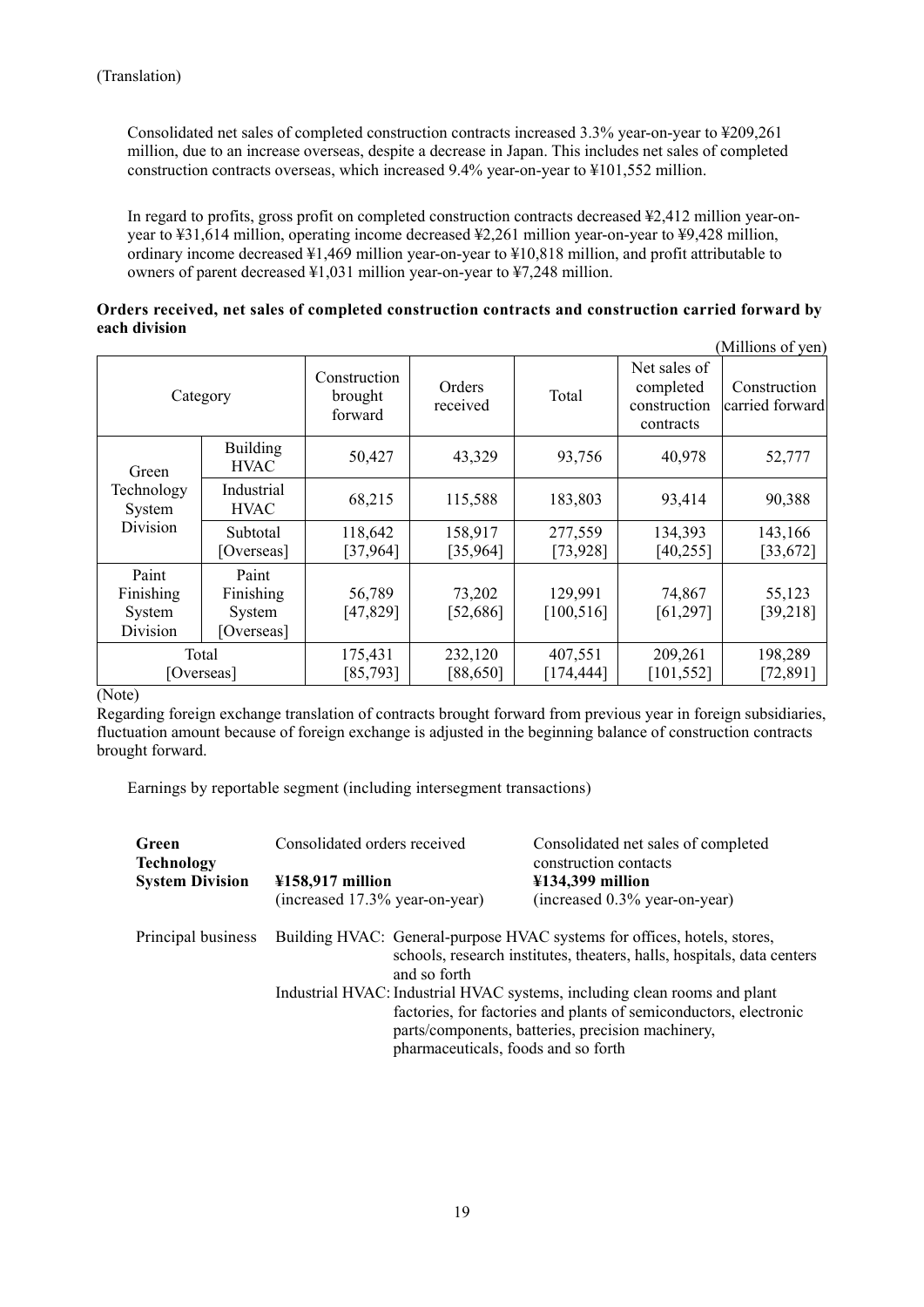(Translation)

Consolidated net sales of completed construction contracts increased 3.3% year-on-year to ¥209,261 million, due to an increase overseas, despite a decrease in Japan. This includes net sales of completed construction contracts overseas, which increased 9.4% year-on-year to ¥101,552 million.

In regard to profits, gross profit on completed construction contracts decreased ¥2,412 million year-on-year to ¥31,614 million, operating income decreased ¥2,261 million year-on-year to ¥9,428 million, ordinary income decreased ¥1,469 million year-on-year to ¥10,818 million, and profit attributable to owners of parent decreased ¥1,031 million year-on-year to ¥7,248 million.

**Orders received, net sales of completed construction contracts and construction carried forward by each division**

(Millions of yen)

| Category | | Construction brought forward | Orders received | Total | Net sales of completed construction contracts | Construction carried forward |
|---|---|---|---|---|---|---|
| Green Technology System Division | Building HVAC | 50,427 | 43,329 | 93,756 | 40,978 | 52,777 |
| | Industrial HVAC | 68,215 | 115,588 | 183,803 | 93,414 | 90,388 |
| | Subtotal [Overseas] | 118,642 [37,964] | 158,917 [35,964] | 277,559 [73,928] | 134,393 [40,255] | 143,166 [33,672] |
| Paint Finishing System Division | Paint Finishing System [Overseas] | 56,789 [47,829] | 73,202 [52,686] | 129,991 [100,516] | 74,867 [61,297] | 55,123 [39,218] |
| Total [Overseas] | | 175,431 [85,793] | 232,120 [88,650] | 407,551 [174,444] | 209,261 [101,552] | 198,289 [72,891] |

(Note)

Regarding foreign exchange translation of contracts brought forward from previous year in foreign subsidiaries, fluctuation amount because of foreign exchange is adjusted in the beginning balance of construction contracts brought forward.

Earnings by reportable segment (including intersegment transactions)

| **Green Technology System Division** | Consolidated orders received **¥158,917 million** (increased 17.3% year-on-year) | Consolidated net sales of completed construction contacts **¥134,399 million** (increased 0.3% year-on-year) |
|---|---|---|

Principal business

Building HVAC: General-purpose HVAC systems for offices, hotels, stores, schools, research institutes, theaters, halls, hospitals, data centers and so forth

Industrial HVAC: Industrial HVAC systems, including clean rooms and plant factories, for factories and plants of semiconductors, electronic parts/components, batteries, precision machinery, pharmaceuticals, foods and so forth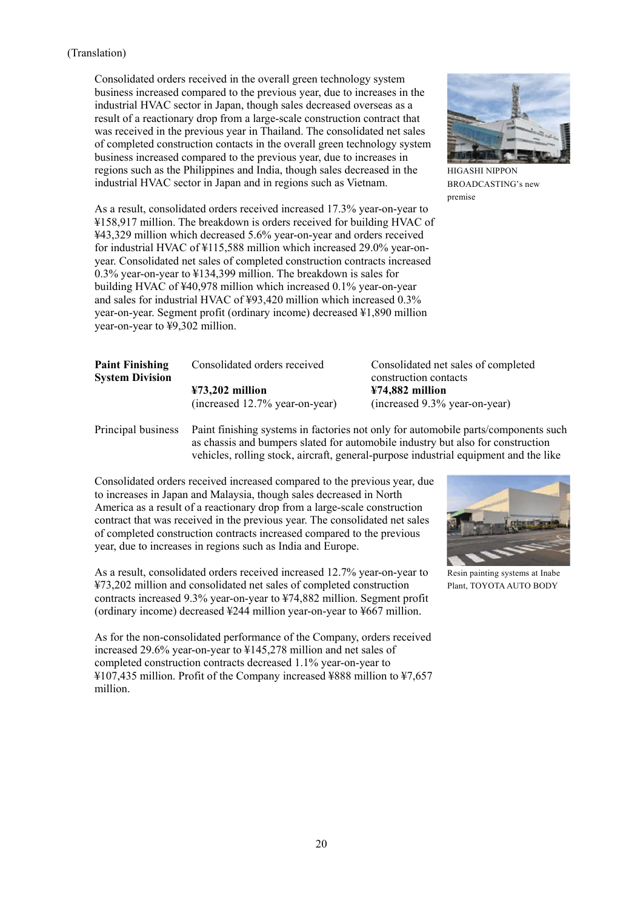(Translation)

Consolidated orders received in the overall green technology system business increased compared to the previous year, due to increases in the industrial HVAC sector in Japan, though sales decreased overseas as a result of a reactionary drop from a large-scale construction contract that was received in the previous year in Thailand. The consolidated net sales of completed construction contacts in the overall green technology system business increased compared to the previous year, due to increases in regions such as the Philippines and India, though sales decreased in the industrial HVAC sector in Japan and in regions such as Vietnam.

HIGASHI NIPPON BROADCASTING's new premise

As a result, consolidated orders received increased 17.3% year-on-year to ¥158,917 million. The breakdown is orders received for building HVAC of ¥43,329 million which decreased 5.6% year-on-year and orders received for industrial HVAC of ¥115,588 million which increased 29.0% year-on-year. Consolidated net sales of completed construction contracts increased 0.3% year-on-year to ¥134,399 million. The breakdown is sales for building HVAC of ¥40,978 million which increased 0.1% year-on-year and sales for industrial HVAC of ¥93,420 million which increased 0.3% year-on-year. Segment profit (ordinary income) decreased ¥1,890 million year-on-year to ¥9,302 million.

| **Paint Finishing System Division** | Consolidated orders received | Consolidated net sales of completed construction contacts |
|---|---|---|
| | **¥73,202 million** | **¥74,882 million** |
| | (increased 12.7% year-on-year) | (increased 9.3% year-on-year) |

| Principal business | Paint finishing systems in factories not only for automobile parts/components such as chassis and bumpers slated for automobile industry but also for construction vehicles, rolling stock, aircraft, general-purpose industrial equipment and the like |
|---|---|

Consolidated orders received increased compared to the previous year, due to increases in Japan and Malaysia, though sales decreased in North America as a result of a reactionary drop from a large-scale construction contract that was received in the previous year. The consolidated net sales of completed construction contracts increased compared to the previous year, due to increases in regions such as India and Europe.

Resin painting systems at Inabe Plant, TOYOTA AUTO BODY

As a result, consolidated orders received increased 12.7% year-on-year to ¥73,202 million and consolidated net sales of completed construction contracts increased 9.3% year-on-year to ¥74,882 million. Segment profit (ordinary income) decreased ¥244 million year-on-year to ¥667 million.

As for the non-consolidated performance of the Company, orders received increased 29.6% year-on-year to ¥145,278 million and net sales of completed construction contracts decreased 1.1% year-on-year to ¥107,435 million. Profit of the Company increased ¥888 million to ¥7,657 million.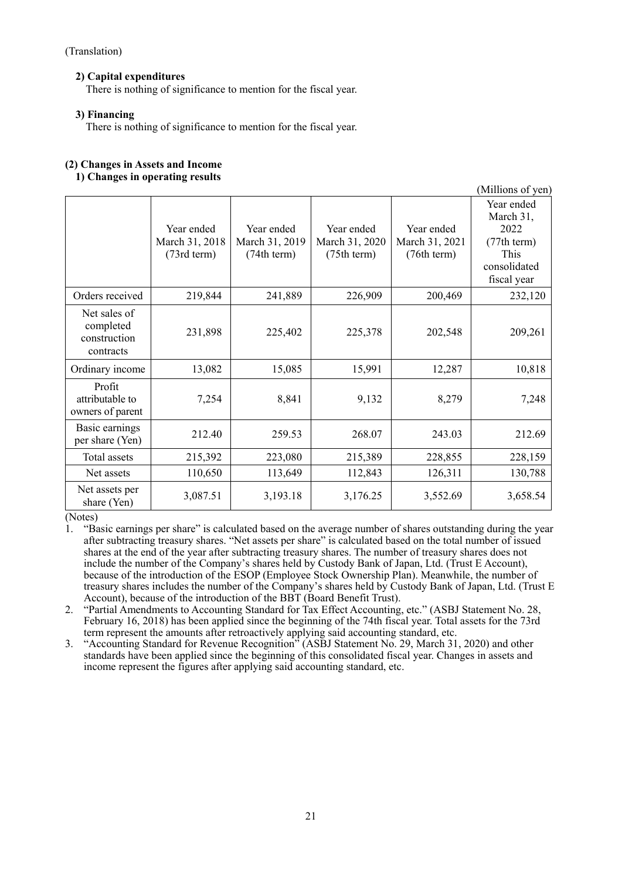(Translation)

**2) Capital expenditures**

There is nothing of significance to mention for the fiscal year.

**3) Financing**

There is nothing of significance to mention for the fiscal year.

**(2) Changes in Assets and Income**

**1) Changes in operating results**

(Millions of yen)

| | Year ended March 31, 2018 (73rd term) | Year ended March 31, 2019 (74th term) | Year ended March 31, 2020 (75th term) | Year ended March 31, 2021 (76th term) | Year ended March 31, 2022 (77th term) This consolidated fiscal year |
|---|---|---|---|---|---|
| Orders received | 219,844 | 241,889 | 226,909 | 200,469 | 232,120 |
| Net sales of completed construction contracts | 231,898 | 225,402 | 225,378 | 202,548 | 209,261 |
| Ordinary income | 13,082 | 15,085 | 15,991 | 12,287 | 10,818 |
| Profit attributable to owners of parent | 7,254 | 8,841 | 9,132 | 8,279 | 7,248 |
| Basic earnings per share (Yen) | 212.40 | 259.53 | 268.07 | 243.03 | 212.69 |
| Total assets | 215,392 | 223,080 | 215,389 | 228,855 | 228,159 |
| Net assets | 110,650 | 113,649 | 112,843 | 126,311 | 130,788 |
| Net assets per share (Yen) | 3,087.51 | 3,193.18 | 3,176.25 | 3,552.69 | 3,658.54 |

(Notes)

1. "Basic earnings per share" is calculated based on the average number of shares outstanding during the year after subtracting treasury shares. "Net assets per share" is calculated based on the total number of issued shares at the end of the year after subtracting treasury shares. The number of treasury shares does not include the number of the Company's shares held by Custody Bank of Japan, Ltd. (Trust E Account), because of the introduction of the ESOP (Employee Stock Ownership Plan). Meanwhile, the number of treasury shares includes the number of the Company's shares held by Custody Bank of Japan, Ltd. (Trust E Account), because of the introduction of the BBT (Board Benefit Trust).
2. "Partial Amendments to Accounting Standard for Tax Effect Accounting, etc." (ASBJ Statement No. 28, February 16, 2018) has been applied since the beginning of the 74th fiscal year. Total assets for the 73rd term represent the amounts after retroactively applying said accounting standard, etc.
3. "Accounting Standard for Revenue Recognition" (ASBJ Statement No. 29, March 31, 2020) and other standards have been applied since the beginning of this consolidated fiscal year. Changes in assets and income represent the figures after applying said accounting standard, etc.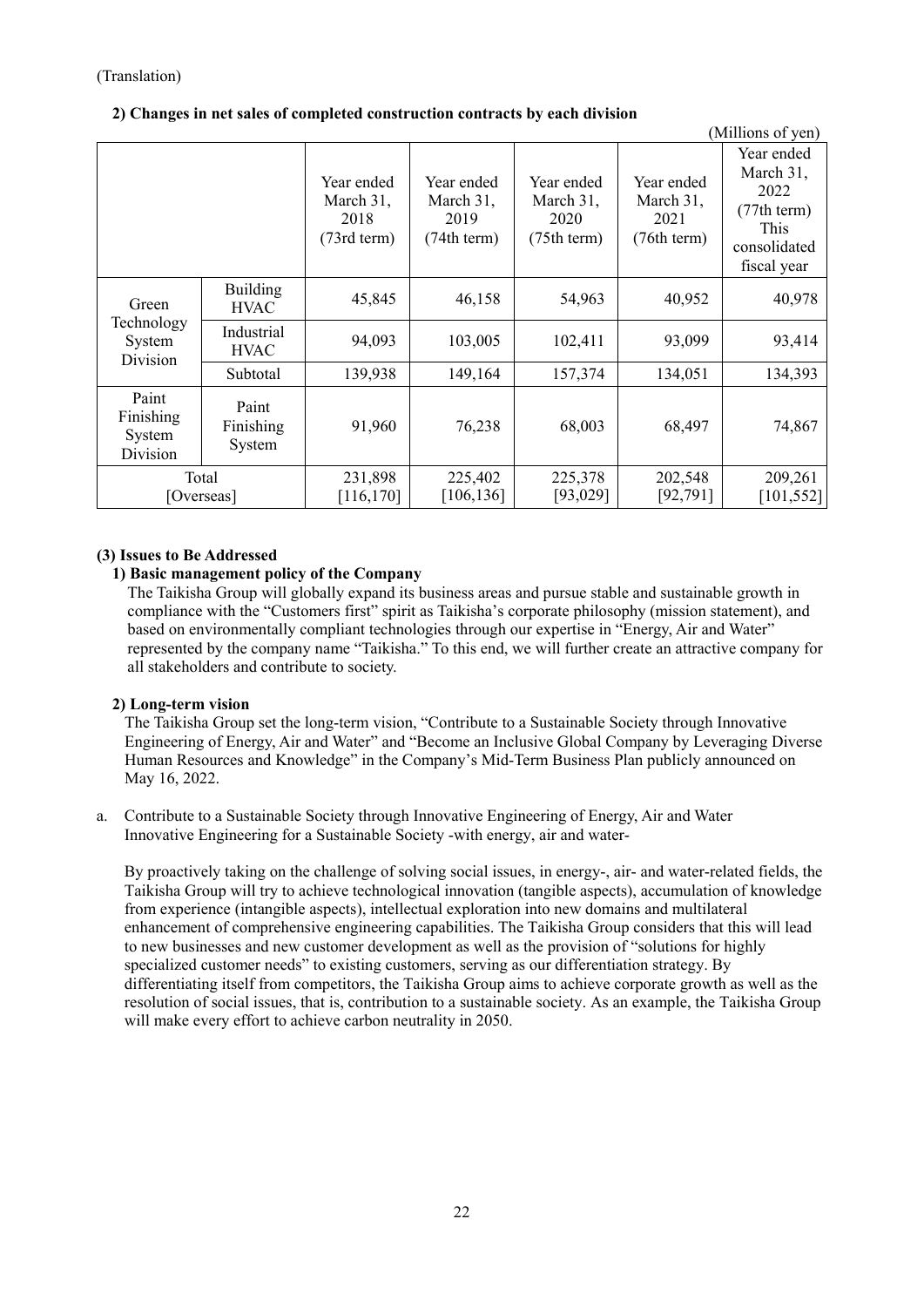(Translation)

**2) Changes in net sales of completed construction contracts by each division**

(Millions of yen)

| | | Year ended March 31, 2018 (73rd term) | Year ended March 31, 2019 (74th term) | Year ended March 31, 2020 (75th term) | Year ended March 31, 2021 (76th term) | Year ended March 31, 2022 (77th term) This consolidated fiscal year |
|---|---|---|---|---|---|---|
| Green Technology System Division | Building HVAC | 45,845 | 46,158 | 54,963 | 40,952 | 40,978 |
| | Industrial HVAC | 94,093 | 103,005 | 102,411 | 93,099 | 93,414 |
| | Subtotal | 139,938 | 149,164 | 157,374 | 134,051 | 134,393 |
| Paint Finishing System Division | Paint Finishing System | 91,960 | 76,238 | 68,003 | 68,497 | 74,867 |
| Total [Overseas] | | 231,898 [116,170] | 225,402 [106,136] | 225,378 [93,029] | 202,548 [92,791] | 209,261 [101,552] |

### (3) Issues to Be Addressed

#### 1) Basic management policy of the Company

The Taikisha Group will globally expand its business areas and pursue stable and sustainable growth in compliance with the "Customers first" spirit as Taikisha's corporate philosophy (mission statement), and based on environmentally compliant technologies through our expertise in "Energy, Air and Water" represented by the company name "Taikisha." To this end, we will further create an attractive company for all stakeholders and contribute to society.

#### 2) Long-term vision

The Taikisha Group set the long-term vision, "Contribute to a Sustainable Society through Innovative Engineering of Energy, Air and Water" and "Become an Inclusive Global Company by Leveraging Diverse Human Resources and Knowledge" in the Company's Mid-Term Business Plan publicly announced on May 16, 2022.

a. Contribute to a Sustainable Society through Innovative Engineering of Energy, Air and Water
Innovative Engineering for a Sustainable Society -with energy, air and water-

By proactively taking on the challenge of solving social issues, in energy-, air- and water-related fields, the Taikisha Group will try to achieve technological innovation (tangible aspects), accumulation of knowledge from experience (intangible aspects), intellectual exploration into new domains and multilateral enhancement of comprehensive engineering capabilities. The Taikisha Group considers that this will lead to new businesses and new customer development as well as the provision of "solutions for highly specialized customer needs" to existing customers, serving as our differentiation strategy. By differentiating itself from competitors, the Taikisha Group aims to achieve corporate growth as well as the resolution of social issues, that is, contribution to a sustainable society. As an example, the Taikisha Group will make every effort to achieve carbon neutrality in 2050.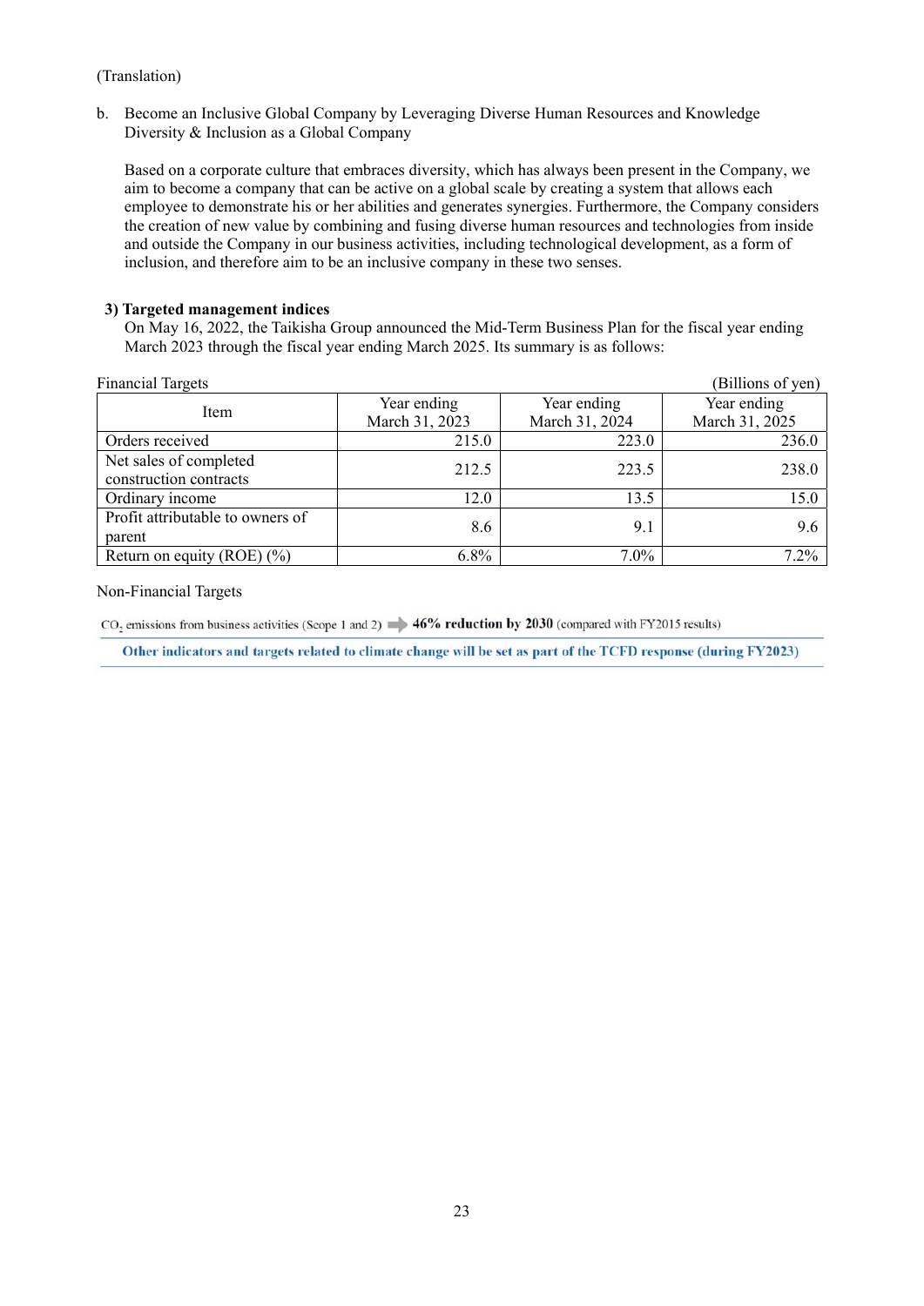(Translation)

b. Become an Inclusive Global Company by Leveraging Diverse Human Resources and Knowledge
Diversity & Inclusion as a Global Company

Based on a corporate culture that embraces diversity, which has always been present in the Company, we aim to become a company that can be active on a global scale by creating a system that allows each employee to demonstrate his or her abilities and generates synergies. Furthermore, the Company considers the creation of new value by combining and fusing diverse human resources and technologies from inside and outside the Company in our business activities, including technological development, as a form of inclusion, and therefore aim to be an inclusive company in these two senses.

### 3) Targeted management indices

On May 16, 2022, the Taikisha Group announced the Mid-Term Business Plan for the fiscal year ending March 2023 through the fiscal year ending March 2025. Its summary is as follows:

Financial Targets (Billions of yen)

| Item | Year ending March 31, 2023 | Year ending March 31, 2024 | Year ending March 31, 2025 |
|---|---|---|---|
| Orders received | 215.0 | 223.0 | 236.0 |
| Net sales of completed construction contracts | 212.5 | 223.5 | 238.0 |
| Ordinary income | 12.0 | 13.5 | 15.0 |
| Profit attributable to owners of parent | 8.6 | 9.1 | 9.6 |
| Return on equity (ROE) (%) | 6.8% | 7.0% | 7.2% |

Non-Financial Targets

$CO_2$ emissions from business activities (Scope 1 and 2) ➡ **46% reduction by 2030** (compared with FY2015 results)

**Other indicators and targets related to climate change will be set as part of the TCFD response (during FY2023)**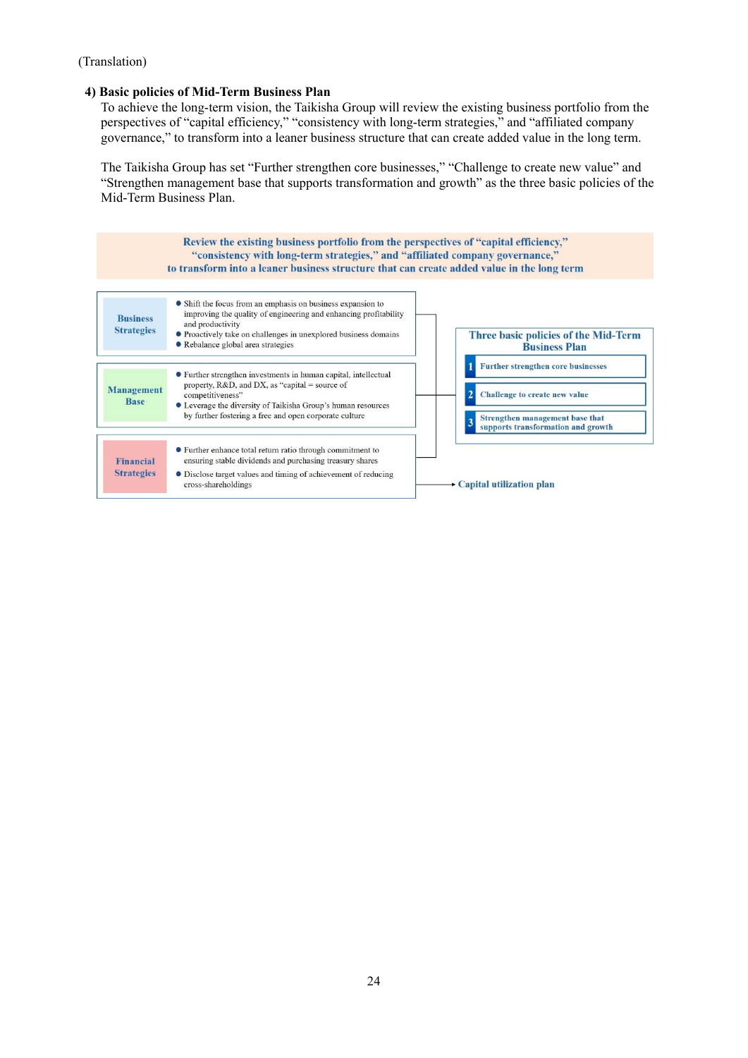(Translation)

### 4) Basic policies of Mid-Term Business Plan

To achieve the long-term vision, the Taikisha Group will review the existing business portfolio from the perspectives of "capital efficiency," "consistency with long-term strategies," and "affiliated company governance," to transform into a leaner business structure that can create added value in the long term.

The Taikisha Group has set "Further strengthen core businesses," "Challenge to create new value" and "Strengthen management base that supports transformation and growth" as the three basic policies of the Mid-Term Business Plan.

**Review the existing business portfolio from the perspectives of "capital efficiency," "consistency with long-term strategies," and "affiliated company governance," to transform into a leaner business structure that can create added value in the long term**

**Business Strategies**

- Shift the focus from an emphasis on business expansion to improving the quality of engineering and enhancing profitability and productivity
- Proactively take on challenges in unexplored business domains
- Rebalance global area strategies

**Management Base**

- Further strengthen investments in human capital, intellectual property, R&D, and DX, as "capital = source of competitiveness"
- Leverage the diversity of Taikisha Group's human resources by further fostering a free and open corporate culture

**Financial Strategies**

- Further enhance total return ratio through commitment to ensuring stable dividends and purchasing treasury shares
- Disclose target values and timing of achievement of reducing cross-shareholdings

→ Capital utilization plan

**Three basic policies of the Mid-Term Business Plan**

1. Further strengthen core businesses
2. Challenge to create new value
3. Strengthen management base that supports transformation and growth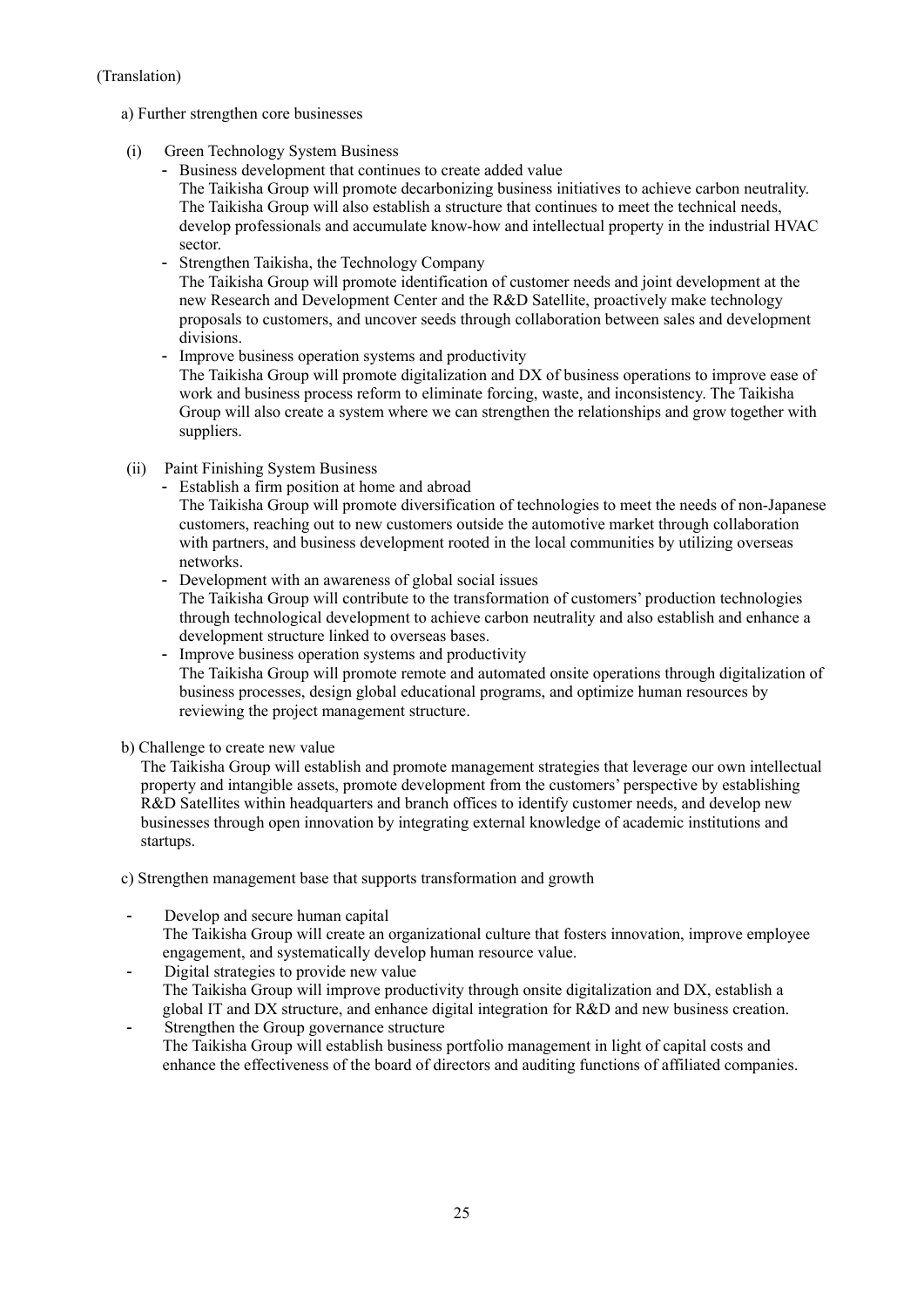(Translation)

a) Further strengthen core businesses

(i) Green Technology System Business

- Business development that continues to create added value
  The Taikisha Group will promote decarbonizing business initiatives to achieve carbon neutrality. The Taikisha Group will also establish a structure that continues to meet the technical needs, develop professionals and accumulate know-how and intellectual property in the industrial HVAC sector.
- Strengthen Taikisha, the Technology Company
  The Taikisha Group will promote identification of customer needs and joint development at the new Research and Development Center and the R&D Satellite, proactively make technology proposals to customers, and uncover seeds through collaboration between sales and development divisions.
- Improve business operation systems and productivity
  The Taikisha Group will promote digitalization and DX of business operations to improve ease of work and business process reform to eliminate forcing, waste, and inconsistency. The Taikisha Group will also create a system where we can strengthen the relationships and grow together with suppliers.

(ii) Paint Finishing System Business

- Establish a firm position at home and abroad
  The Taikisha Group will promote diversification of technologies to meet the needs of non-Japanese customers, reaching out to new customers outside the automotive market through collaboration with partners, and business development rooted in the local communities by utilizing overseas networks.
- Development with an awareness of global social issues
  The Taikisha Group will contribute to the transformation of customers' production technologies through technological development to achieve carbon neutrality and also establish and enhance a development structure linked to overseas bases.
- Improve business operation systems and productivity
  The Taikisha Group will promote remote and automated onsite operations through digitalization of business processes, design global educational programs, and optimize human resources by reviewing the project management structure.

b) Challenge to create new value

The Taikisha Group will establish and promote management strategies that leverage our own intellectual property and intangible assets, promote development from the customers' perspective by establishing R&D Satellites within headquarters and branch offices to identify customer needs, and develop new businesses through open innovation by integrating external knowledge of academic institutions and startups.

c) Strengthen management base that supports transformation and growth

- Develop and secure human capital
  The Taikisha Group will create an organizational culture that fosters innovation, improve employee engagement, and systematically develop human resource value.
- Digital strategies to provide new value
  The Taikisha Group will improve productivity through onsite digitalization and DX, establish a global IT and DX structure, and enhance digital integration for R&D and new business creation.
- Strengthen the Group governance structure
  The Taikisha Group will establish business portfolio management in light of capital costs and enhance the effectiveness of the board of directors and auditing functions of affiliated companies.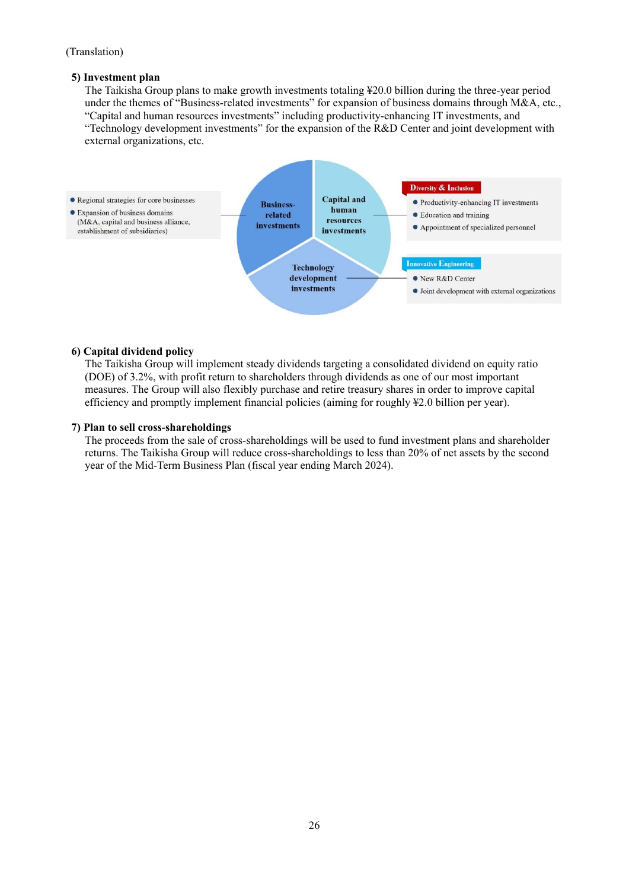(Translation)

**5) Investment plan**

The Taikisha Group plans to make growth investments totaling ¥20.0 billion during the three-year period under the themes of "Business-related investments" for expansion of business domains through M&A, etc., "Capital and human resources investments" including productivity-enhancing IT investments, and "Technology development investments" for the expansion of the R&D Center and joint development with external organizations, etc.

**Business-related investments**
- Regional strategies for core businesses
- Expansion of business domains (M&A, capital and business alliance, establishment of subsidiaries)

**Capital and human resources investments** — Diversity & Inclusion
- Productivity-enhancing IT investments
- Education and training
- Appointment of specialized personnel

**Technology development investments** — Innovative Engineering
- New R&D Center
- Joint development with external organizations

**6) Capital dividend policy**

The Taikisha Group will implement steady dividends targeting a consolidated dividend on equity ratio (DOE) of 3.2%, with profit return to shareholders through dividends as one of our most important measures. The Group will also flexibly purchase and retire treasury shares in order to improve capital efficiency and promptly implement financial policies (aiming for roughly ¥2.0 billion per year).

**7) Plan to sell cross-shareholdings**

The proceeds from the sale of cross-shareholdings will be used to fund investment plans and shareholder returns. The Taikisha Group will reduce cross-shareholdings to less than 20% of net assets by the second year of the Mid-Term Business Plan (fiscal year ending March 2024).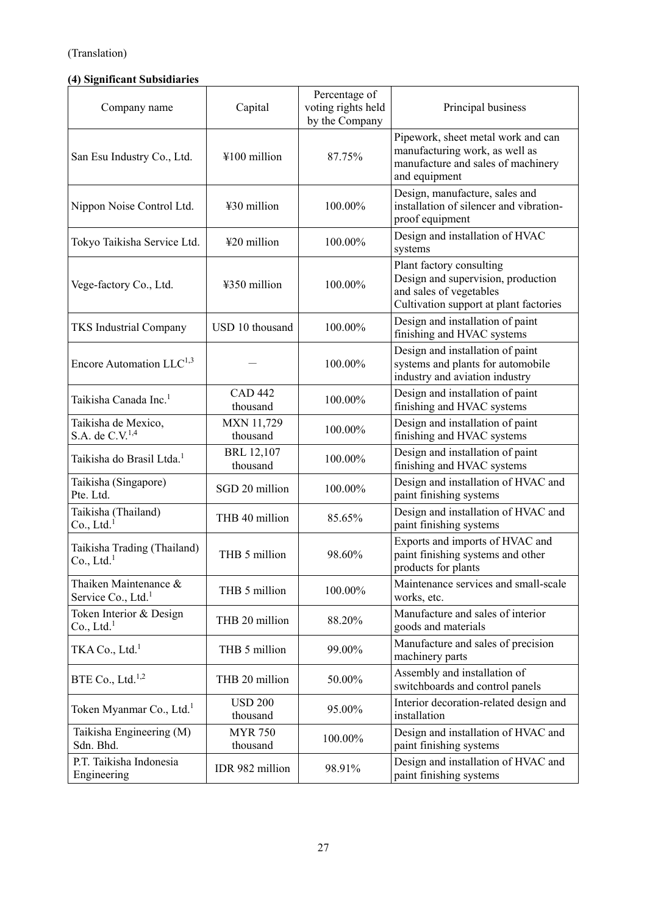(Translation)

**(4) Significant Subsidiaries**

| Company name | Capital | Percentage of voting rights held by the Company | Principal business |
|---|---|---|---|
| San Esu Industry Co., Ltd. | ¥100 million | 87.75% | Pipework, sheet metal work and can manufacturing work, as well as manufacture and sales of machinery and equipment |
| Nippon Noise Control Ltd. | ¥30 million | 100.00% | Design, manufacture, sales and installation of silencer and vibration-proof equipment |
| Tokyo Taikisha Service Ltd. | ¥20 million | 100.00% | Design and installation of HVAC systems |
| Vege-factory Co., Ltd. | ¥350 million | 100.00% | Plant factory consulting<br>Design and supervision, production and sales of vegetables<br>Cultivation support at plant factories |
| TKS Industrial Company | USD 10 thousand | 100.00% | Design and installation of paint finishing and HVAC systems |
| Encore Automation LLC[1,3] | — | 100.00% | Design and installation of paint systems and plants for automobile industry and aviation industry |
| Taikisha Canada Inc.[1] | CAD 442 thousand | 100.00% | Design and installation of paint finishing and HVAC systems |
| Taikisha de Mexico, S.A. de C.V.[1,4] | MXN 11,729 thousand | 100.00% | Design and installation of paint finishing and HVAC systems |
| Taikisha do Brasil Ltda.[1] | BRL 12,107 thousand | 100.00% | Design and installation of paint finishing and HVAC systems |
| Taikisha (Singapore) Pte. Ltd. | SGD 20 million | 100.00% | Design and installation of HVAC and paint finishing systems |
| Taikisha (Thailand) Co., Ltd.[1] | THB 40 million | 85.65% | Design and installation of HVAC and paint finishing systems |
| Taikisha Trading (Thailand) Co., Ltd.[1] | THB 5 million | 98.60% | Exports and imports of HVAC and paint finishing systems and other products for plants |
| Thaiken Maintenance & Service Co., Ltd.[1] | THB 5 million | 100.00% | Maintenance services and small-scale works, etc. |
| Token Interior & Design Co., Ltd.[1] | THB 20 million | 88.20% | Manufacture and sales of interior goods and materials |
| TKA Co., Ltd.[1] | THB 5 million | 99.00% | Manufacture and sales of precision machinery parts |
| BTE Co., Ltd.[1,2] | THB 20 million | 50.00% | Assembly and installation of switchboards and control panels |
| Token Myanmar Co., Ltd.[1] | USD 200 thousand | 95.00% | Interior decoration-related design and installation |
| Taikisha Engineering (M) Sdn. Bhd. | MYR 750 thousand | 100.00% | Design and installation of HVAC and paint finishing systems |
| P.T. Taikisha Indonesia Engineering | IDR 982 million | 98.91% | Design and installation of HVAC and paint finishing systems |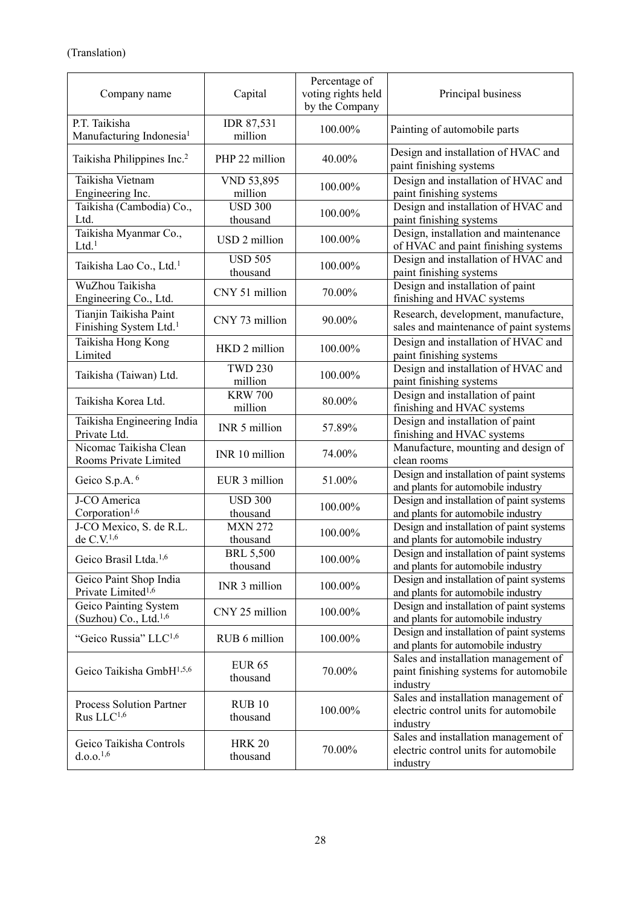(Translation)

| Company name | Capital | Percentage of voting rights held by the Company | Principal business |
|---|---|---|---|
| P.T. Taikisha Manufacturing Indonesia[1] | IDR 87,531 million | 100.00% | Painting of automobile parts |
| Taikisha Philippines Inc.[2] | PHP 22 million | 40.00% | Design and installation of HVAC and paint finishing systems |
| Taikisha Vietnam Engineering Inc. | VND 53,895 million | 100.00% | Design and installation of HVAC and paint finishing systems |
| Taikisha (Cambodia) Co., Ltd. | USD 300 thousand | 100.00% | Design and installation of HVAC and paint finishing systems |
| Taikisha Myanmar Co., Ltd.[1] | USD 2 million | 100.00% | Design, installation and maintenance of HVAC and paint finishing systems |
| Taikisha Lao Co., Ltd.[1] | USD 505 thousand | 100.00% | Design and installation of HVAC and paint finishing systems |
| WuZhou Taikisha Engineering Co., Ltd. | CNY 51 million | 70.00% | Design and installation of paint finishing and HVAC systems |
| Tianjin Taikisha Paint Finishing System Ltd.[1] | CNY 73 million | 90.00% | Research, development, manufacture, sales and maintenance of paint systems |
| Taikisha Hong Kong Limited | HKD 2 million | 100.00% | Design and installation of HVAC and paint finishing systems |
| Taikisha (Taiwan) Ltd. | TWD 230 million | 100.00% | Design and installation of HVAC and paint finishing systems |
| Taikisha Korea Ltd. | KRW 700 million | 80.00% | Design and installation of paint finishing and HVAC systems |
| Taikisha Engineering India Private Ltd. | INR 5 million | 57.89% | Design and installation of paint finishing and HVAC systems |
| Nicomac Taikisha Clean Rooms Private Limited | INR 10 million | 74.00% | Manufacture, mounting and design of clean rooms |
| Geico S.p.A. [6] | EUR 3 million | 51.00% | Design and installation of paint systems and plants for automobile industry |
| J-CO America Corporation[1,6] | USD 300 thousand | 100.00% | Design and installation of paint systems and plants for automobile industry |
| J-CO Mexico, S. de R.L. de C.V.[1,6] | MXN 272 thousand | 100.00% | Design and installation of paint systems and plants for automobile industry |
| Geico Brasil Ltda.[1,6] | BRL 5,500 thousand | 100.00% | Design and installation of paint systems and plants for automobile industry |
| Geico Paint Shop India Private Limited[1,6] | INR 3 million | 100.00% | Design and installation of paint systems and plants for automobile industry |
| Geico Painting System (Suzhou) Co., Ltd.[1,6] | CNY 25 million | 100.00% | Design and installation of paint systems and plants for automobile industry |
| "Geico Russia" LLC[1,6] | RUB 6 million | 100.00% | Design and installation of paint systems and plants for automobile industry |
| Geico Taikisha GmbH[1,5,6] | EUR 65 thousand | 70.00% | Sales and installation management of paint finishing systems for automobile industry |
| Process Solution Partner Rus LLC[1,6] | RUB 10 thousand | 100.00% | Sales and installation management of electric control units for automobile industry |
| Geico Taikisha Controls d.o.o.[1,6] | HRK 20 thousand | 70.00% | Sales and installation management of electric control units for automobile industry |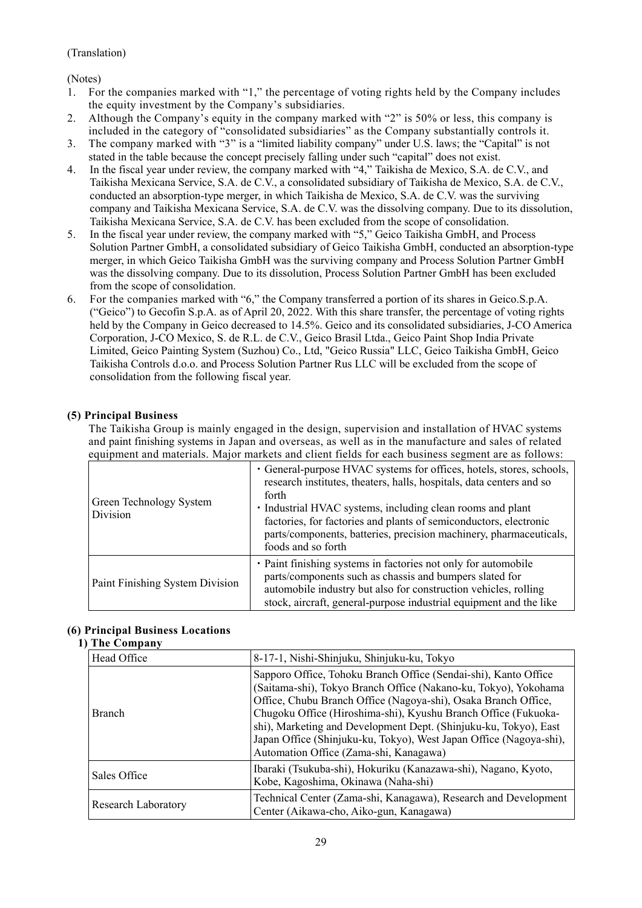(Translation)

(Notes)

1. For the companies marked with "1," the percentage of voting rights held by the Company includes the equity investment by the Company's subsidiaries.
2. Although the Company's equity in the company marked with "2" is 50% or less, this company is included in the category of "consolidated subsidiaries" as the Company substantially controls it.
3. The company marked with "3" is a "limited liability company" under U.S. laws; the "Capital" is not stated in the table because the concept precisely falling under such "capital" does not exist.
4. In the fiscal year under review, the company marked with "4," Taikisha de Mexico, S.A. de C.V., and Taikisha Mexicana Service, S.A. de C.V., a consolidated subsidiary of Taikisha de Mexico, S.A. de C.V., conducted an absorption-type merger, in which Taikisha de Mexico, S.A. de C.V. was the surviving company and Taikisha Mexicana Service, S.A. de C.V. was the dissolving company. Due to its dissolution, Taikisha Mexicana Service, S.A. de C.V. has been excluded from the scope of consolidation.
5. In the fiscal year under review, the company marked with "5," Geico Taikisha GmbH, and Process Solution Partner GmbH, a consolidated subsidiary of Geico Taikisha GmbH, conducted an absorption-type merger, in which Geico Taikisha GmbH was the surviving company and Process Solution Partner GmbH was the dissolving company. Due to its dissolution, Process Solution Partner GmbH has been excluded from the scope of consolidation.
6. For the companies marked with "6," the Company transferred a portion of its shares in Geico.S.p.A. ("Geico") to Gecofin S.p.A. as of April 20, 2022. With this share transfer, the percentage of voting rights held by the Company in Geico decreased to 14.5%. Geico and its consolidated subsidiaries, J-CO America Corporation, J-CO Mexico, S. de R.L. de C.V., Geico Brasil Ltda., Geico Paint Shop India Private Limited, Geico Painting System (Suzhou) Co., Ltd, "Geico Russia" LLC, Geico Taikisha GmbH, Geico Taikisha Controls d.o.o. and Process Solution Partner Rus LLC will be excluded from the scope of consolidation from the following fiscal year.

**(5) Principal Business**

The Taikisha Group is mainly engaged in the design, supervision and installation of HVAC systems and paint finishing systems in Japan and overseas, as well as in the manufacture and sales of related equipment and materials. Major markets and client fields for each business segment are as follows:

| | |
|---|---|
| Green Technology System Division | ・General-purpose HVAC systems for offices, hotels, stores, schools, research institutes, theaters, halls, hospitals, data centers and so forth<br>・Industrial HVAC systems, including clean rooms and plant factories, for factories and plants of semiconductors, electronic parts/components, batteries, precision machinery, pharmaceuticals, foods and so forth |
| Paint Finishing System Division | ・Paint finishing systems in factories not only for automobile parts/components such as chassis and bumpers slated for automobile industry but also for construction vehicles, rolling stock, aircraft, general-purpose industrial equipment and the like |

**(6) Principal Business Locations**

**1) The Company**

| | |
|---|---|
| Head Office | 8-17-1, Nishi-Shinjuku, Shinjuku-ku, Tokyo |
| Branch | Sapporo Office, Tohoku Branch Office (Sendai-shi), Kanto Office (Saitama-shi), Tokyo Branch Office (Nakano-ku, Tokyo), Yokohama Office, Chubu Branch Office (Nagoya-shi), Osaka Branch Office, Chugoku Office (Hiroshima-shi), Kyushu Branch Office (Fukuoka-shi), Marketing and Development Dept. (Shinjuku-ku, Tokyo), East Japan Office (Shinjuku-ku, Tokyo), West Japan Office (Nagoya-shi), Automation Office (Zama-shi, Kanagawa) |
| Sales Office | Ibaraki (Tsukuba-shi), Hokuriku (Kanazawa-shi), Nagano, Kyoto, Kobe, Kagoshima, Okinawa (Naha-shi) |
| Research Laboratory | Technical Center (Zama-shi, Kanagawa), Research and Development Center (Aikawa-cho, Aiko-gun, Kanagawa) |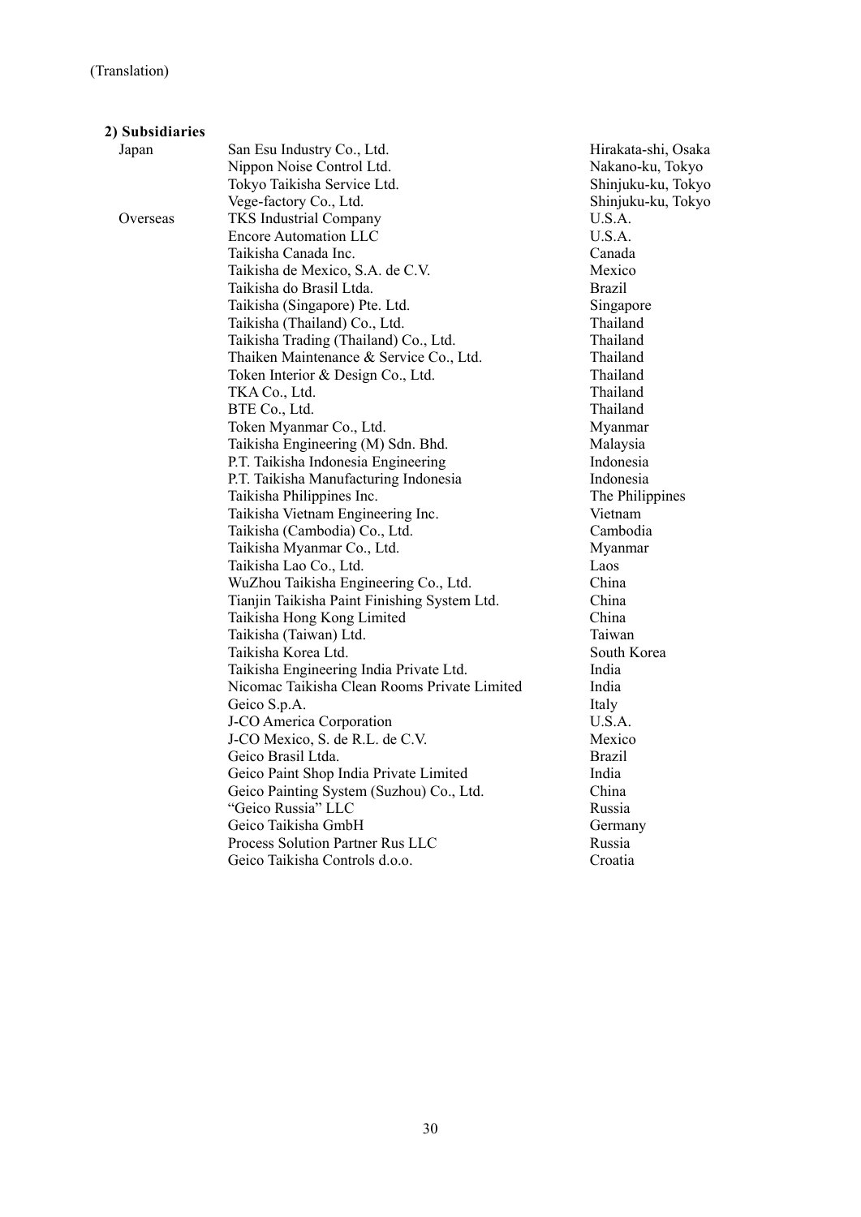(Translation)

**2) Subsidiaries**

| | | |
|---|---|---|
| Japan | San Esu Industry Co., Ltd. | Hirakata-shi, Osaka |
| | Nippon Noise Control Ltd. | Nakano-ku, Tokyo |
| | Tokyo Taikisha Service Ltd. | Shinjuku-ku, Tokyo |
| | Vege-factory Co., Ltd. | Shinjuku-ku, Tokyo |
| Overseas | TKS Industrial Company | U.S.A. |
| | Encore Automation LLC | U.S.A. |
| | Taikisha Canada Inc. | Canada |
| | Taikisha de Mexico, S.A. de C.V. | Mexico |
| | Taikisha do Brasil Ltda. | Brazil |
| | Taikisha (Singapore) Pte. Ltd. | Singapore |
| | Taikisha (Thailand) Co., Ltd. | Thailand |
| | Taikisha Trading (Thailand) Co., Ltd. | Thailand |
| | Thaiken Maintenance & Service Co., Ltd. | Thailand |
| | Token Interior & Design Co., Ltd. | Thailand |
| | TKA Co., Ltd. | Thailand |
| | BTE Co., Ltd. | Thailand |
| | Token Myanmar Co., Ltd. | Myanmar |
| | Taikisha Engineering (M) Sdn. Bhd. | Malaysia |
| | P.T. Taikisha Indonesia Engineering | Indonesia |
| | P.T. Taikisha Manufacturing Indonesia | Indonesia |
| | Taikisha Philippines Inc. | The Philippines |
| | Taikisha Vietnam Engineering Inc. | Vietnam |
| | Taikisha (Cambodia) Co., Ltd. | Cambodia |
| | Taikisha Myanmar Co., Ltd. | Myanmar |
| | Taikisha Lao Co., Ltd. | Laos |
| | WuZhou Taikisha Engineering Co., Ltd. | China |
| | Tianjin Taikisha Paint Finishing System Ltd. | China |
| | Taikisha Hong Kong Limited | China |
| | Taikisha (Taiwan) Ltd. | Taiwan |
| | Taikisha Korea Ltd. | South Korea |
| | Taikisha Engineering India Private Ltd. | India |
| | Nicomac Taikisha Clean Rooms Private Limited | India |
| | Geico S.p.A. | Italy |
| | J-CO America Corporation | U.S.A. |
| | J-CO Mexico, S. de R.L. de C.V. | Mexico |
| | Geico Brasil Ltda. | Brazil |
| | Geico Paint Shop India Private Limited | India |
| | Geico Painting System (Suzhou) Co., Ltd. | China |
| | "Geico Russia" LLC | Russia |
| | Geico Taikisha GmbH | Germany |
| | Process Solution Partner Rus LLC | Russia |
| | Geico Taikisha Controls d.o.o. | Croatia |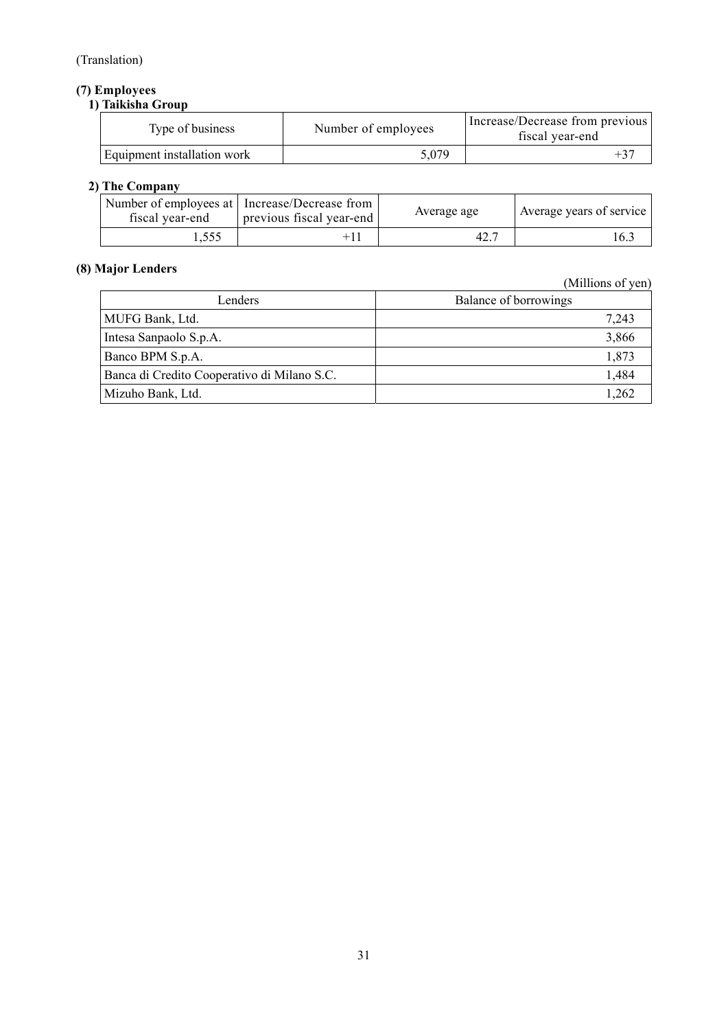(Translation)

## (7) Employees

### 1) Taikisha Group

| Type of business | Number of employees | Increase/Decrease from previous fiscal year-end |
|---|---|---|
| Equipment installation work | 5,079 | +37 |

### 2) The Company

| Number of employees at fiscal year-end | Increase/Decrease from previous fiscal year-end | Average age | Average years of service |
|---|---|---|---|
| 1,555 | +11 | 42.7 | 16.3 |

## (8) Major Lenders

(Millions of yen)

| Lenders | Balance of borrowings |
|---|---|
| MUFG Bank, Ltd. | 7,243 |
| Intesa Sanpaolo S.p.A. | 3,866 |
| Banco BPM S.p.A. | 1,873 |
| Banca di Credito Cooperativo di Milano S.C. | 1,484 |
| Mizuho Bank, Ltd. | 1,262 |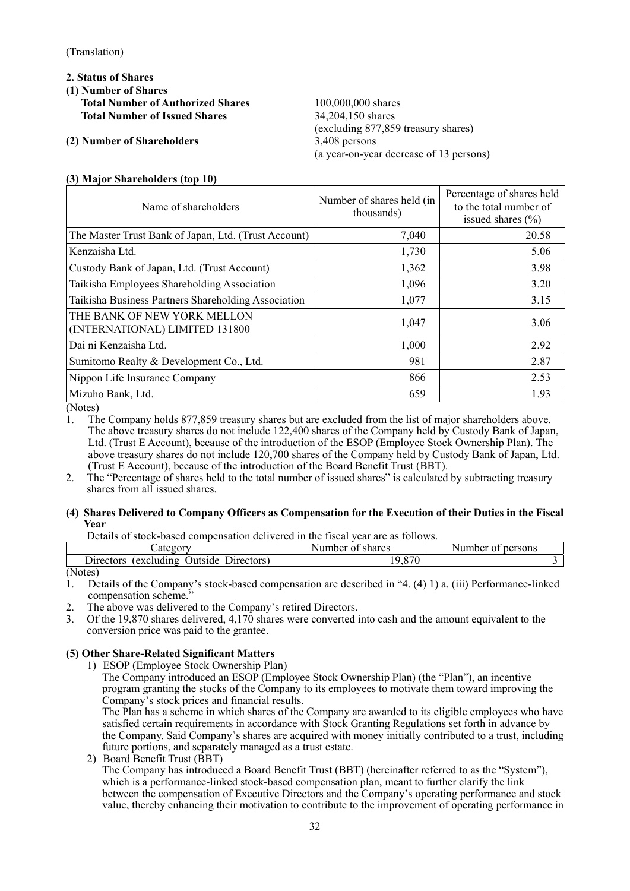(Translation)

## 2. Status of Shares

### (1) Number of Shares

**Total Number of Authorized Shares** 100,000,000 shares

**Total Number of Issued Shares** 34,204,150 shares
(excluding 877,859 treasury shares)

### (2) Number of Shareholders

3,408 persons
(a year-on-year decrease of 13 persons)

### (3) Major Shareholders (top 10)

| Name of shareholders | Number of shares held (in thousands) | Percentage of shares held to the total number of issued shares (%) |
|---|---|---|
| The Master Trust Bank of Japan, Ltd. (Trust Account) | 7,040 | 20.58 |
| Kenzaisha Ltd. | 1,730 | 5.06 |
| Custody Bank of Japan, Ltd. (Trust Account) | 1,362 | 3.98 |
| Taikisha Employees Shareholding Association | 1,096 | 3.20 |
| Taikisha Business Partners Shareholding Association | 1,077 | 3.15 |
| THE BANK OF NEW YORK MELLON (INTERNATIONAL) LIMITED 131800 | 1,047 | 3.06 |
| Dai ni Kenzaisha Ltd. | 1,000 | 2.92 |
| Sumitomo Realty & Development Co., Ltd. | 981 | 2.87 |
| Nippon Life Insurance Company | 866 | 2.53 |
| Mizuho Bank, Ltd. | 659 | 1.93 |

(Notes)

1. The Company holds 877,859 treasury shares but are excluded from the list of major shareholders above. The above treasury shares do not include 122,400 shares of the Company held by Custody Bank of Japan, Ltd. (Trust E Account), because of the introduction of the ESOP (Employee Stock Ownership Plan). The above treasury shares do not include 120,700 shares of the Company held by Custody Bank of Japan, Ltd. (Trust E Account), because of the introduction of the Board Benefit Trust (BBT).
2. The "Percentage of shares held to the total number of issued shares" is calculated by subtracting treasury shares from all issued shares.

### (4) Shares Delivered to Company Officers as Compensation for the Execution of their Duties in the Fiscal Year

Details of stock-based compensation delivered in the fiscal year are as follows.

| Category | Number of shares | Number of persons |
|---|---|---|
| Directors (excluding Outside Directors) | 19,870 | 3 |

(Notes)

1. Details of the Company's stock-based compensation are described in "4. (4) 1) a. (iii) Performance-linked compensation scheme."
2. The above was delivered to the Company's retired Directors.
3. Of the 19,870 shares delivered, 4,170 shares were converted into cash and the amount equivalent to the conversion price was paid to the grantee.

### (5) Other Share-Related Significant Matters

1) ESOP (Employee Stock Ownership Plan)

The Company introduced an ESOP (Employee Stock Ownership Plan) (the "Plan"), an incentive program granting the stocks of the Company to its employees to motivate them toward improving the Company's stock prices and financial results.

The Plan has a scheme in which shares of the Company are awarded to its eligible employees who have satisfied certain requirements in accordance with Stock Granting Regulations set forth in advance by the Company. Said Company's shares are acquired with money initially contributed to a trust, including future portions, and separately managed as a trust estate.

2) Board Benefit Trust (BBT)

The Company has introduced a Board Benefit Trust (BBT) (hereinafter referred to as the "System"), which is a performance-linked stock-based compensation plan, meant to further clarify the link between the compensation of Executive Directors and the Company's operating performance and stock value, thereby enhancing their motivation to contribute to the improvement of operating performance in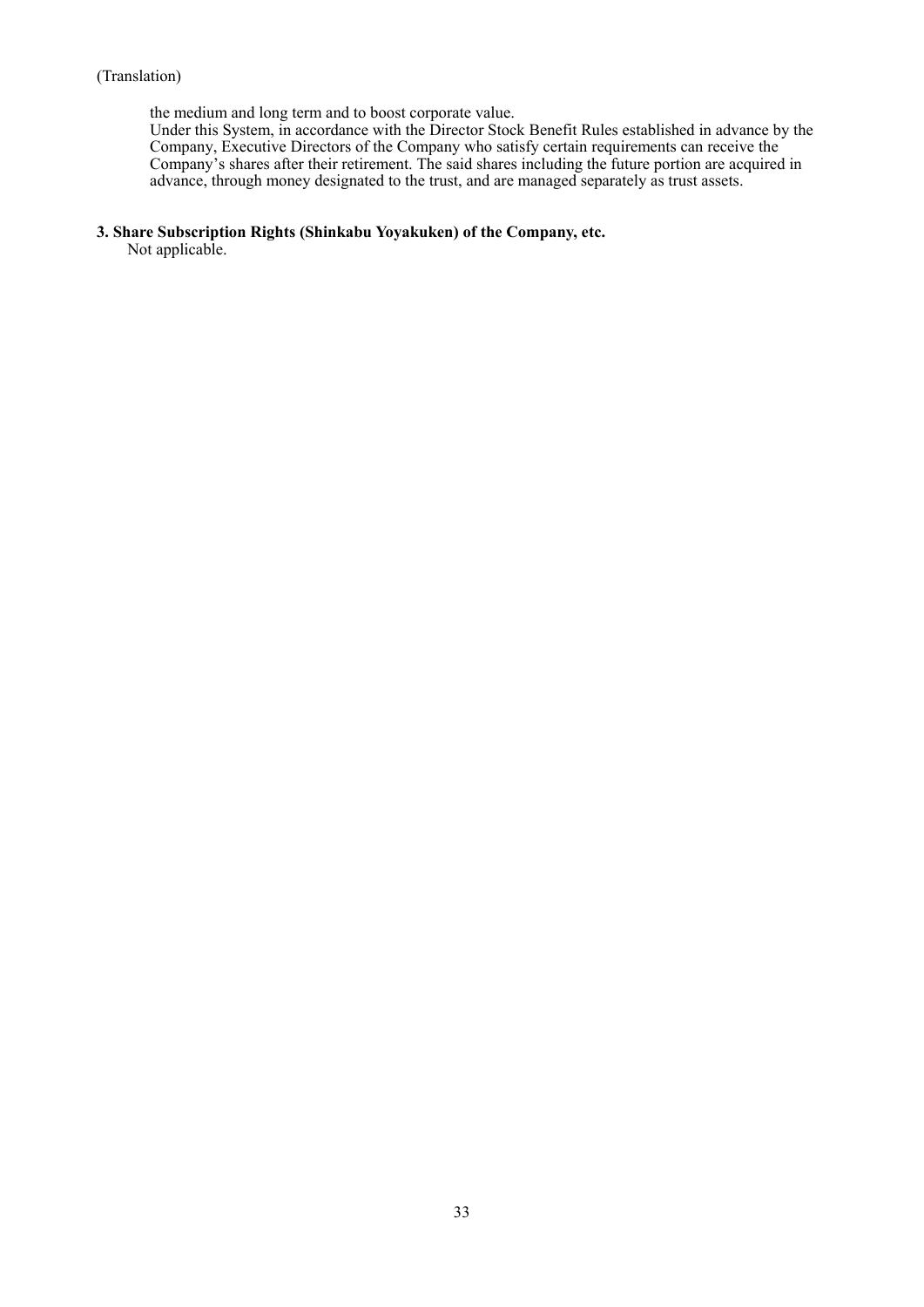(Translation)

the medium and long term and to boost corporate value.
Under this System, in accordance with the Director Stock Benefit Rules established in advance by the Company, Executive Directors of the Company who satisfy certain requirements can receive the Company's shares after their retirement. The said shares including the future portion are acquired in advance, through money designated to the trust, and are managed separately as trust assets.

**3. Share Subscription Rights (Shinkabu Yoyakuken) of the Company, etc.**

Not applicable.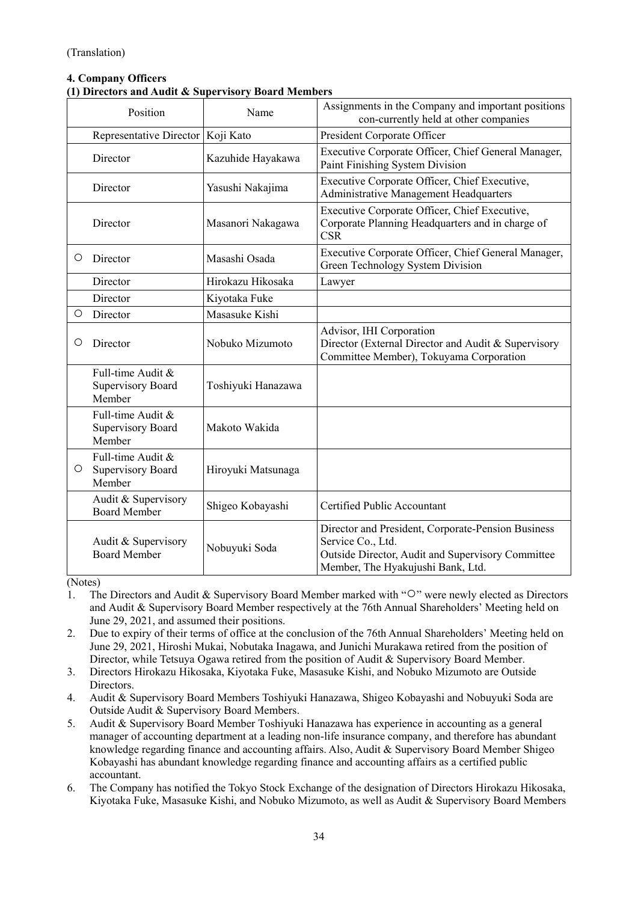(Translation)

**4. Company Officers**

**(1) Directors and Audit & Supervisory Board Members**

| | Position | Name | Assignments in the Company and important positions con-currently held at other companies |
|---|---|---|---|
| | Representative Director | Koji Kato | President Corporate Officer |
| | Director | Kazuhide Hayakawa | Executive Corporate Officer, Chief General Manager, Paint Finishing System Division |
| | Director | Yasushi Nakajima | Executive Corporate Officer, Chief Executive, Administrative Management Headquarters |
| | Director | Masanori Nakagawa | Executive Corporate Officer, Chief Executive, Corporate Planning Headquarters and in charge of CSR |
| ○ | Director | Masashi Osada | Executive Corporate Officer, Chief General Manager, Green Technology System Division |
| | Director | Hirokazu Hikosaka | Lawyer |
| | Director | Kiyotaka Fuke | |
| ○ | Director | Masasuke Kishi | |
| ○ | Director | Nobuko Mizumoto | Advisor, IHI Corporation<br>Director (External Director and Audit & Supervisory Committee Member), Tokuyama Corporation |
| | Full-time Audit & Supervisory Board Member | Toshiyuki Hanazawa | |
| | Full-time Audit & Supervisory Board Member | Makoto Wakida | |
| ○ | Full-time Audit & Supervisory Board Member | Hiroyuki Matsunaga | |
| | Audit & Supervisory Board Member | Shigeo Kobayashi | Certified Public Accountant |
| | Audit & Supervisory Board Member | Nobuyuki Soda | Director and President, Corporate-Pension Business Service Co., Ltd.<br>Outside Director, Audit and Supervisory Committee Member, The Hyakujushi Bank, Ltd. |

(Notes)

1. The Directors and Audit & Supervisory Board Member marked with "○" were newly elected as Directors and Audit & Supervisory Board Member respectively at the 76th Annual Shareholders' Meeting held on June 29, 2021, and assumed their positions.
2. Due to expiry of their terms of office at the conclusion of the 76th Annual Shareholders' Meeting held on June 29, 2021, Hiroshi Mukai, Nobutaka Inagawa, and Junichi Murakawa retired from the position of Director, while Tetsuya Ogawa retired from the position of Audit & Supervisory Board Member.
3. Directors Hirokazu Hikosaka, Kiyotaka Fuke, Masasuke Kishi, and Nobuko Mizumoto are Outside Directors.
4. Audit & Supervisory Board Members Toshiyuki Hanazawa, Shigeo Kobayashi and Nobuyuki Soda are Outside Audit & Supervisory Board Members.
5. Audit & Supervisory Board Member Toshiyuki Hanazawa has experience in accounting as a general manager of accounting department at a leading non-life insurance company, and therefore has abundant knowledge regarding finance and accounting affairs. Also, Audit & Supervisory Board Member Shigeo Kobayashi has abundant knowledge regarding finance and accounting affairs as a certified public accountant.
6. The Company has notified the Tokyo Stock Exchange of the designation of Directors Hirokazu Hikosaka, Kiyotaka Fuke, Masasuke Kishi, and Nobuko Mizumoto, as well as Audit & Supervisory Board Members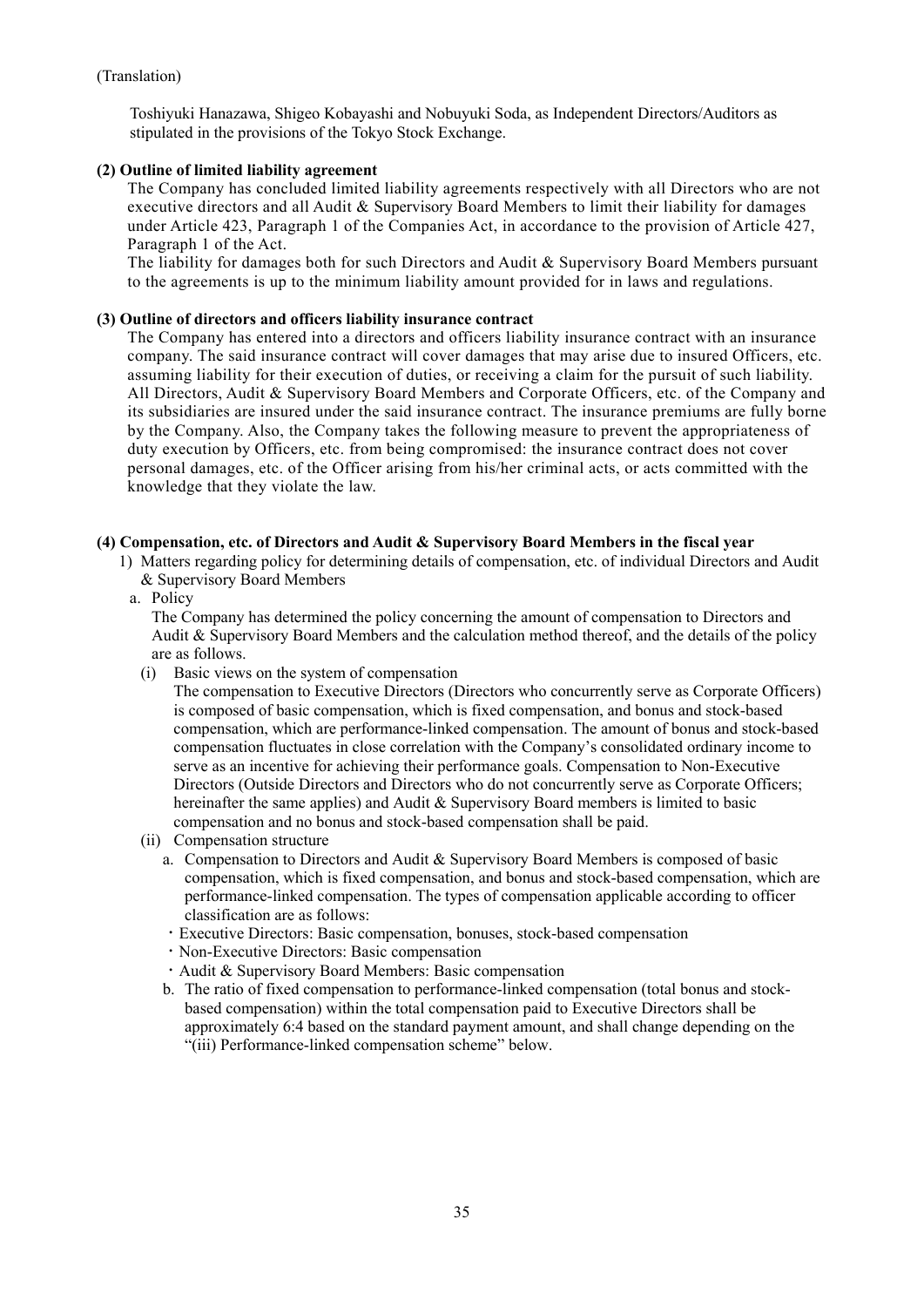(Translation)

Toshiyuki Hanazawa, Shigeo Kobayashi and Nobuyuki Soda, as Independent Directors/Auditors as stipulated in the provisions of the Tokyo Stock Exchange.

**(2) Outline of limited liability agreement**

The Company has concluded limited liability agreements respectively with all Directors who are not executive directors and all Audit & Supervisory Board Members to limit their liability for damages under Article 423, Paragraph 1 of the Companies Act, in accordance to the provision of Article 427, Paragraph 1 of the Act.

The liability for damages both for such Directors and Audit & Supervisory Board Members pursuant to the agreements is up to the minimum liability amount provided for in laws and regulations.

**(3) Outline of directors and officers liability insurance contract**

The Company has entered into a directors and officers liability insurance contract with an insurance company. The said insurance contract will cover damages that may arise due to insured Officers, etc. assuming liability for their execution of duties, or receiving a claim for the pursuit of such liability. All Directors, Audit & Supervisory Board Members and Corporate Officers, etc. of the Company and its subsidiaries are insured under the said insurance contract. The insurance premiums are fully borne by the Company. Also, the Company takes the following measure to prevent the appropriateness of duty execution by Officers, etc. from being compromised: the insurance contract does not cover personal damages, etc. of the Officer arising from his/her criminal acts, or acts committed with the knowledge that they violate the law.

**(4) Compensation, etc. of Directors and Audit & Supervisory Board Members in the fiscal year**

1) Matters regarding policy for determining details of compensation, etc. of individual Directors and Audit & Supervisory Board Members

a. Policy

The Company has determined the policy concerning the amount of compensation to Directors and Audit & Supervisory Board Members and the calculation method thereof, and the details of the policy are as follows.

(i) Basic views on the system of compensation

The compensation to Executive Directors (Directors who concurrently serve as Corporate Officers) is composed of basic compensation, which is fixed compensation, and bonus and stock-based compensation, which are performance-linked compensation. The amount of bonus and stock-based compensation fluctuates in close correlation with the Company's consolidated ordinary income to serve as an incentive for achieving their performance goals. Compensation to Non-Executive Directors (Outside Directors and Directors who do not concurrently serve as Corporate Officers; hereinafter the same applies) and Audit & Supervisory Board members is limited to basic compensation and no bonus and stock-based compensation shall be paid.

(ii) Compensation structure

a. Compensation to Directors and Audit & Supervisory Board Members is composed of basic compensation, which is fixed compensation, and bonus and stock-based compensation, which are performance-linked compensation. The types of compensation applicable according to officer classification are as follows:

- Executive Directors: Basic compensation, bonuses, stock-based compensation
- Non-Executive Directors: Basic compensation
- Audit & Supervisory Board Members: Basic compensation

b. The ratio of fixed compensation to performance-linked compensation (total bonus and stock-based compensation) within the total compensation paid to Executive Directors shall be approximately 6:4 based on the standard payment amount, and shall change depending on the "(iii) Performance-linked compensation scheme" below.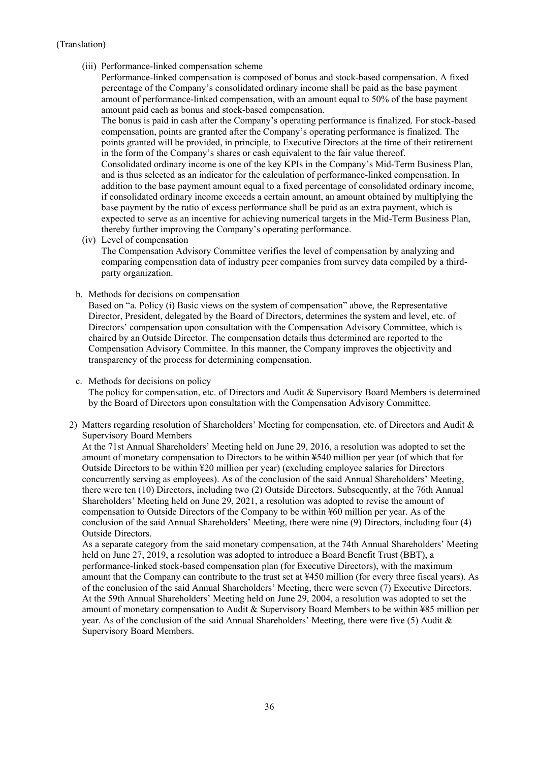(Translation)

(iii) Performance-linked compensation scheme

Performance-linked compensation is composed of bonus and stock-based compensation. A fixed percentage of the Company's consolidated ordinary income shall be paid as the base payment amount of performance-linked compensation, with an amount equal to 50% of the base payment amount paid each as bonus and stock-based compensation.

The bonus is paid in cash after the Company's operating performance is finalized. For stock-based compensation, points are granted after the Company's operating performance is finalized. The points granted will be provided, in principle, to Executive Directors at the time of their retirement in the form of the Company's shares or cash equivalent to the fair value thereof.

Consolidated ordinary income is one of the key KPIs in the Company's Mid-Term Business Plan, and is thus selected as an indicator for the calculation of performance-linked compensation. In addition to the base payment amount equal to a fixed percentage of consolidated ordinary income, if consolidated ordinary income exceeds a certain amount, an amount obtained by multiplying the base payment by the ratio of excess performance shall be paid as an extra payment, which is expected to serve as an incentive for achieving numerical targets in the Mid-Term Business Plan, thereby further improving the Company's operating performance.

(iv) Level of compensation

The Compensation Advisory Committee verifies the level of compensation by analyzing and comparing compensation data of industry peer companies from survey data compiled by a third-party organization.

b. Methods for decisions on compensation

Based on "a. Policy (i) Basic views on the system of compensation" above, the Representative Director, President, delegated by the Board of Directors, determines the system and level, etc. of Directors' compensation upon consultation with the Compensation Advisory Committee, which is chaired by an Outside Director. The compensation details thus determined are reported to the Compensation Advisory Committee. In this manner, the Company improves the objectivity and transparency of the process for determining compensation.

c. Methods for decisions on policy

The policy for compensation, etc. of Directors and Audit & Supervisory Board Members is determined by the Board of Directors upon consultation with the Compensation Advisory Committee.

2) Matters regarding resolution of Shareholders' Meeting for compensation, etc. of Directors and Audit & Supervisory Board Members

At the 71st Annual Shareholders' Meeting held on June 29, 2016, a resolution was adopted to set the amount of monetary compensation to Directors to be within ¥540 million per year (of which that for Outside Directors to be within ¥20 million per year) (excluding employee salaries for Directors concurrently serving as employees). As of the conclusion of the said Annual Shareholders' Meeting, there were ten (10) Directors, including two (2) Outside Directors. Subsequently, at the 76th Annual Shareholders' Meeting held on June 29, 2021, a resolution was adopted to revise the amount of compensation to Outside Directors of the Company to be within ¥60 million per year. As of the conclusion of the said Annual Shareholders' Meeting, there were nine (9) Directors, including four (4) Outside Directors.

As a separate category from the said monetary compensation, at the 74th Annual Shareholders' Meeting held on June 27, 2019, a resolution was adopted to introduce a Board Benefit Trust (BBT), a performance-linked stock-based compensation plan (for Executive Directors), with the maximum amount that the Company can contribute to the trust set at ¥450 million (for every three fiscal years). As of the conclusion of the said Annual Shareholders' Meeting, there were seven (7) Executive Directors.

At the 59th Annual Shareholders' Meeting held on June 29, 2004, a resolution was adopted to set the amount of monetary compensation to Audit & Supervisory Board Members to be within ¥85 million per year. As of the conclusion of the said Annual Shareholders' Meeting, there were five (5) Audit & Supervisory Board Members.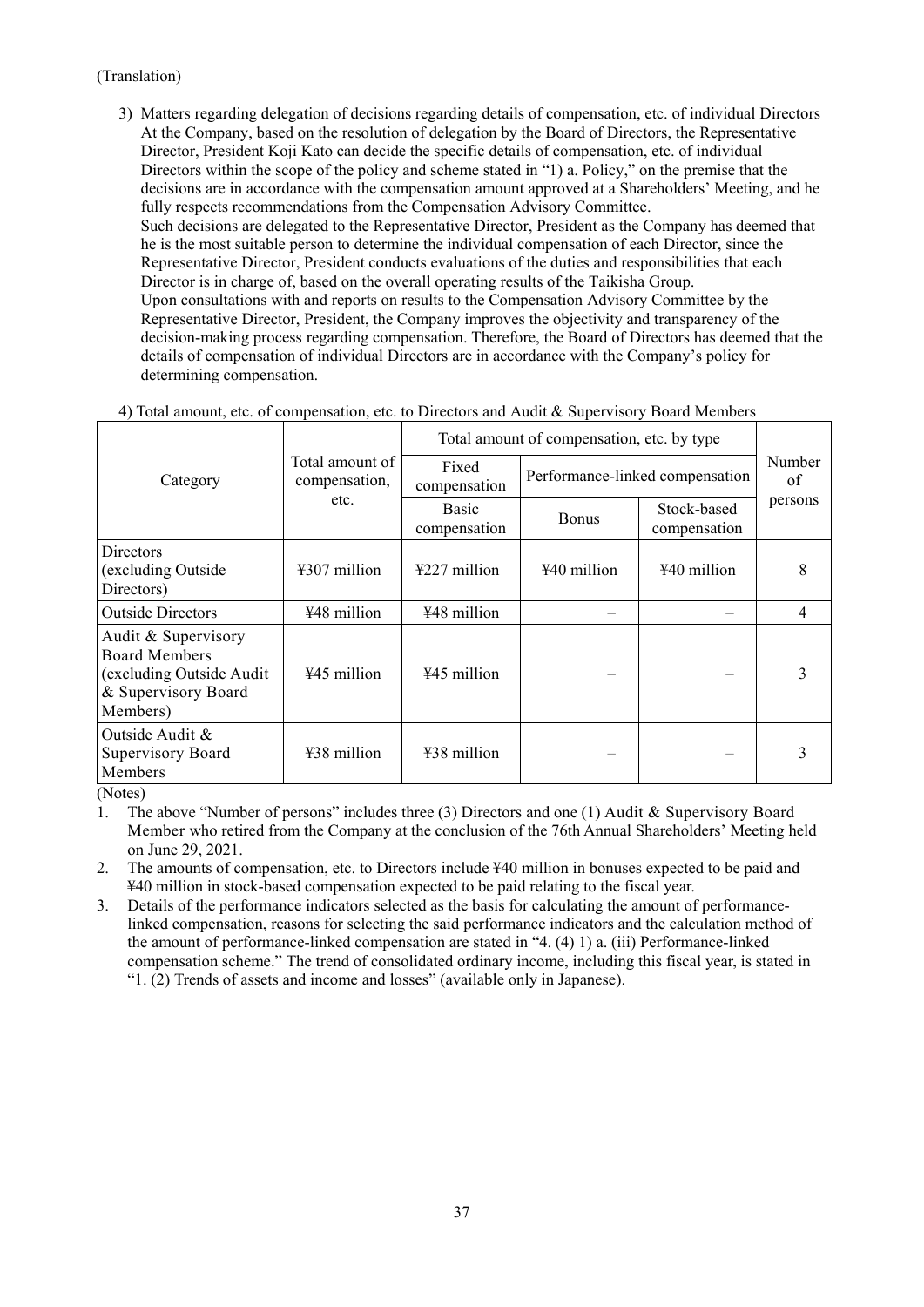(Translation)

3) Matters regarding delegation of decisions regarding details of compensation, etc. of individual Directors
At the Company, based on the resolution of delegation by the Board of Directors, the Representative Director, President Koji Kato can decide the specific details of compensation, etc. of individual Directors within the scope of the policy and scheme stated in "1) a. Policy," on the premise that the decisions are in accordance with the compensation amount approved at a Shareholders' Meeting, and he fully respects recommendations from the Compensation Advisory Committee.
Such decisions are delegated to the Representative Director, President as the Company has deemed that he is the most suitable person to determine the individual compensation of each Director, since the Representative Director, President conducts evaluations of the duties and responsibilities that each Director is in charge of, based on the overall operating results of the Taikisha Group.
Upon consultations with and reports on results to the Compensation Advisory Committee by the Representative Director, President, the Company improves the objectivity and transparency of the decision-making process regarding compensation. Therefore, the Board of Directors has deemed that the details of compensation of individual Directors are in accordance with the Company's policy for determining compensation.

4) Total amount, etc. of compensation, etc. to Directors and Audit & Supervisory Board Members

| Category | Total amount of compensation, etc. | Total amount of compensation, etc. by type | | | Number of persons |
|---|---|---|---|---|---|
| | | Fixed compensation | Performance-linked compensation | | |
| | | Basic compensation | Bonus | Stock-based compensation | |
| Directors (excluding Outside Directors) | ¥307 million | ¥227 million | ¥40 million | ¥40 million | 8 |
| Outside Directors | ¥48 million | ¥48 million | – | – | 4 |
| Audit & Supervisory Board Members (excluding Outside Audit & Supervisory Board Members) | ¥45 million | ¥45 million | – | – | 3 |
| Outside Audit & Supervisory Board Members | ¥38 million | ¥38 million | – | – | 3 |

(Notes)

1. The above "Number of persons" includes three (3) Directors and one (1) Audit & Supervisory Board Member who retired from the Company at the conclusion of the 76th Annual Shareholders' Meeting held on June 29, 2021.
2. The amounts of compensation, etc. to Directors include ¥40 million in bonuses expected to be paid and ¥40 million in stock-based compensation expected to be paid relating to the fiscal year.
3. Details of the performance indicators selected as the basis for calculating the amount of performance-linked compensation, reasons for selecting the said performance indicators and the calculation method of the amount of performance-linked compensation are stated in "4. (4) 1) a. (iii) Performance-linked compensation scheme." The trend of consolidated ordinary income, including this fiscal year, is stated in "1. (2) Trends of assets and income and losses" (available only in Japanese).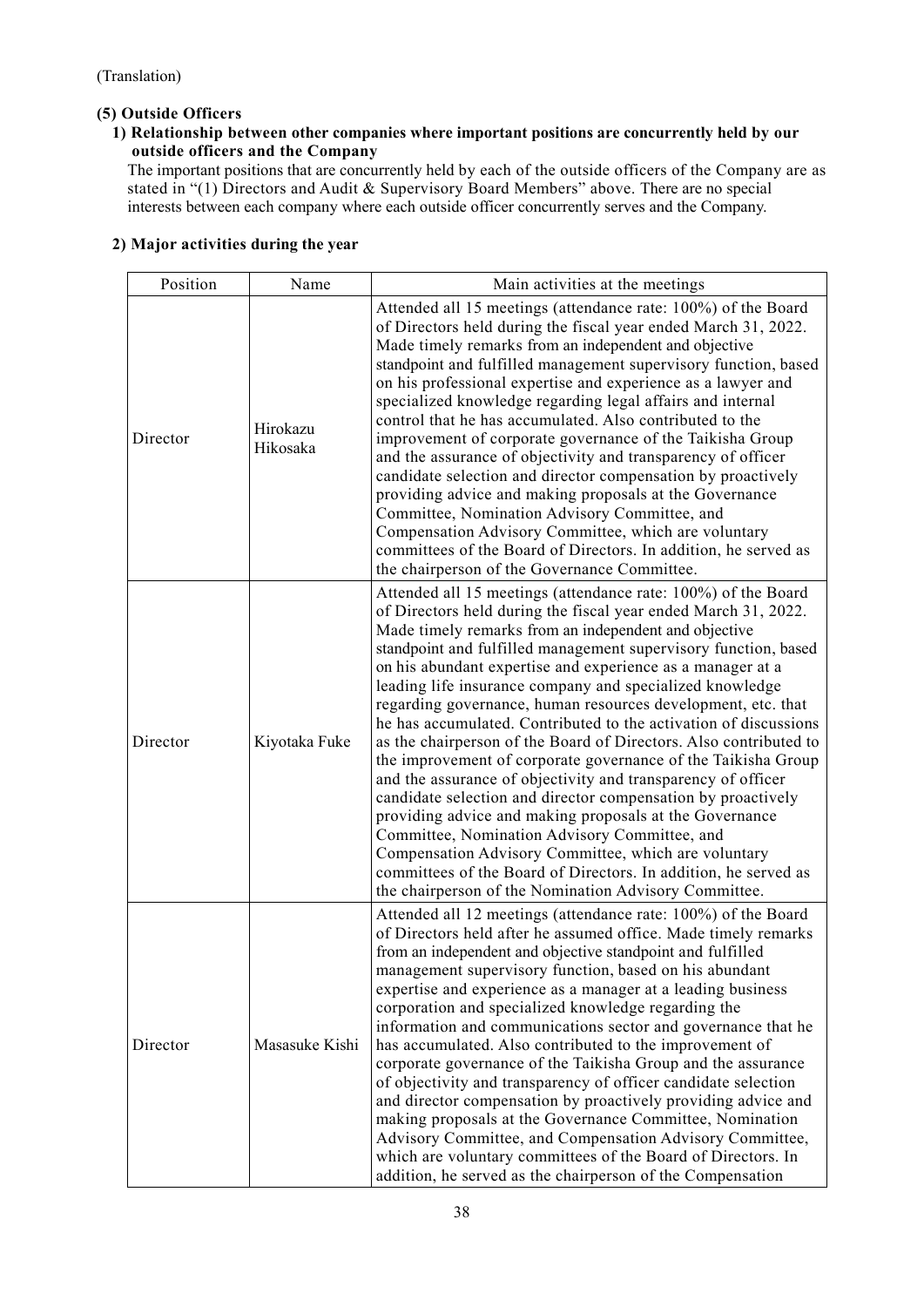(Translation)

**(5) Outside Officers**

**1) Relationship between other companies where important positions are concurrently held by our outside officers and the Company**

The important positions that are concurrently held by each of the outside officers of the Company are as stated in "(1) Directors and Audit & Supervisory Board Members" above. There are no special interests between each company where each outside officer concurrently serves and the Company.

**2) Major activities during the year**

| Position | Name | Main activities at the meetings |
|---|---|---|
| Director | Hirokazu Hikosaka | Attended all 15 meetings (attendance rate: 100%) of the Board of Directors held during the fiscal year ended March 31, 2022. Made timely remarks from an independent and objective standpoint and fulfilled management supervisory function, based on his professional expertise and experience as a lawyer and specialized knowledge regarding legal affairs and internal control that he has accumulated. Also contributed to the improvement of corporate governance of the Taikisha Group and the assurance of objectivity and transparency of officer candidate selection and director compensation by proactively providing advice and making proposals at the Governance Committee, Nomination Advisory Committee, and Compensation Advisory Committee, which are voluntary committees of the Board of Directors. In addition, he served as the chairperson of the Governance Committee. |
| Director | Kiyotaka Fuke | Attended all 15 meetings (attendance rate: 100%) of the Board of Directors held during the fiscal year ended March 31, 2022. Made timely remarks from an independent and objective standpoint and fulfilled management supervisory function, based on his abundant expertise and experience as a manager at a leading life insurance company and specialized knowledge regarding governance, human resources development, etc. that he has accumulated. Contributed to the activation of discussions as the chairperson of the Board of Directors. Also contributed to the improvement of corporate governance of the Taikisha Group and the assurance of objectivity and transparency of officer candidate selection and director compensation by proactively providing advice and making proposals at the Governance Committee, Nomination Advisory Committee, and Compensation Advisory Committee, which are voluntary committees of the Board of Directors. In addition, he served as the chairperson of the Nomination Advisory Committee. |
| Director | Masasuke Kishi | Attended all 12 meetings (attendance rate: 100%) of the Board of Directors held after he assumed office. Made timely remarks from an independent and objective standpoint and fulfilled management supervisory function, based on his abundant expertise and experience as a manager at a leading business corporation and specialized knowledge regarding the information and communications sector and governance that he has accumulated. Also contributed to the improvement of corporate governance of the Taikisha Group and the assurance of objectivity and transparency of officer candidate selection and director compensation by proactively providing advice and making proposals at the Governance Committee, Nomination Advisory Committee, and Compensation Advisory Committee, which are voluntary committees of the Board of Directors. In addition, he served as the chairperson of the Compensation |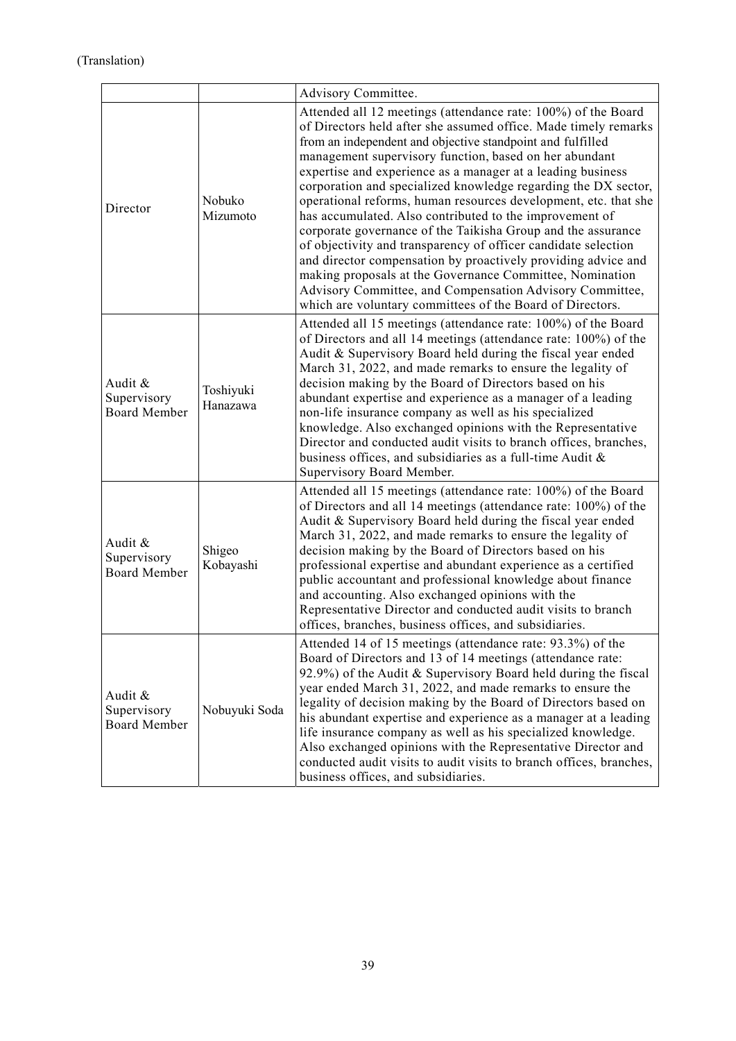(Translation)

| | | |
|---|---|---|
| | | Advisory Committee. |
| Director | Nobuko Mizumoto | Attended all 12 meetings (attendance rate: 100%) of the Board of Directors held after she assumed office. Made timely remarks from an independent and objective standpoint and fulfilled management supervisory function, based on her abundant expertise and experience as a manager at a leading business corporation and specialized knowledge regarding the DX sector, operational reforms, human resources development, etc. that she has accumulated. Also contributed to the improvement of corporate governance of the Taikisha Group and the assurance of objectivity and transparency of officer candidate selection and director compensation by proactively providing advice and making proposals at the Governance Committee, Nomination Advisory Committee, and Compensation Advisory Committee, which are voluntary committees of the Board of Directors. |
| Audit & Supervisory Board Member | Toshiyuki Hanazawa | Attended all 15 meetings (attendance rate: 100%) of the Board of Directors and all 14 meetings (attendance rate: 100%) of the Audit & Supervisory Board held during the fiscal year ended March 31, 2022, and made remarks to ensure the legality of decision making by the Board of Directors based on his abundant expertise and experience as a manager of a leading non-life insurance company as well as his specialized knowledge. Also exchanged opinions with the Representative Director and conducted audit visits to branch offices, branches, business offices, and subsidiaries as a full-time Audit & Supervisory Board Member. |
| Audit & Supervisory Board Member | Shigeo Kobayashi | Attended all 15 meetings (attendance rate: 100%) of the Board of Directors and all 14 meetings (attendance rate: 100%) of the Audit & Supervisory Board held during the fiscal year ended March 31, 2022, and made remarks to ensure the legality of decision making by the Board of Directors based on his professional expertise and abundant experience as a certified public accountant and professional knowledge about finance and accounting. Also exchanged opinions with the Representative Director and conducted audit visits to branch offices, branches, business offices, and subsidiaries. |
| Audit & Supervisory Board Member | Nobuyuki Soda | Attended 14 of 15 meetings (attendance rate: 93.3%) of the Board of Directors and 13 of 14 meetings (attendance rate: 92.9%) of the Audit & Supervisory Board held during the fiscal year ended March 31, 2022, and made remarks to ensure the legality of decision making by the Board of Directors based on his abundant expertise and experience as a manager at a leading life insurance company as well as his specialized knowledge. Also exchanged opinions with the Representative Director and conducted audit visits to audit visits to branch offices, branches, business offices, and subsidiaries. |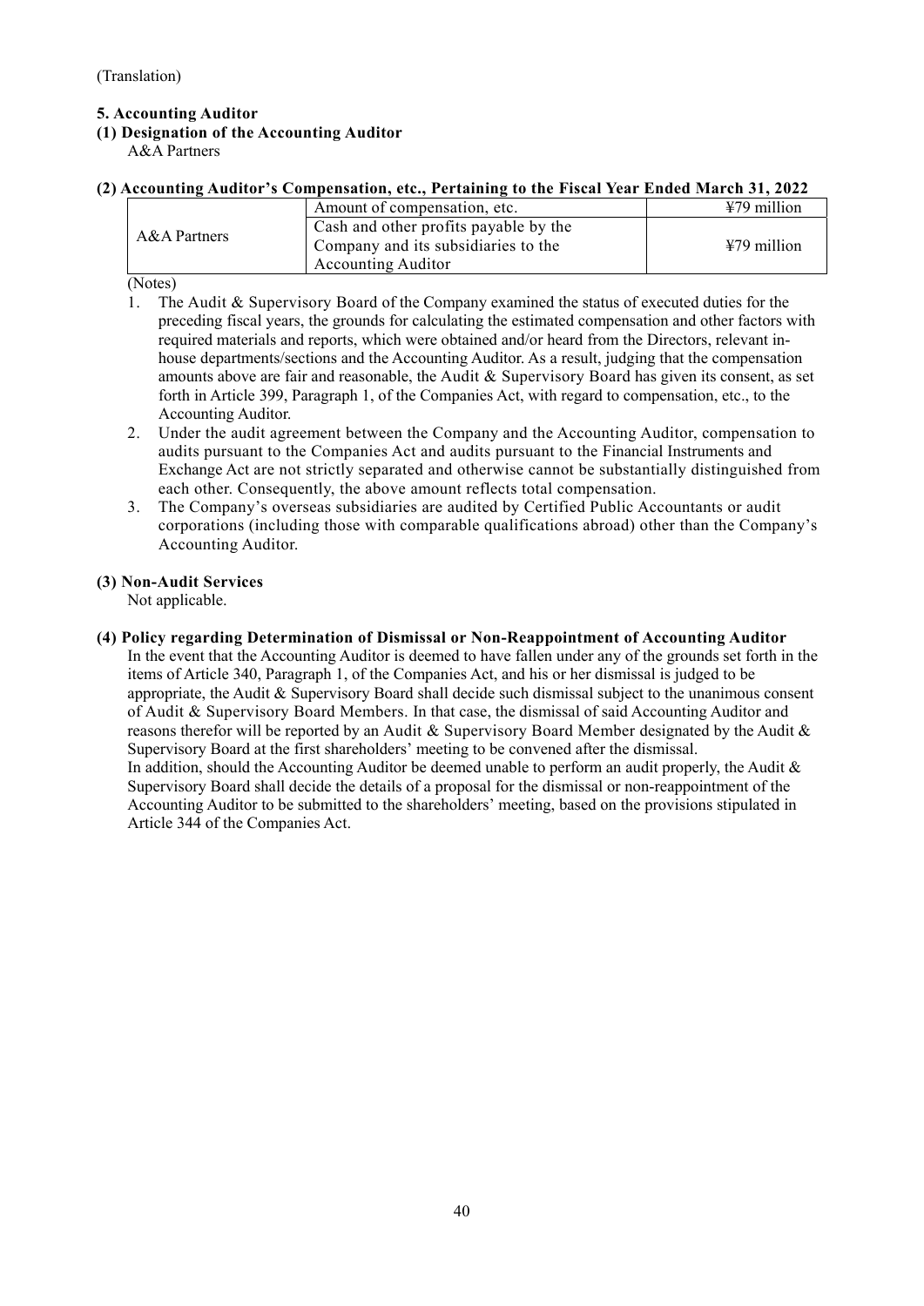(Translation)

## 5. Accounting Auditor

### (1) Designation of the Accounting Auditor

A&A Partners

### (2) Accounting Auditor's Compensation, etc., Pertaining to the Fiscal Year Ended March 31, 2022

| | | |
|---|---|---|
| A&A Partners | Amount of compensation, etc. | ¥79 million |
| | Cash and other profits payable by the Company and its subsidiaries to the Accounting Auditor | ¥79 million |

(Notes)

1. The Audit & Supervisory Board of the Company examined the status of executed duties for the preceding fiscal years, the grounds for calculating the estimated compensation and other factors with required materials and reports, which were obtained and/or heard from the Directors, relevant in-house departments/sections and the Accounting Auditor. As a result, judging that the compensation amounts above are fair and reasonable, the Audit & Supervisory Board has given its consent, as set forth in Article 399, Paragraph 1, of the Companies Act, with regard to compensation, etc., to the Accounting Auditor.
2. Under the audit agreement between the Company and the Accounting Auditor, compensation to audits pursuant to the Companies Act and audits pursuant to the Financial Instruments and Exchange Act are not strictly separated and otherwise cannot be substantially distinguished from each other. Consequently, the above amount reflects total compensation.
3. The Company's overseas subsidiaries are audited by Certified Public Accountants or audit corporations (including those with comparable qualifications abroad) other than the Company's Accounting Auditor.

### (3) Non-Audit Services

Not applicable.

### (4) Policy regarding Determination of Dismissal or Non-Reappointment of Accounting Auditor

In the event that the Accounting Auditor is deemed to have fallen under any of the grounds set forth in the items of Article 340, Paragraph 1, of the Companies Act, and his or her dismissal is judged to be appropriate, the Audit & Supervisory Board shall decide such dismissal subject to the unanimous consent of Audit & Supervisory Board Members. In that case, the dismissal of said Accounting Auditor and reasons therefor will be reported by an Audit & Supervisory Board Member designated by the Audit & Supervisory Board at the first shareholders' meeting to be convened after the dismissal.

In addition, should the Accounting Auditor be deemed unable to perform an audit properly, the Audit & Supervisory Board shall decide the details of a proposal for the dismissal or non-reappointment of the Accounting Auditor to be submitted to the shareholders' meeting, based on the provisions stipulated in Article 344 of the Companies Act.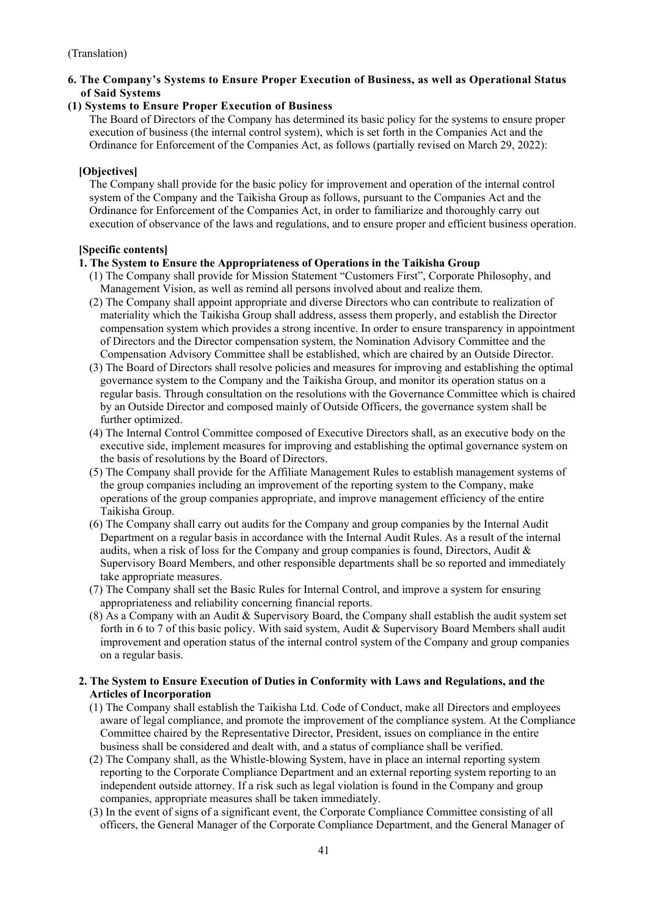(Translation)

## 6. The Company's Systems to Ensure Proper Execution of Business, as well as Operational Status of Said Systems

### (1) Systems to Ensure Proper Execution of Business

The Board of Directors of the Company has determined its basic policy for the systems to ensure proper execution of business (the internal control system), which is set forth in the Companies Act and the Ordinance for Enforcement of the Companies Act, as follows (partially revised on March 29, 2022):

**[Objectives]**

The Company shall provide for the basic policy for improvement and operation of the internal control system of the Company and the Taikisha Group as follows, pursuant to the Companies Act and the Ordinance for Enforcement of the Companies Act, in order to familiarize and thoroughly carry out execution of observance of the laws and regulations, and to ensure proper and efficient business operation.

**[Specific contents]**

**1. The System to Ensure the Appropriateness of Operations in the Taikisha Group**

(1) The Company shall provide for Mission Statement "Customers First", Corporate Philosophy, and Management Vision, as well as remind all persons involved about and realize them.

(2) The Company shall appoint appropriate and diverse Directors who can contribute to realization of materiality which the Taikisha Group shall address, assess them properly, and establish the Director compensation system which provides a strong incentive. In order to ensure transparency in appointment of Directors and the Director compensation system, the Nomination Advisory Committee and the Compensation Advisory Committee shall be established, which are chaired by an Outside Director.

(3) The Board of Directors shall resolve policies and measures for improving and establishing the optimal governance system to the Company and the Taikisha Group, and monitor its operation status on a regular basis. Through consultation on the resolutions with the Governance Committee which is chaired by an Outside Director and composed mainly of Outside Officers, the governance system shall be further optimized.

(4) The Internal Control Committee composed of Executive Directors shall, as an executive body on the executive side, implement measures for improving and establishing the optimal governance system on the basis of resolutions by the Board of Directors.

(5) The Company shall provide for the Affiliate Management Rules to establish management systems of the group companies including an improvement of the reporting system to the Company, make operations of the group companies appropriate, and improve management efficiency of the entire Taikisha Group.

(6) The Company shall carry out audits for the Company and group companies by the Internal Audit Department on a regular basis in accordance with the Internal Audit Rules. As a result of the internal audits, when a risk of loss for the Company and group companies is found, Directors, Audit & Supervisory Board Members, and other responsible departments shall be so reported and immediately take appropriate measures.

(7) The Company shall set the Basic Rules for Internal Control, and improve a system for ensuring appropriateness and reliability concerning financial reports.

(8) As a Company with an Audit & Supervisory Board, the Company shall establish the audit system set forth in 6 to 7 of this basic policy. With said system, Audit & Supervisory Board Members shall audit improvement and operation status of the internal control system of the Company and group companies on a regular basis.

**2. The System to Ensure Execution of Duties in Conformity with Laws and Regulations, and the Articles of Incorporation**

(1) The Company shall establish the Taikisha Ltd. Code of Conduct, make all Directors and employees aware of legal compliance, and promote the improvement of the compliance system. At the Compliance Committee chaired by the Representative Director, President, issues on compliance in the entire business shall be considered and dealt with, and a status of compliance shall be verified.

(2) The Company shall, as the Whistle-blowing System, have in place an internal reporting system reporting to the Corporate Compliance Department and an external reporting system reporting to an independent outside attorney. If a risk such as legal violation is found in the Company and group companies, appropriate measures shall be taken immediately.

(3) In the event of signs of a significant event, the Corporate Compliance Committee consisting of all officers, the General Manager of the Corporate Compliance Department, and the General Manager of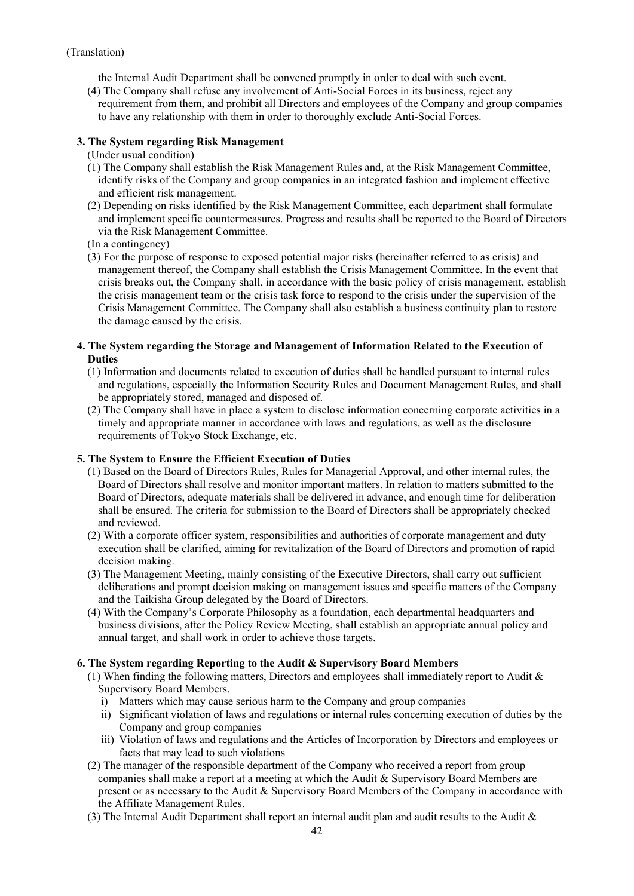(Translation)

the Internal Audit Department shall be convened promptly in order to deal with such event.

(4) The Company shall refuse any involvement of Anti-Social Forces in its business, reject any requirement from them, and prohibit all Directors and employees of the Company and group companies to have any relationship with them in order to thoroughly exclude Anti-Social Forces.

**3. The System regarding Risk Management**

(Under usual condition)

(1) The Company shall establish the Risk Management Rules and, at the Risk Management Committee, identify risks of the Company and group companies in an integrated fashion and implement effective and efficient risk management.

(2) Depending on risks identified by the Risk Management Committee, each department shall formulate and implement specific countermeasures. Progress and results shall be reported to the Board of Directors via the Risk Management Committee.

(In a contingency)

(3) For the purpose of response to exposed potential major risks (hereinafter referred to as crisis) and management thereof, the Company shall establish the Crisis Management Committee. In the event that crisis breaks out, the Company shall, in accordance with the basic policy of crisis management, establish the crisis management team or the crisis task force to respond to the crisis under the supervision of the Crisis Management Committee. The Company shall also establish a business continuity plan to restore the damage caused by the crisis.

**4. The System regarding the Storage and Management of Information Related to the Execution of Duties**

(1) Information and documents related to execution of duties shall be handled pursuant to internal rules and regulations, especially the Information Security Rules and Document Management Rules, and shall be appropriately stored, managed and disposed of.

(2) The Company shall have in place a system to disclose information concerning corporate activities in a timely and appropriate manner in accordance with laws and regulations, as well as the disclosure requirements of Tokyo Stock Exchange, etc.

**5. The System to Ensure the Efficient Execution of Duties**

(1) Based on the Board of Directors Rules, Rules for Managerial Approval, and other internal rules, the Board of Directors shall resolve and monitor important matters. In relation to matters submitted to the Board of Directors, adequate materials shall be delivered in advance, and enough time for deliberation shall be ensured. The criteria for submission to the Board of Directors shall be appropriately checked and reviewed.

(2) With a corporate officer system, responsibilities and authorities of corporate management and duty execution shall be clarified, aiming for revitalization of the Board of Directors and promotion of rapid decision making.

(3) The Management Meeting, mainly consisting of the Executive Directors, shall carry out sufficient deliberations and prompt decision making on management issues and specific matters of the Company and the Taikisha Group delegated by the Board of Directors.

(4) With the Company's Corporate Philosophy as a foundation, each departmental headquarters and business divisions, after the Policy Review Meeting, shall establish an appropriate annual policy and annual target, and shall work in order to achieve those targets.

**6. The System regarding Reporting to the Audit & Supervisory Board Members**

(1) When finding the following matters, Directors and employees shall immediately report to Audit & Supervisory Board Members.

i) Matters which may cause serious harm to the Company and group companies

ii) Significant violation of laws and regulations or internal rules concerning execution of duties by the Company and group companies

iii) Violation of laws and regulations and the Articles of Incorporation by Directors and employees or facts that may lead to such violations

(2) The manager of the responsible department of the Company who received a report from group companies shall make a report at a meeting at which the Audit & Supervisory Board Members are present or as necessary to the Audit & Supervisory Board Members of the Company in accordance with the Affiliate Management Rules.

(3) The Internal Audit Department shall report an internal audit plan and audit results to the Audit &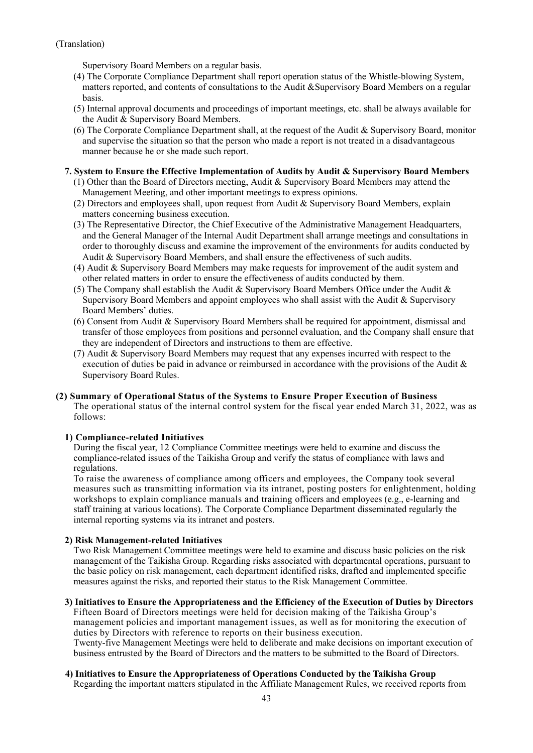Supervisory Board Members on a regular basis.

(4) The Corporate Compliance Department shall report operation status of the Whistle-blowing System, matters reported, and contents of consultations to the Audit &Supervisory Board Members on a regular basis.

(5) Internal approval documents and proceedings of important meetings, etc. shall be always available for the Audit & Supervisory Board Members.

(6) The Corporate Compliance Department shall, at the request of the Audit & Supervisory Board, monitor and supervise the situation so that the person who made a report is not treated in a disadvantageous manner because he or she made such report.

**7. System to Ensure the Effective Implementation of Audits by Audit & Supervisory Board Members**

(1) Other than the Board of Directors meeting, Audit & Supervisory Board Members may attend the Management Meeting, and other important meetings to express opinions.

(2) Directors and employees shall, upon request from Audit & Supervisory Board Members, explain matters concerning business execution.

(3) The Representative Director, the Chief Executive of the Administrative Management Headquarters, and the General Manager of the Internal Audit Department shall arrange meetings and consultations in order to thoroughly discuss and examine the improvement of the environments for audits conducted by Audit & Supervisory Board Members, and shall ensure the effectiveness of such audits.

(4) Audit & Supervisory Board Members may make requests for improvement of the audit system and other related matters in order to ensure the effectiveness of audits conducted by them.

(5) The Company shall establish the Audit & Supervisory Board Members Office under the Audit & Supervisory Board Members and appoint employees who shall assist with the Audit & Supervisory Board Members' duties.

(6) Consent from Audit & Supervisory Board Members shall be required for appointment, dismissal and transfer of those employees from positions and personnel evaluation, and the Company shall ensure that they are independent of Directors and instructions to them are effective.

(7) Audit & Supervisory Board Members may request that any expenses incurred with respect to the execution of duties be paid in advance or reimbursed in accordance with the provisions of the Audit & Supervisory Board Rules.

**(2) Summary of Operational Status of the Systems to Ensure Proper Execution of Business**

The operational status of the internal control system for the fiscal year ended March 31, 2022, was as follows:

**1) Compliance-related Initiatives**

During the fiscal year, 12 Compliance Committee meetings were held to examine and discuss the compliance-related issues of the Taikisha Group and verify the status of compliance with laws and regulations.

To raise the awareness of compliance among officers and employees, the Company took several measures such as transmitting information via its intranet, posting posters for enlightenment, holding workshops to explain compliance manuals and training officers and employees (e.g., e-learning and staff training at various locations). The Corporate Compliance Department disseminated regularly the internal reporting systems via its intranet and posters.

**2) Risk Management-related Initiatives**

Two Risk Management Committee meetings were held to examine and discuss basic policies on the risk management of the Taikisha Group. Regarding risks associated with departmental operations, pursuant to the basic policy on risk management, each department identified risks, drafted and implemented specific measures against the risks, and reported their status to the Risk Management Committee.

**3) Initiatives to Ensure the Appropriateness and the Efficiency of the Execution of Duties by Directors**

Fifteen Board of Directors meetings were held for decision making of the Taikisha Group's management policies and important management issues, as well as for monitoring the execution of duties by Directors with reference to reports on their business execution.

Twenty-five Management Meetings were held to deliberate and make decisions on important execution of business entrusted by the Board of Directors and the matters to be submitted to the Board of Directors.

**4) Initiatives to Ensure the Appropriateness of Operations Conducted by the Taikisha Group**

Regarding the important matters stipulated in the Affiliate Management Rules, we received reports from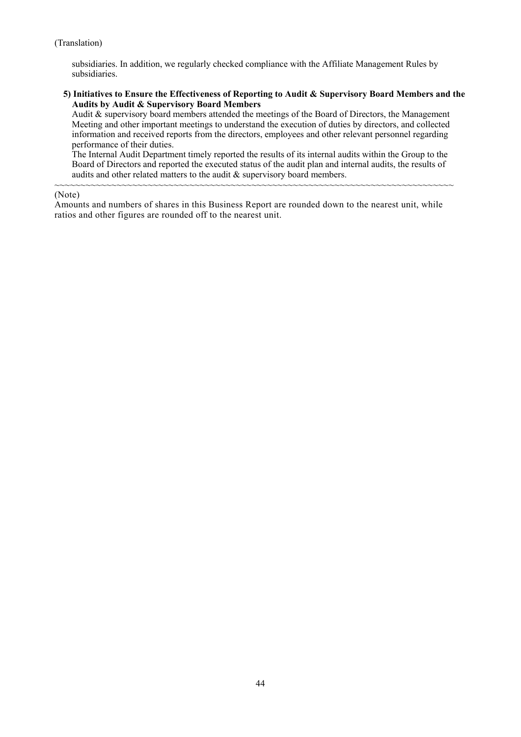(Translation)

subsidiaries. In addition, we regularly checked compliance with the Affiliate Management Rules by subsidiaries.

**5) Initiatives to Ensure the Effectiveness of Reporting to Audit & Supervisory Board Members and the Audits by Audit & Supervisory Board Members**

Audit & supervisory board members attended the meetings of the Board of Directors, the Management Meeting and other important meetings to understand the execution of duties by directors, and collected information and received reports from the directors, employees and other relevant personnel regarding performance of their duties.

The Internal Audit Department timely reported the results of its internal audits within the Group to the Board of Directors and reported the executed status of the audit plan and internal audits, the results of audits and other related matters to the audit & supervisory board members.

~~~~~~~~~~~~~~~~~~~~~~~~~~~~~~~~~~~~~~~~~~~~~~~~~~~~~~~~~~~~~~~~~~~~~~~~~~~~~~~~

(Note)

Amounts and numbers of shares in this Business Report are rounded down to the nearest unit, while ratios and other figures are rounded off to the nearest unit.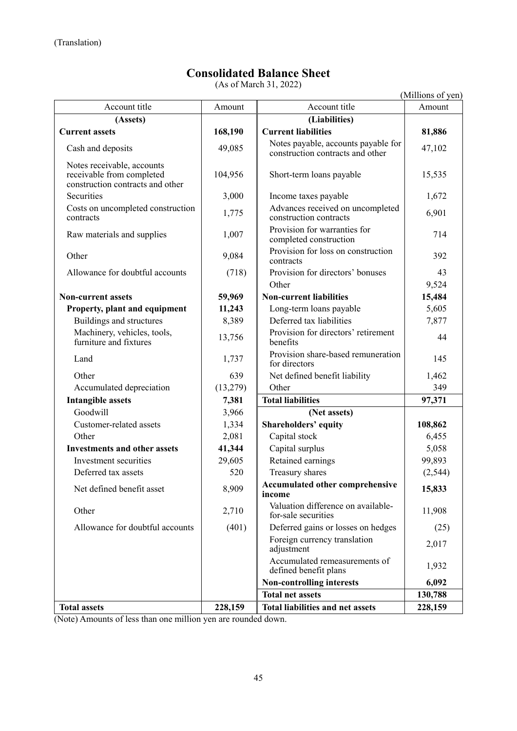(Translation)

# Consolidated Balance Sheet

(As of March 31, 2022)

(Millions of yen)

| Account title | Amount | Account title | Amount |
|---|---|---|---|
| **(Assets)** | | **(Liabilities)** | |
| **Current assets** | **168,190** | **Current liabilities** | **81,886** |
| Cash and deposits | 49,085 | Notes payable, accounts payable for construction contracts and other | 47,102 |
| Notes receivable, accounts receivable from completed construction contracts and other | 104,956 | Short-term loans payable | 15,535 |
| Securities | 3,000 | Income taxes payable | 1,672 |
| Costs on uncompleted construction contracts | 1,775 | Advances received on uncompleted construction contracts | 6,901 |
| Raw materials and supplies | 1,007 | Provision for warranties for completed construction | 714 |
| Other | 9,084 | Provision for loss on construction contracts | 392 |
| Allowance for doubtful accounts | (718) | Provision for directors' bonuses | 43 |
| | | Other | 9,524 |
| **Non-current assets** | **59,969** | **Non-current liabilities** | **15,484** |
| **Property, plant and equipment** | **11,243** | Long-term loans payable | 5,605 |
| Buildings and structures | 8,389 | Deferred tax liabilities | 7,877 |
| Machinery, vehicles, tools, furniture and fixtures | 13,756 | Provision for directors' retirement benefits | 44 |
| Land | 1,737 | Provision share-based remuneration for directors | 145 |
| Other | 639 | Net defined benefit liability | 1,462 |
| Accumulated depreciation | (13,279) | Other | 349 |
| **Intangible assets** | **7,381** | **Total liabilities** | **97,371** |
| Goodwill | 3,966 | **(Net assets)** | |
| Customer-related assets | 1,334 | **Shareholders' equity** | **108,862** |
| Other | 2,081 | Capital stock | 6,455 |
| **Investments and other assets** | **41,344** | Capital surplus | 5,058 |
| Investment securities | 29,605 | Retained earnings | 99,893 |
| Deferred tax assets | 520 | Treasury shares | (2,544) |
| Net defined benefit asset | 8,909 | **Accumulated other comprehensive income** | **15,833** |
| Other | 2,710 | Valuation difference on available-for-sale securities | 11,908 |
| Allowance for doubtful accounts | (401) | Deferred gains or losses on hedges | (25) |
| | | Foreign currency translation adjustment | 2,017 |
| | | Accumulated remeasurements of defined benefit plans | 1,932 |
| | | **Non-controlling interests** | **6,092** |
| | | **Total net assets** | **130,788** |
| **Total assets** | **228,159** | **Total liabilities and net assets** | **228,159** |

(Note) Amounts of less than one million yen are rounded down.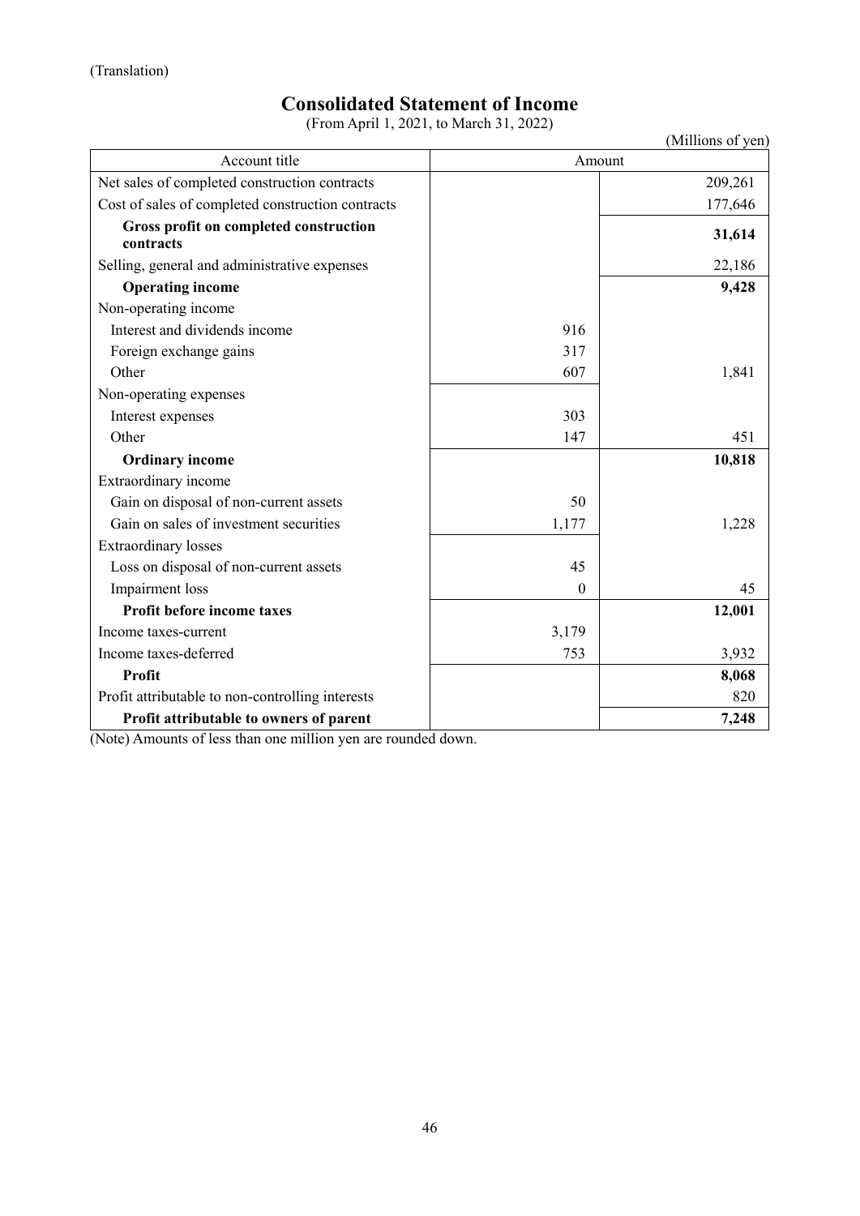(Translation)

# Consolidated Statement of Income

(From April 1, 2021, to March 31, 2022)

(Millions of yen)

| Account title | Amount | |
|---|---|---|
| Net sales of completed construction contracts | | 209,261 |
| Cost of sales of completed construction contracts | | 177,646 |
| **Gross profit on completed construction contracts** | | **31,614** |
| Selling, general and administrative expenses | | 22,186 |
| **Operating income** | | **9,428** |
| Non-operating income | | |
| Interest and dividends income | 916 | |
| Foreign exchange gains | 317 | |
| Other | 607 | 1,841 |
| Non-operating expenses | | |
| Interest expenses | 303 | |
| Other | 147 | 451 |
| **Ordinary income** | | **10,818** |
| Extraordinary income | | |
| Gain on disposal of non-current assets | 50 | |
| Gain on sales of investment securities | 1,177 | 1,228 |
| Extraordinary losses | | |
| Loss on disposal of non-current assets | 45 | |
| Impairment loss | 0 | 45 |
| **Profit before income taxes** | | **12,001** |
| Income taxes-current | 3,179 | |
| Income taxes-deferred | 753 | 3,932 |
| **Profit** | | **8,068** |
| Profit attributable to non-controlling interests | | 820 |
| **Profit attributable to owners of parent** | | **7,248** |

(Note) Amounts of less than one million yen are rounded down.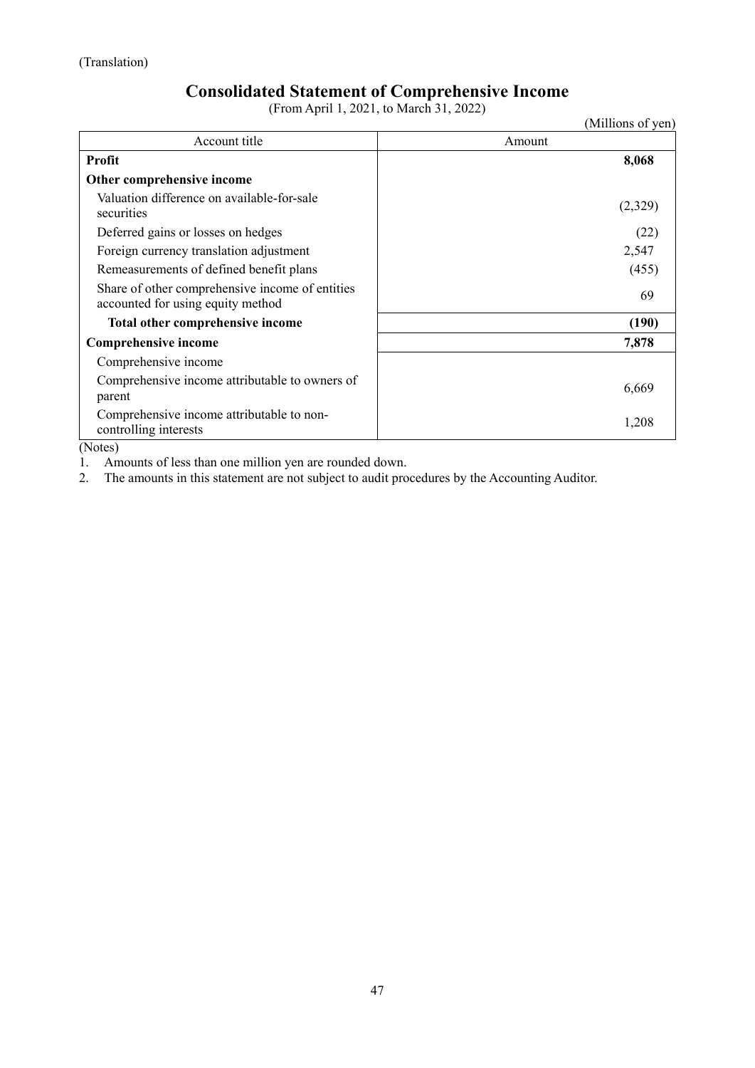(Translation)

# Consolidated Statement of Comprehensive Income

(From April 1, 2021, to March 31, 2022)

(Millions of yen)

| Account title | Amount |
|---|---|
| **Profit** | **8,068** |
| **Other comprehensive income** | |
| Valuation difference on available-for-sale securities | (2,329) |
| Deferred gains or losses on hedges | (22) |
| Foreign currency translation adjustment | 2,547 |
| Remeasurements of defined benefit plans | (455) |
| Share of other comprehensive income of entities accounted for using equity method | 69 |
| **Total other comprehensive income** | **(190)** |
| **Comprehensive income** | **7,878** |
| Comprehensive income | |
| Comprehensive income attributable to owners of parent | 6,669 |
| Comprehensive income attributable to non-controlling interests | 1,208 |

(Notes)

1. Amounts of less than one million yen are rounded down.
2. The amounts in this statement are not subject to audit procedures by the Accounting Auditor.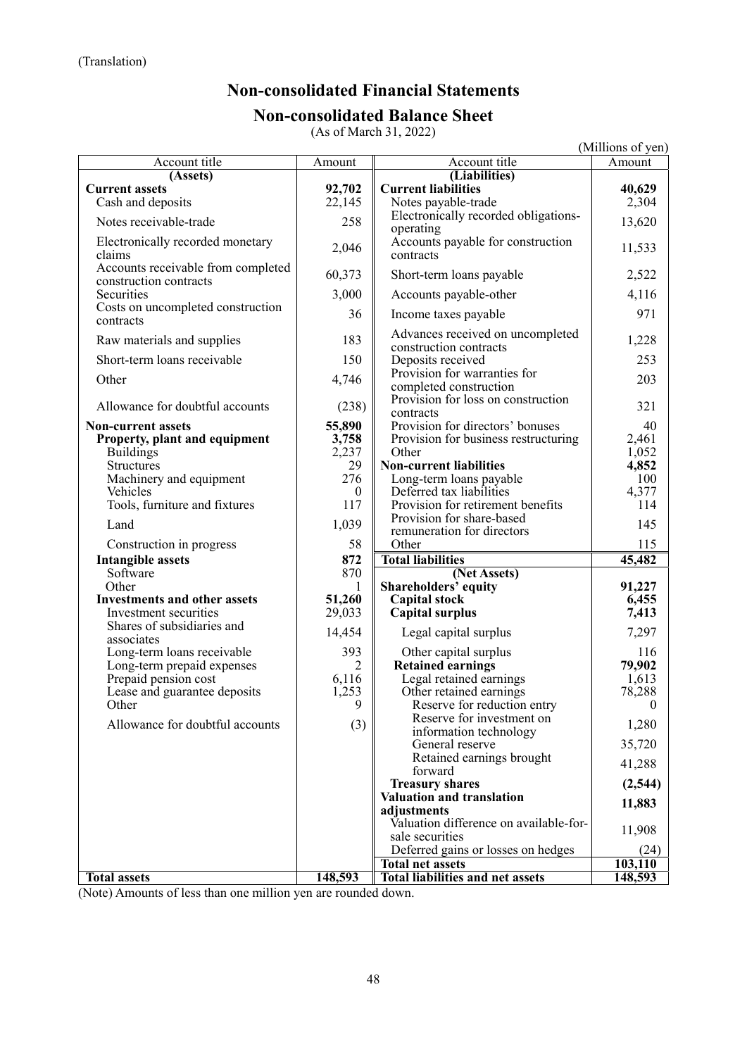(Translation)

# Non-consolidated Financial Statements

## Non-consolidated Balance Sheet

(As of March 31, 2022)

(Millions of yen)

| Account title | Amount | Account title | Amount |
|---|---|---|---|
| **(Assets)** | | **(Liabilities)** | |
| **Current assets** | **92,702** | **Current liabilities** | **40,629** |
| Cash and deposits | 22,145 | Notes payable-trade | 2,304 |
| Notes receivable-trade | 258 | Electronically recorded obligations-operating | 13,620 |
| Electronically recorded monetary claims | 2,046 | Accounts payable for construction contracts | 11,533 |
| Accounts receivable from completed construction contracts | 60,373 | Short-term loans payable | 2,522 |
| Securities | 3,000 | Accounts payable-other | 4,116 |
| Costs on uncompleted construction contracts | 36 | Income taxes payable | 971 |
| Raw materials and supplies | 183 | Advances received on uncompleted construction contracts | 1,228 |
| Short-term loans receivable | 150 | Deposits received | 253 |
| Other | 4,746 | Provision for warranties for completed construction | 203 |
| Allowance for doubtful accounts | (238) | Provision for loss on construction contracts | 321 |
| **Non-current assets** | **55,890** | Provision for directors' bonuses | 40 |
| **Property, plant and equipment** | **3,758** | Provision for business restructuring | 2,461 |
| Buildings | 2,237 | Other | 1,052 |
| Structures | 29 | **Non-current liabilities** | **4,852** |
| Machinery and equipment | 276 | Long-term loans payable | 100 |
| Vehicles | 0 | Deferred tax liabilities | 4,377 |
| Tools, furniture and fixtures | 117 | Provision for retirement benefits | 114 |
| Land | 1,039 | Provision for share-based remuneration for directors | 145 |
| Construction in progress | 58 | Other | 115 |
| **Intangible assets** | **872** | **Total liabilities** | **45,482** |
| Software | 870 | **(Net Assets)** | |
| Other | 1 | **Shareholders' equity** | **91,227** |
| **Investments and other assets** | **51,260** | **Capital stock** | **6,455** |
| Investment securities | 29,033 | **Capital surplus** | **7,413** |
| Shares of subsidiaries and associates | 14,454 | Legal capital surplus | 7,297 |
| Long-term loans receivable | 393 | Other capital surplus | 116 |
| Long-term prepaid expenses | 2 | **Retained earnings** | **79,902** |
| Prepaid pension cost | 6,116 | Legal retained earnings | 1,613 |
| Lease and guarantee deposits | 1,253 | Other retained earnings | 78,288 |
| Other | 9 | Reserve for reduction entry | 0 |
| Allowance for doubtful accounts | (3) | Reserve for investment on information technology | 1,280 |
| | | General reserve | 35,720 |
| | | Retained earnings brought forward | 41,288 |
| | | **Treasury shares** | **(2,544)** |
| | | **Valuation and translation adjustments** | **11,883** |
| | | Valuation difference on available-for-sale securities | 11,908 |
| | | Deferred gains or losses on hedges | (24) |
| | | **Total net assets** | **103,110** |
| **Total assets** | **148,593** | **Total liabilities and net assets** | **148,593** |

(Note) Amounts of less than one million yen are rounded down.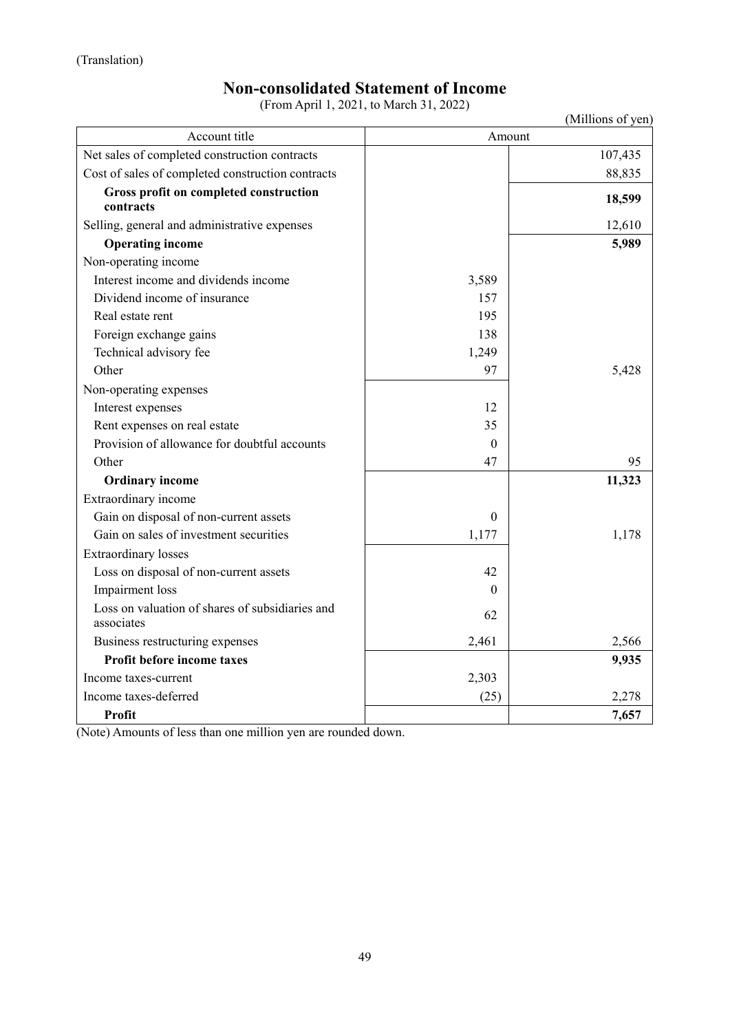(Translation)

# Non-consolidated Statement of Income

(From April 1, 2021, to March 31, 2022)

(Millions of yen)

| Account title | Amount | |
|---|---|---|
| Net sales of completed construction contracts | | 107,435 |
| Cost of sales of completed construction contracts | | 88,835 |
| **Gross profit on completed construction contracts** | | **18,599** |
| Selling, general and administrative expenses | | 12,610 |
| **Operating income** | | **5,989** |
| Non-operating income | | |
| Interest income and dividends income | 3,589 | |
| Dividend income of insurance | 157 | |
| Real estate rent | 195 | |
| Foreign exchange gains | 138 | |
| Technical advisory fee | 1,249 | |
| Other | 97 | 5,428 |
| Non-operating expenses | | |
| Interest expenses | 12 | |
| Rent expenses on real estate | 35 | |
| Provision of allowance for doubtful accounts | 0 | |
| Other | 47 | 95 |
| **Ordinary income** | | **11,323** |
| Extraordinary income | | |
| Gain on disposal of non-current assets | 0 | |
| Gain on sales of investment securities | 1,177 | 1,178 |
| Extraordinary losses | | |
| Loss on disposal of non-current assets | 42 | |
| Impairment loss | 0 | |
| Loss on valuation of shares of subsidiaries and associates | 62 | |
| Business restructuring expenses | 2,461 | 2,566 |
| **Profit before income taxes** | | **9,935** |
| Income taxes-current | 2,303 | |
| Income taxes-deferred | (25) | 2,278 |
| **Profit** | | **7,657** |

(Note) Amounts of less than one million yen are rounded down.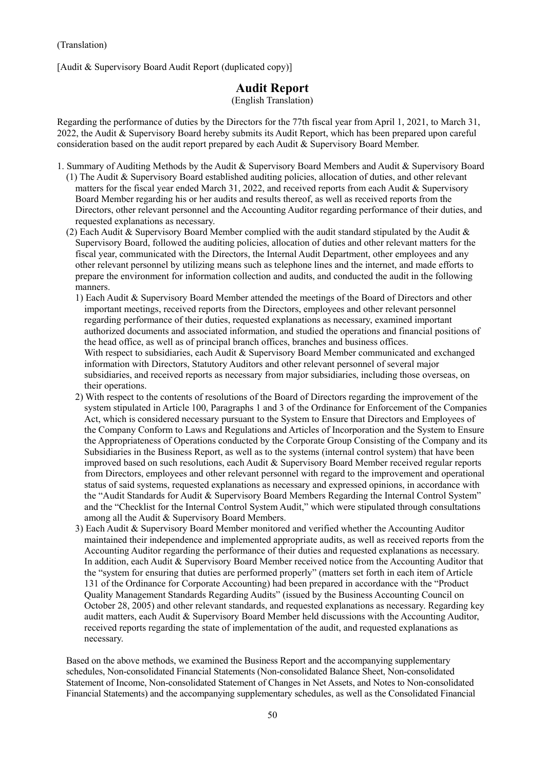(Translation)

[Audit & Supervisory Board Audit Report (duplicated copy)]

# Audit Report

(English Translation)

Regarding the performance of duties by the Directors for the 77th fiscal year from April 1, 2021, to March 31, 2022, the Audit & Supervisory Board hereby submits its Audit Report, which has been prepared upon careful consideration based on the audit report prepared by each Audit & Supervisory Board Member.

1. Summary of Auditing Methods by the Audit & Supervisory Board Members and Audit & Supervisory Board
   (1) The Audit & Supervisory Board established auditing policies, allocation of duties, and other relevant matters for the fiscal year ended March 31, 2022, and received reports from each Audit & Supervisory Board Member regarding his or her audits and results thereof, as well as received reports from the Directors, other relevant personnel and the Accounting Auditor regarding performance of their duties, and requested explanations as necessary.
   (2) Each Audit & Supervisory Board Member complied with the audit standard stipulated by the Audit & Supervisory Board, followed the auditing policies, allocation of duties and other relevant matters for the fiscal year, communicated with the Directors, the Internal Audit Department, other employees and any other relevant personnel by utilizing means such as telephone lines and the internet, and made efforts to prepare the environment for information collection and audits, and conducted the audit in the following manners.
      1) Each Audit & Supervisory Board Member attended the meetings of the Board of Directors and other important meetings, received reports from the Directors, employees and other relevant personnel regarding performance of their duties, requested explanations as necessary, examined important authorized documents and associated information, and studied the operations and financial positions of the head office, as well as of principal branch offices, branches and business offices.
      With respect to subsidiaries, each Audit & Supervisory Board Member communicated and exchanged information with Directors, Statutory Auditors and other relevant personnel of several major subsidiaries, and received reports as necessary from major subsidiaries, including those overseas, on their operations.
      2) With respect to the contents of resolutions of the Board of Directors regarding the improvement of the system stipulated in Article 100, Paragraphs 1 and 3 of the Ordinance for Enforcement of the Companies Act, which is considered necessary pursuant to the System to Ensure that Directors and Employees of the Company Conform to Laws and Regulations and Articles of Incorporation and the System to Ensure the Appropriateness of Operations conducted by the Corporate Group Consisting of the Company and its Subsidiaries in the Business Report, as well as to the systems (internal control system) that have been improved based on such resolutions, each Audit & Supervisory Board Member received regular reports from Directors, employees and other relevant personnel with regard to the improvement and operational status of said systems, requested explanations as necessary and expressed opinions, in accordance with the "Audit Standards for Audit & Supervisory Board Members Regarding the Internal Control System" and the "Checklist for the Internal Control System Audit," which were stipulated through consultations among all the Audit & Supervisory Board Members.
      3) Each Audit & Supervisory Board Member monitored and verified whether the Accounting Auditor maintained their independence and implemented appropriate audits, as well as received reports from the Accounting Auditor regarding the performance of their duties and requested explanations as necessary. In addition, each Audit & Supervisory Board Member received notice from the Accounting Auditor that the "system for ensuring that duties are performed properly" (matters set forth in each item of Article 131 of the Ordinance for Corporate Accounting) had been prepared in accordance with the "Product Quality Management Standards Regarding Audits" (issued by the Business Accounting Council on October 28, 2005) and other relevant standards, and requested explanations as necessary. Regarding key audit matters, each Audit & Supervisory Board Member held discussions with the Accounting Auditor, received reports regarding the state of implementation of the audit, and requested explanations as necessary.

Based on the above methods, we examined the Business Report and the accompanying supplementary schedules, Non-consolidated Financial Statements (Non-consolidated Balance Sheet, Non-consolidated Statement of Income, Non-consolidated Statement of Changes in Net Assets, and Notes to Non-consolidated Financial Statements) and the accompanying supplementary schedules, as well as the Consolidated Financial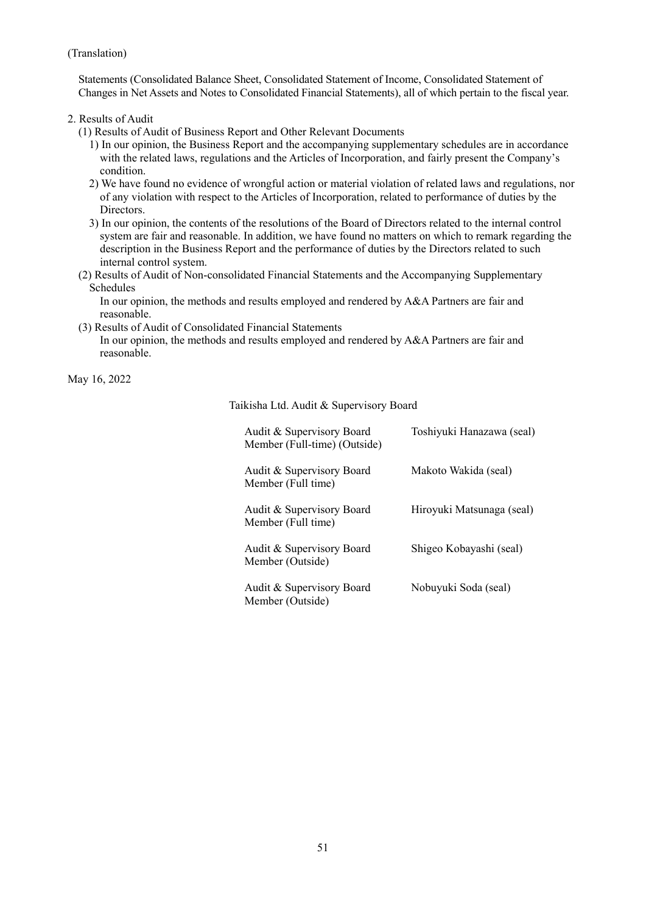(Translation)

Statements (Consolidated Balance Sheet, Consolidated Statement of Income, Consolidated Statement of Changes in Net Assets and Notes to Consolidated Financial Statements), all of which pertain to the fiscal year.

2. Results of Audit

(1) Results of Audit of Business Report and Other Relevant Documents

1) In our opinion, the Business Report and the accompanying supplementary schedules are in accordance with the related laws, regulations and the Articles of Incorporation, and fairly present the Company's condition.

2) We have found no evidence of wrongful action or material violation of related laws and regulations, nor of any violation with respect to the Articles of Incorporation, related to performance of duties by the Directors.

3) In our opinion, the contents of the resolutions of the Board of Directors related to the internal control system are fair and reasonable. In addition, we have found no matters on which to remark regarding the description in the Business Report and the performance of duties by the Directors related to such internal control system.

(2) Results of Audit of Non-consolidated Financial Statements and the Accompanying Supplementary Schedules

In our opinion, the methods and results employed and rendered by A&A Partners are fair and reasonable.

(3) Results of Audit of Consolidated Financial Statements

In our opinion, the methods and results employed and rendered by A&A Partners are fair and reasonable.

May 16, 2022

Taikisha Ltd. Audit & Supervisory Board

| | |
|---|---|
| Audit & Supervisory Board Member (Full-time) (Outside) | Toshiyuki Hanazawa (seal) |
| Audit & Supervisory Board Member (Full time) | Makoto Wakida (seal) |
| Audit & Supervisory Board Member (Full time) | Hiroyuki Matsunaga (seal) |
| Audit & Supervisory Board Member (Outside) | Shigeo Kobayashi (seal) |
| Audit & Supervisory Board Member (Outside) | Nobuyuki Soda (seal) |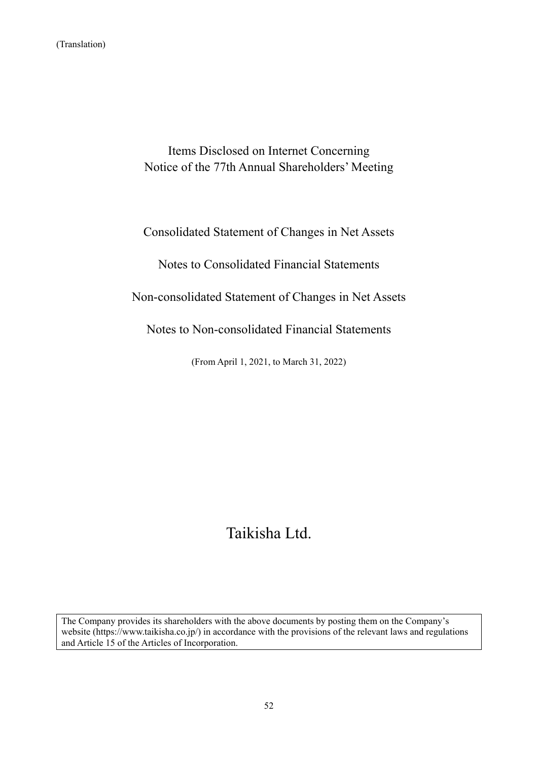(Translation)

# Items Disclosed on Internet Concerning Notice of the 77th Annual Shareholders' Meeting

Consolidated Statement of Changes in Net Assets

Notes to Consolidated Financial Statements

Non-consolidated Statement of Changes in Net Assets

Notes to Non-consolidated Financial Statements

(From April 1, 2021, to March 31, 2022)

# Taikisha Ltd.

The Company provides its shareholders with the above documents by posting them on the Company's website (https://www.taikisha.co.jp/) in accordance with the provisions of the relevant laws and regulations and Article 15 of the Articles of Incorporation.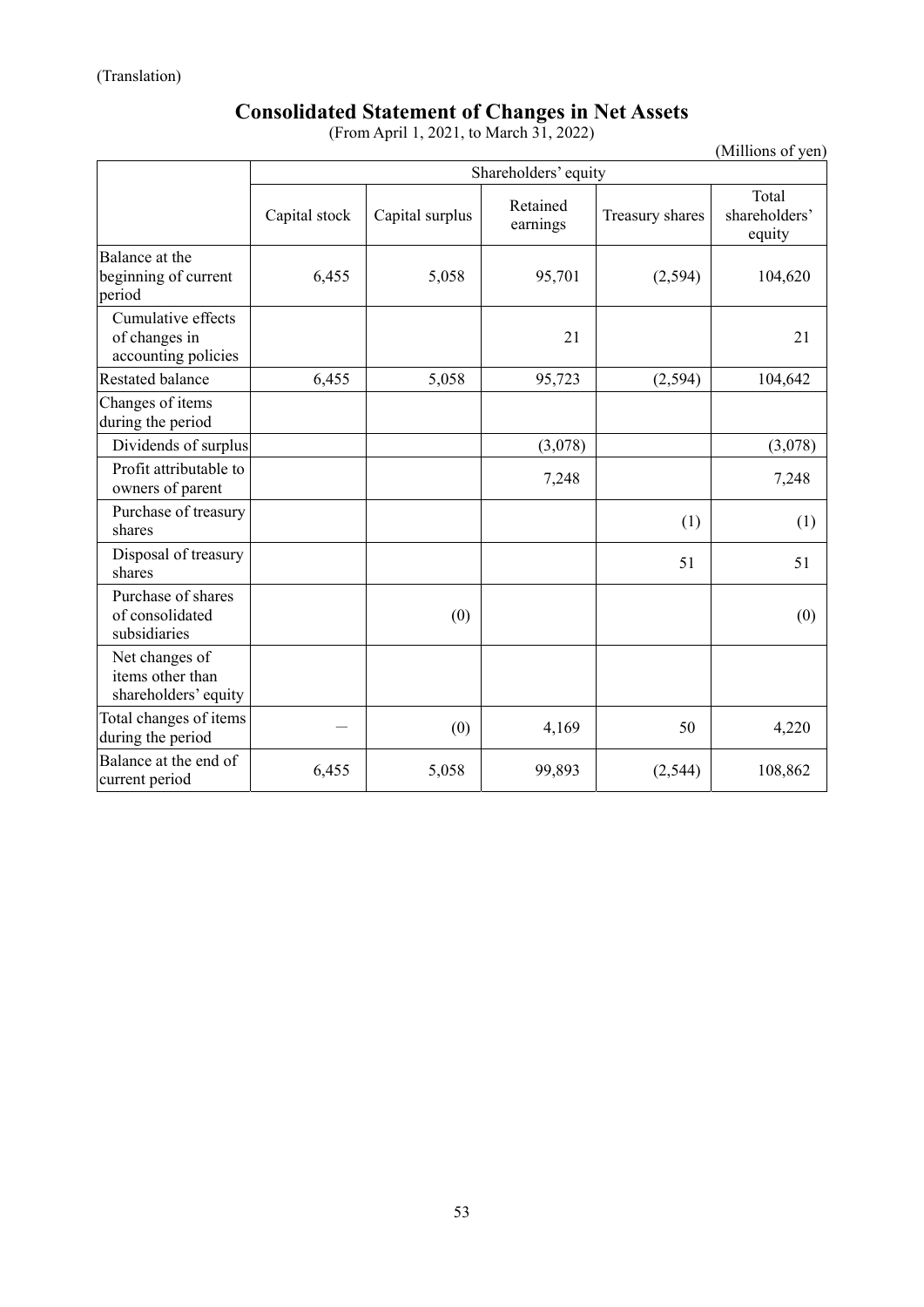(Translation)

# Consolidated Statement of Changes in Net Assets

(From April 1, 2021, to March 31, 2022)

(Millions of yen)

| | Shareholders' equity | | | | |
|---|---|---|---|---|---|
| | Capital stock | Capital surplus | Retained earnings | Treasury shares | Total shareholders' equity |
| Balance at the beginning of current period | 6,455 | 5,058 | 95,701 | (2,594) | 104,620 |
| Cumulative effects of changes in accounting policies | | | 21 | | 21 |
| Restated balance | 6,455 | 5,058 | 95,723 | (2,594) | 104,642 |
| Changes of items during the period | | | | | |
| Dividends of surplus | | | (3,078) | | (3,078) |
| Profit attributable to owners of parent | | | 7,248 | | 7,248 |
| Purchase of treasury shares | | | | (1) | (1) |
| Disposal of treasury shares | | | | 51 | 51 |
| Purchase of shares of consolidated subsidiaries | | (0) | | | (0) |
| Net changes of items other than shareholders' equity | | | | | |
| Total changes of items during the period | — | (0) | 4,169 | 50 | 4,220 |
| Balance at the end of current period | 6,455 | 5,058 | 99,893 | (2,544) | 108,862 |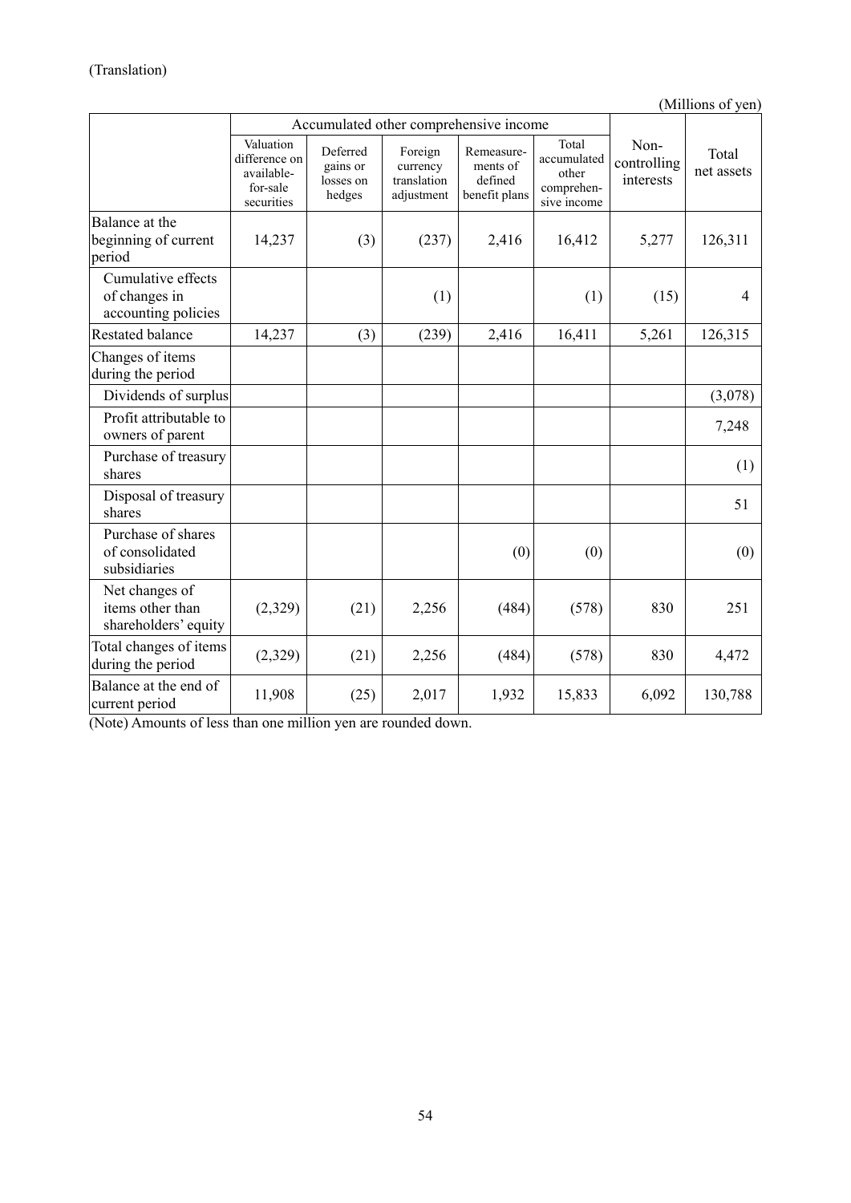(Translation)

(Millions of yen)

| | Accumulated other comprehensive income | | | | | Non-controlling interests | Total net assets |
|---|---|---|---|---|---|---|---|
| | Valuation difference on available-for-sale securities | Deferred gains or losses on hedges | Foreign currency translation adjustment | Remeasurements of defined benefit plans | Total accumulated other comprehensive income | | |
| Balance at the beginning of current period | 14,237 | (3) | (237) | 2,416 | 16,412 | 5,277 | 126,311 |
| Cumulative effects of changes in accounting policies | | | (1) | | (1) | (15) | 4 |
| Restated balance | 14,237 | (3) | (239) | 2,416 | 16,411 | 5,261 | 126,315 |
| Changes of items during the period | | | | | | | |
| Dividends of surplus | | | | | | | (3,078) |
| Profit attributable to owners of parent | | | | | | | 7,248 |
| Purchase of treasury shares | | | | | | | (1) |
| Disposal of treasury shares | | | | | | | 51 |
| Purchase of shares of consolidated subsidiaries | | | | (0) | (0) | | (0) |
| Net changes of items other than shareholders' equity | (2,329) | (21) | 2,256 | (484) | (578) | 830 | 251 |
| Total changes of items during the period | (2,329) | (21) | 2,256 | (484) | (578) | 830 | 4,472 |
| Balance at the end of current period | 11,908 | (25) | 2,017 | 1,932 | 15,833 | 6,092 | 130,788 |

(Note) Amounts of less than one million yen are rounded down.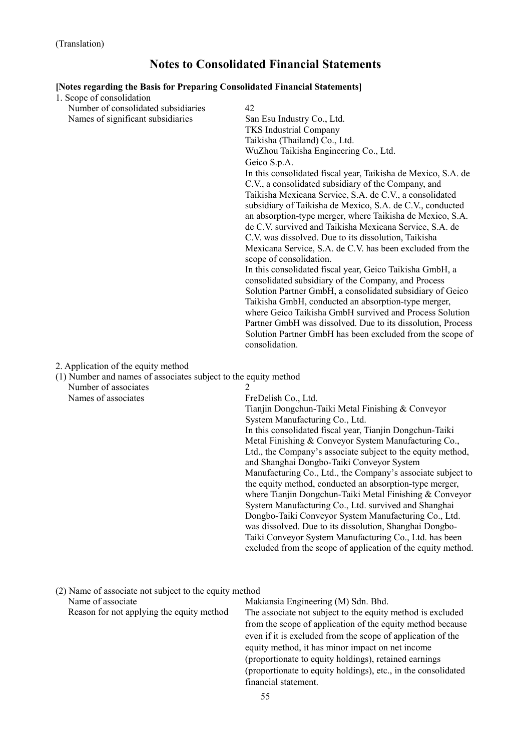(Translation)

# Notes to Consolidated Financial Statements

**[Notes regarding the Basis for Preparing Consolidated Financial Statements]**

1. Scope of consolidation

| | |
|---|---|
| Number of consolidated subsidiaries | 42 |
| Names of significant subsidiaries | San Esu Industry Co., Ltd.<br>TKS Industrial Company<br>Taikisha (Thailand) Co., Ltd.<br>WuZhou Taikisha Engineering Co., Ltd.<br>Geico S.p.A.<br>In this consolidated fiscal year, Taikisha de Mexico, S.A. de C.V., a consolidated subsidiary of the Company, and Taikisha Mexicana Service, S.A. de C.V., a consolidated subsidiary of Taikisha de Mexico, S.A. de C.V., conducted an absorption-type merger, where Taikisha de Mexico, S.A. de C.V. survived and Taikisha Mexicana Service, S.A. de C.V. was dissolved. Due to its dissolution, Taikisha Mexicana Service, S.A. de C.V. has been excluded from the scope of consolidation.<br>In this consolidated fiscal year, Geico Taikisha GmbH, a consolidated subsidiary of the Company, and Process Solution Partner GmbH, a consolidated subsidiary of Geico Taikisha GmbH, conducted an absorption-type merger, where Geico Taikisha GmbH survived and Process Solution Partner GmbH was dissolved. Due to its dissolution, Process Solution Partner GmbH has been excluded from the scope of consolidation. |

2. Application of the equity method

(1) Number and names of associates subject to the equity method

| | |
|---|---|
| Number of associates | 2 |
| Names of associates | FreDelish Co., Ltd.<br>Tianjin Dongchun-Taiki Metal Finishing & Conveyor System Manufacturing Co., Ltd.<br>In this consolidated fiscal year, Tianjin Dongchun-Taiki Metal Finishing & Conveyor System Manufacturing Co., Ltd., the Company's associate subject to the equity method, and Shanghai Dongbo-Taiki Conveyor System Manufacturing Co., Ltd., the Company's associate subject to the equity method, conducted an absorption-type merger, where Tianjin Dongchun-Taiki Metal Finishing & Conveyor System Manufacturing Co., Ltd. survived and Shanghai Dongbo-Taiki Conveyor System Manufacturing Co., Ltd. was dissolved. Due to its dissolution, Shanghai Dongbo-Taiki Conveyor System Manufacturing Co., Ltd. has been excluded from the scope of application of the equity method. |

(2) Name of associate not subject to the equity method

| | |
|---|---|
| Name of associate | Makiansia Engineering (M) Sdn. Bhd. |
| Reason for not applying the equity method | The associate not subject to the equity method is excluded from the scope of application of the equity method because even if it is excluded from the scope of application of the equity method, it has minor impact on net income (proportionate to equity holdings), retained earnings (proportionate to equity holdings), etc., in the consolidated financial statement. |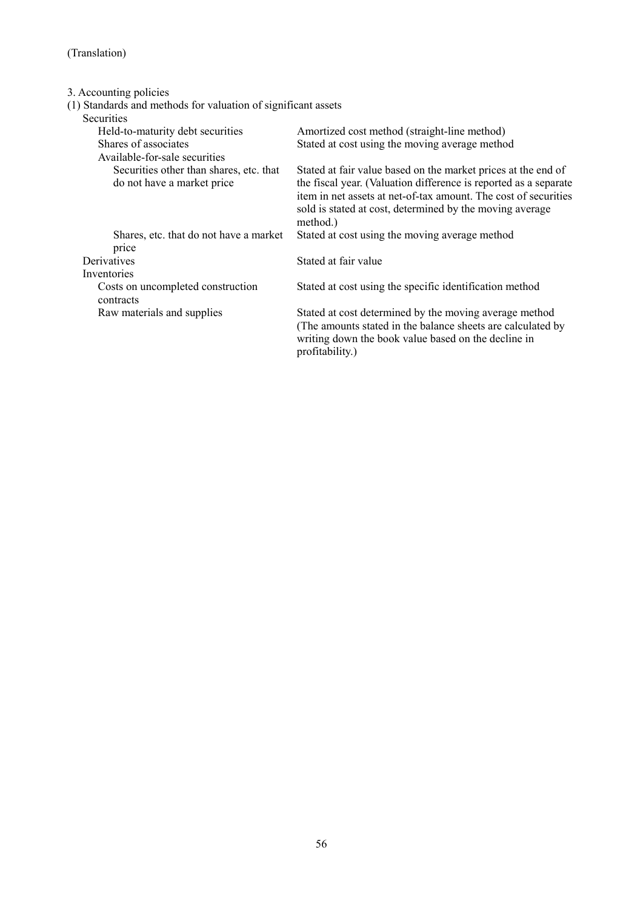(Translation)

3. Accounting policies

(1) Standards and methods for valuation of significant assets

| | |
|---|---|
| Securities | |
| Held-to-maturity debt securities | Amortized cost method (straight-line method) |
| Shares of associates | Stated at cost using the moving average method |
| Available-for-sale securities | |
| Securities other than shares, etc. that do not have a market price | Stated at fair value based on the market prices at the end of the fiscal year. (Valuation difference is reported as a separate item in net assets at net-of-tax amount. The cost of securities sold is stated at cost, determined by the moving average method.) |
| Shares, etc. that do not have a market price | Stated at cost using the moving average method |
| Derivatives | Stated at fair value |
| Inventories | |
| Costs on uncompleted construction contracts | Stated at cost using the specific identification method |
| Raw materials and supplies | Stated at cost determined by the moving average method (The amounts stated in the balance sheets are calculated by writing down the book value based on the decline in profitability.) |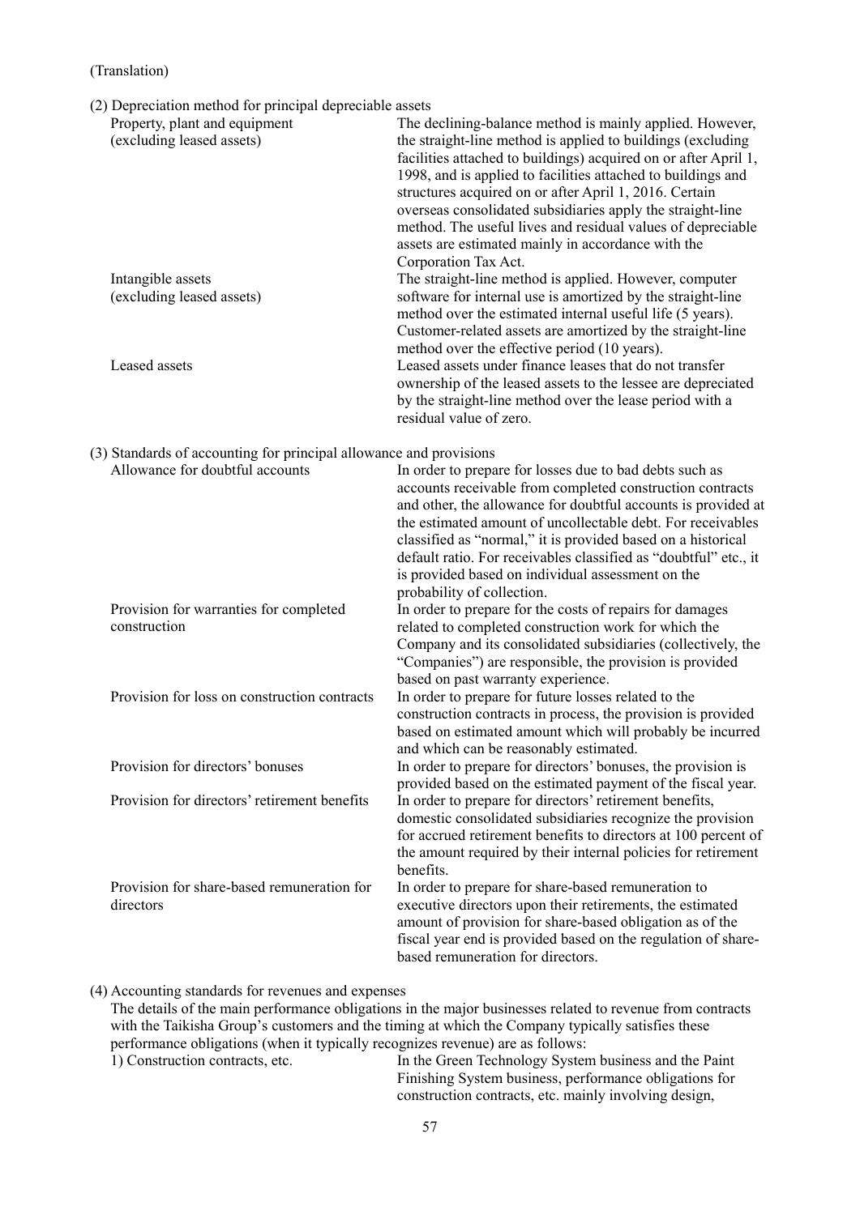(Translation)

(2) Depreciation method for principal depreciable assets

| | |
|---|---|
| Property, plant and equipment (excluding leased assets) | The declining-balance method is mainly applied. However, the straight-line method is applied to buildings (excluding facilities attached to buildings) acquired on or after April 1, 1998, and is applied to facilities attached to buildings and structures acquired on or after April 1, 2016. Certain overseas consolidated subsidiaries apply the straight-line method. The useful lives and residual values of depreciable assets are estimated mainly in accordance with the Corporation Tax Act. |
| Intangible assets (excluding leased assets) | The straight-line method is applied. However, computer software for internal use is amortized by the straight-line method over the estimated internal useful life (5 years). Customer-related assets are amortized by the straight-line method over the effective period (10 years). |
| Leased assets | Leased assets under finance leases that do not transfer ownership of the leased assets to the lessee are depreciated by the straight-line method over the lease period with a residual value of zero. |

(3) Standards of accounting for principal allowance and provisions

| | |
|---|---|
| Allowance for doubtful accounts | In order to prepare for losses due to bad debts such as accounts receivable from completed construction contracts and other, the allowance for doubtful accounts is provided at the estimated amount of uncollectable debt. For receivables classified as "normal," it is provided based on a historical default ratio. For receivables classified as "doubtful" etc., it is provided based on individual assessment on the probability of collection. |
| Provision for warranties for completed construction | In order to prepare for the costs of repairs for damages related to completed construction work for which the Company and its consolidated subsidiaries (collectively, the "Companies") are responsible, the provision is provided based on past warranty experience. |
| Provision for loss on construction contracts | In order to prepare for future losses related to the construction contracts in process, the provision is provided based on estimated amount which will probably be incurred and which can be reasonably estimated. |
| Provision for directors' bonuses | In order to prepare for directors' bonuses, the provision is provided based on the estimated payment of the fiscal year. |
| Provision for directors' retirement benefits | In order to prepare for directors' retirement benefits, domestic consolidated subsidiaries recognize the provision for accrued retirement benefits to directors at 100 percent of the amount required by their internal policies for retirement benefits. |
| Provision for share-based remuneration for directors | In order to prepare for share-based remuneration to executive directors upon their retirements, the estimated amount of provision for share-based obligation as of the fiscal year end is provided based on the regulation of share-based remuneration for directors. |

(4) Accounting standards for revenues and expenses

The details of the main performance obligations in the major businesses related to revenue from contracts with the Taikisha Group's customers and the timing at which the Company typically satisfies these performance obligations (when it typically recognizes revenue) are as follows:

| | |
|---|---|
| 1) Construction contracts, etc. | In the Green Technology System business and the Paint Finishing System business, performance obligations for construction contracts, etc. mainly involving design, |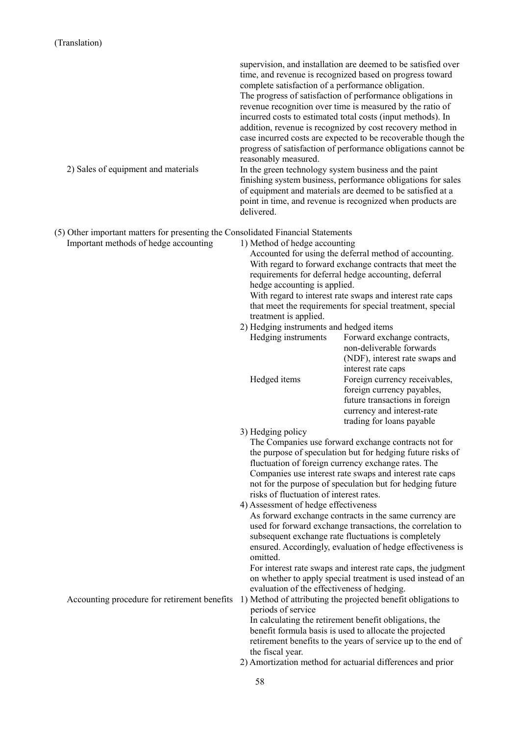(Translation)

supervision, and installation are deemed to be satisfied over time, and revenue is recognized based on progress toward complete satisfaction of a performance obligation.
The progress of satisfaction of performance obligations in revenue recognition over time is measured by the ratio of incurred costs to estimated total costs (input methods). In addition, revenue is recognized by cost recovery method in case incurred costs are expected to be recoverable though the progress of satisfaction of performance obligations cannot be reasonably measured.

2) Sales of equipment and materials

In the green technology system business and the paint finishing system business, performance obligations for sales of equipment and materials are deemed to be satisfied at a point in time, and revenue is recognized when products are delivered.

(5) Other important matters for presenting the Consolidated Financial Statements

Important methods of hedge accounting

1) Method of hedge accounting

Accounted for using the deferral method of accounting. With regard to forward exchange contracts that meet the requirements for deferral hedge accounting, deferral hedge accounting is applied.
With regard to interest rate swaps and interest rate caps that meet the requirements for special treatment, special treatment is applied.

2) Hedging instruments and hedged items

| | |
|---|---|
| Hedging instruments | Forward exchange contracts, non-deliverable forwards (NDF), interest rate swaps and interest rate caps |
| Hedged items | Foreign currency receivables, foreign currency payables, future transactions in foreign currency and interest-rate trading for loans payable |

3) Hedging policy

The Companies use forward exchange contracts not for the purpose of speculation but for hedging future risks of fluctuation of foreign currency exchange rates. The Companies use interest rate swaps and interest rate caps not for the purpose of speculation but for hedging future risks of fluctuation of interest rates.

4) Assessment of hedge effectiveness

As forward exchange contracts in the same currency are used for forward exchange transactions, the correlation to subsequent exchange rate fluctuations is completely ensured. Accordingly, evaluation of hedge effectiveness is omitted.
For interest rate swaps and interest rate caps, the judgment on whether to apply special treatment is used instead of an evaluation of the effectiveness of hedging.

Accounting procedure for retirement benefits

1) Method of attributing the projected benefit obligations to periods of service

In calculating the retirement benefit obligations, the benefit formula basis is used to allocate the projected retirement benefits to the years of service up to the end of the fiscal year.

2) Amortization method for actuarial differences and prior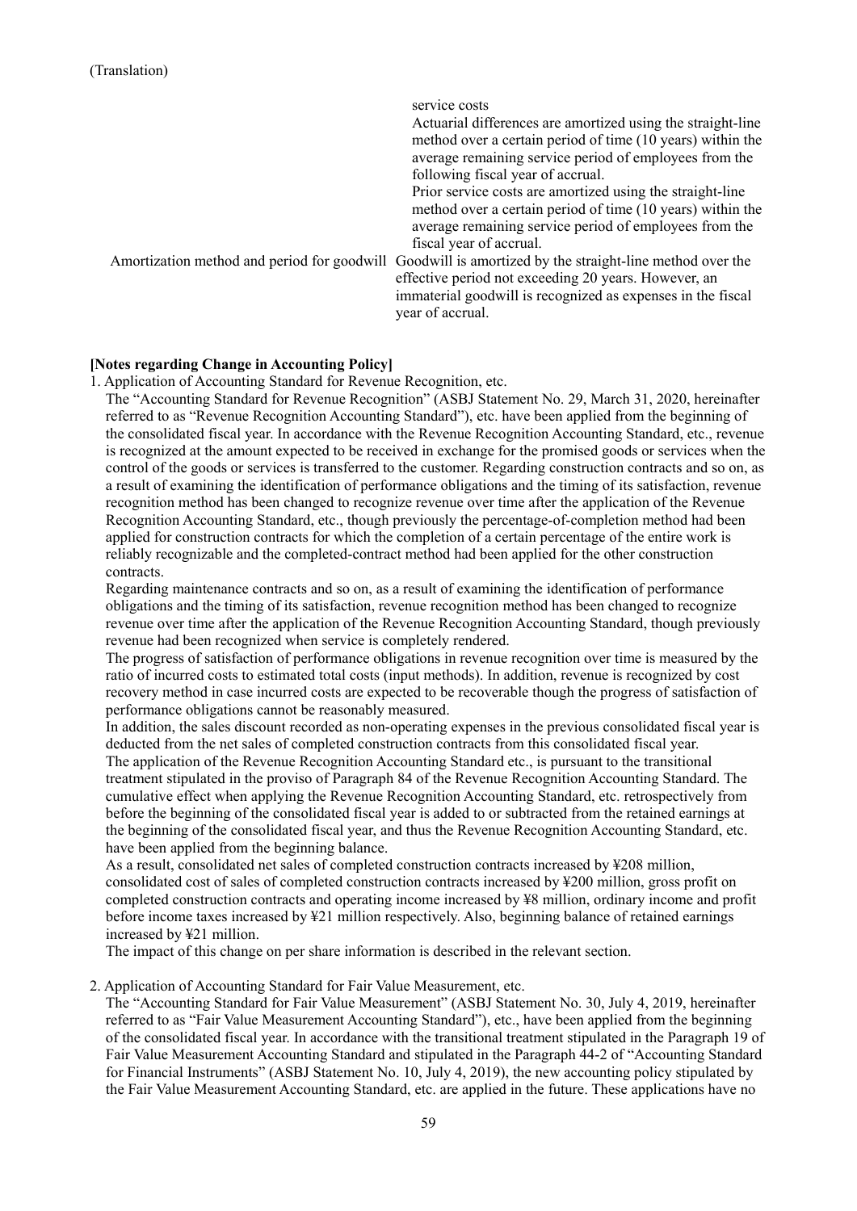(Translation)

| | |
|---|---|
| | service costs<br>Actuarial differences are amortized using the straight-line method over a certain period of time (10 years) within the average remaining service period of employees from the following fiscal year of accrual.<br>Prior service costs are amortized using the straight-line method over a certain period of time (10 years) within the average remaining service period of employees from the fiscal year of accrual. |
| Amortization method and period for goodwill | Goodwill is amortized by the straight-line method over the effective period not exceeding 20 years. However, an immaterial goodwill is recognized as expenses in the fiscal year of accrual. |

**[Notes regarding Change in Accounting Policy]**

1. Application of Accounting Standard for Revenue Recognition, etc.

The "Accounting Standard for Revenue Recognition" (ASBJ Statement No. 29, March 31, 2020, hereinafter referred to as "Revenue Recognition Accounting Standard"), etc. have been applied from the beginning of the consolidated fiscal year. In accordance with the Revenue Recognition Accounting Standard, etc., revenue is recognized at the amount expected to be received in exchange for the promised goods or services when the control of the goods or services is transferred to the customer. Regarding construction contracts and so on, as a result of examining the identification of performance obligations and the timing of its satisfaction, revenue recognition method has been changed to recognize revenue over time after the application of the Revenue Recognition Accounting Standard, etc., though previously the percentage-of-completion method had been applied for construction contracts for which the completion of a certain percentage of the entire work is reliably recognizable and the completed-contract method had been applied for the other construction contracts.

Regarding maintenance contracts and so on, as a result of examining the identification of performance obligations and the timing of its satisfaction, revenue recognition method has been changed to recognize revenue over time after the application of the Revenue Recognition Accounting Standard, though previously revenue had been recognized when service is completely rendered.

The progress of satisfaction of performance obligations in revenue recognition over time is measured by the ratio of incurred costs to estimated total costs (input methods). In addition, revenue is recognized by cost recovery method in case incurred costs are expected to be recoverable though the progress of satisfaction of performance obligations cannot be reasonably measured.

In addition, the sales discount recorded as non-operating expenses in the previous consolidated fiscal year is deducted from the net sales of completed construction contracts from this consolidated fiscal year.

The application of the Revenue Recognition Accounting Standard etc., is pursuant to the transitional treatment stipulated in the proviso of Paragraph 84 of the Revenue Recognition Accounting Standard. The cumulative effect when applying the Revenue Recognition Accounting Standard, etc. retrospectively from before the beginning of the consolidated fiscal year is added to or subtracted from the retained earnings at the beginning of the consolidated fiscal year, and thus the Revenue Recognition Accounting Standard, etc. have been applied from the beginning balance.

As a result, consolidated net sales of completed construction contracts increased by ¥208 million, consolidated cost of sales of completed construction contracts increased by ¥200 million, gross profit on completed construction contracts and operating income increased by ¥8 million, ordinary income and profit before income taxes increased by ¥21 million respectively. Also, beginning balance of retained earnings increased by ¥21 million.

The impact of this change on per share information is described in the relevant section.

2. Application of Accounting Standard for Fair Value Measurement, etc.

The "Accounting Standard for Fair Value Measurement" (ASBJ Statement No. 30, July 4, 2019, hereinafter referred to as "Fair Value Measurement Accounting Standard"), etc., have been applied from the beginning of the consolidated fiscal year. In accordance with the transitional treatment stipulated in the Paragraph 19 of Fair Value Measurement Accounting Standard and stipulated in the Paragraph 44-2 of "Accounting Standard for Financial Instruments" (ASBJ Statement No. 10, July 4, 2019), the new accounting policy stipulated by the Fair Value Measurement Accounting Standard, etc. are applied in the future. These applications have no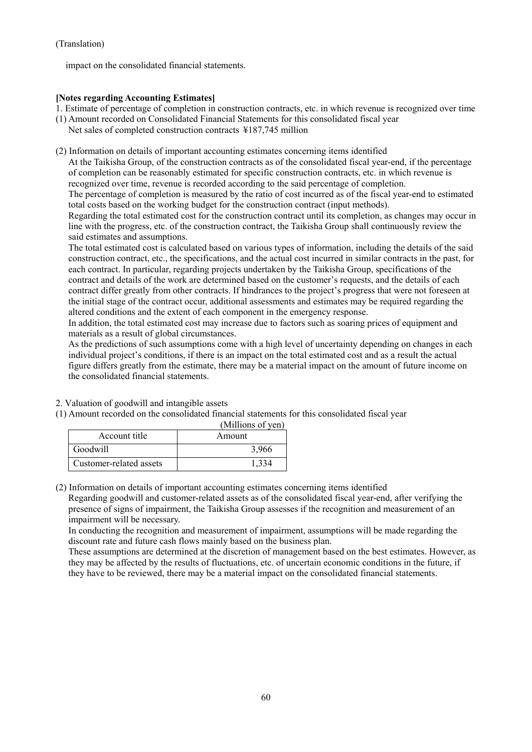(Translation)

impact on the consolidated financial statements.

**[Notes regarding Accounting Estimates]**

1. Estimate of percentage of completion in construction contracts, etc. in which revenue is recognized over time

(1) Amount recorded on Consolidated Financial Statements for this consolidated fiscal year

Net sales of completed construction contracts ¥187,745 million

(2) Information on details of important accounting estimates concerning items identified

At the Taikisha Group, of the construction contracts as of the consolidated fiscal year-end, if the percentage of completion can be reasonably estimated for specific construction contracts, etc. in which revenue is recognized over time, revenue is recorded according to the said percentage of completion.

The percentage of completion is measured by the ratio of cost incurred as of the fiscal year-end to estimated total costs based on the working budget for the construction contract (input methods).

Regarding the total estimated cost for the construction contract until its completion, as changes may occur in line with the progress, etc. of the construction contract, the Taikisha Group shall continuously review the said estimates and assumptions.

The total estimated cost is calculated based on various types of information, including the details of the said construction contract, etc., the specifications, and the actual cost incurred in similar contracts in the past, for each contract. In particular, regarding projects undertaken by the Taikisha Group, specifications of the contract and details of the work are determined based on the customer's requests, and the details of each contract differ greatly from other contracts. If hindrances to the project's progress that were not foreseen at the initial stage of the contract occur, additional assessments and estimates may be required regarding the altered conditions and the extent of each component in the emergency response.

In addition, the total estimated cost may increase due to factors such as soaring prices of equipment and materials as a result of global circumstances.

As the predictions of such assumptions come with a high level of uncertainty depending on changes in each individual project's conditions, if there is an impact on the total estimated cost and as a result the actual figure differs greatly from the estimate, there may be a material impact on the amount of future income on the consolidated financial statements.

2. Valuation of goodwill and intangible assets

(1) Amount recorded on the consolidated financial statements for this consolidated fiscal year

(Millions of yen)

| Account title | Amount |
|---|---|
| Goodwill | 3,966 |
| Customer-related assets | 1,334 |

(2) Information on details of important accounting estimates concerning items identified

Regarding goodwill and customer-related assets as of the consolidated fiscal year-end, after verifying the presence of signs of impairment, the Taikisha Group assesses if the recognition and measurement of an impairment will be necessary.

In conducting the recognition and measurement of impairment, assumptions will be made regarding the discount rate and future cash flows mainly based on the business plan.

These assumptions are determined at the discretion of management based on the best estimates. However, as they may be affected by the results of fluctuations, etc. of uncertain economic conditions in the future, if they have to be reviewed, there may be a material impact on the consolidated financial statements.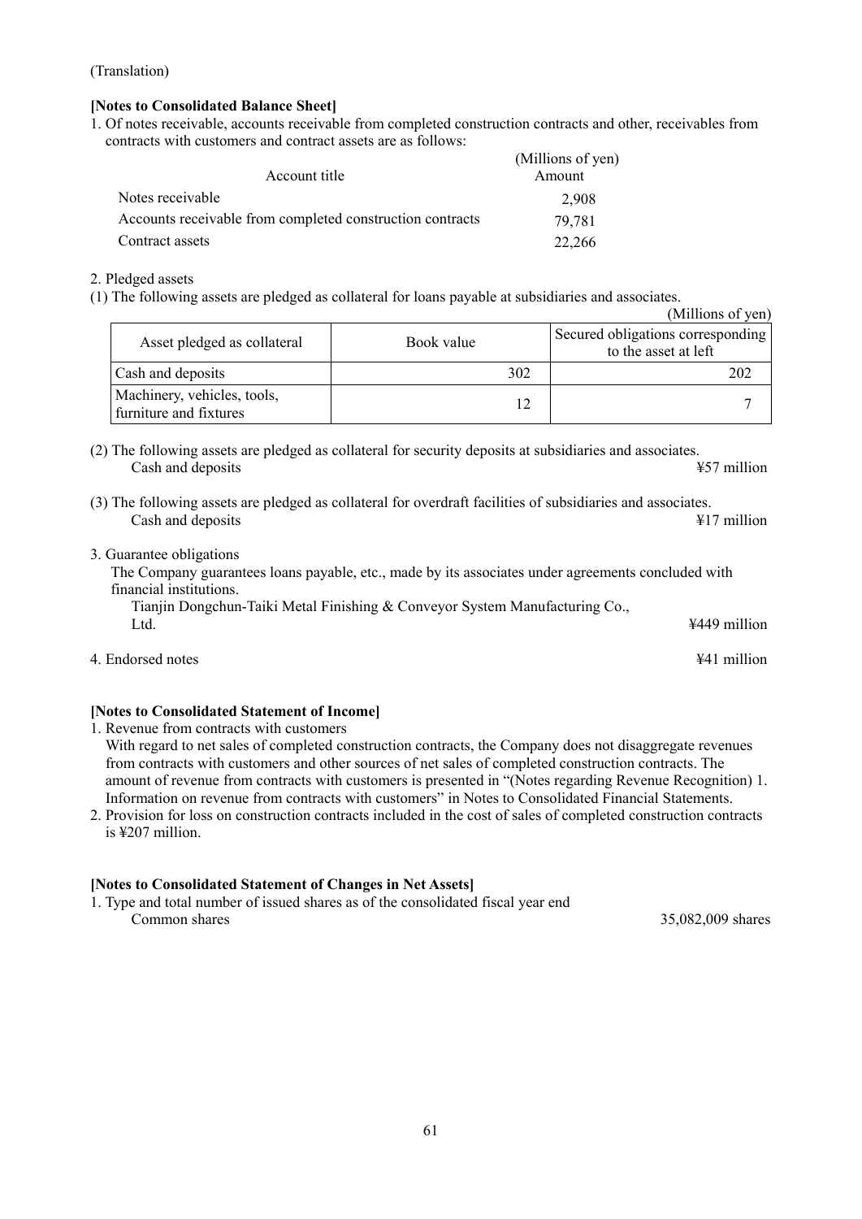(Translation)

**[Notes to Consolidated Balance Sheet]**

1. Of notes receivable, accounts receivable from completed construction contracts and other, receivables from contracts with customers and contract assets are as follows:

| Account title | (Millions of yen) Amount |
|---|---|
| Notes receivable | 2,908 |
| Accounts receivable from completed construction contracts | 79,781 |
| Contract assets | 22,266 |

2. Pledged assets

(1) The following assets are pledged as collateral for loans payable at subsidiaries and associates.

(Millions of yen)

| Asset pledged as collateral | Book value | Secured obligations corresponding to the asset at left |
|---|---|---|
| Cash and deposits | 302 | 202 |
| Machinery, vehicles, tools, furniture and fixtures | 12 | 7 |

(2) The following assets are pledged as collateral for security deposits at subsidiaries and associates.
Cash and deposits ¥57 million

(3) The following assets are pledged as collateral for overdraft facilities of subsidiaries and associates.
Cash and deposits ¥17 million

3. Guarantee obligations

The Company guarantees loans payable, etc., made by its associates under agreements concluded with financial institutions.

Tianjin Dongchun-Taiki Metal Finishing & Conveyor System Manufacturing Co., Ltd. ¥449 million

4. Endorsed notes ¥41 million

**[Notes to Consolidated Statement of Income]**

1. Revenue from contracts with customers
With regard to net sales of completed construction contracts, the Company does not disaggregate revenues from contracts with customers and other sources of net sales of completed construction contracts. The amount of revenue from contracts with customers is presented in "(Notes regarding Revenue Recognition) 1. Information on revenue from contracts with customers" in Notes to Consolidated Financial Statements.
2. Provision for loss on construction contracts included in the cost of sales of completed construction contracts is ¥207 million.

**[Notes to Consolidated Statement of Changes in Net Assets]**

1. Type and total number of issued shares as of the consolidated fiscal year end
Common shares 35,082,009 shares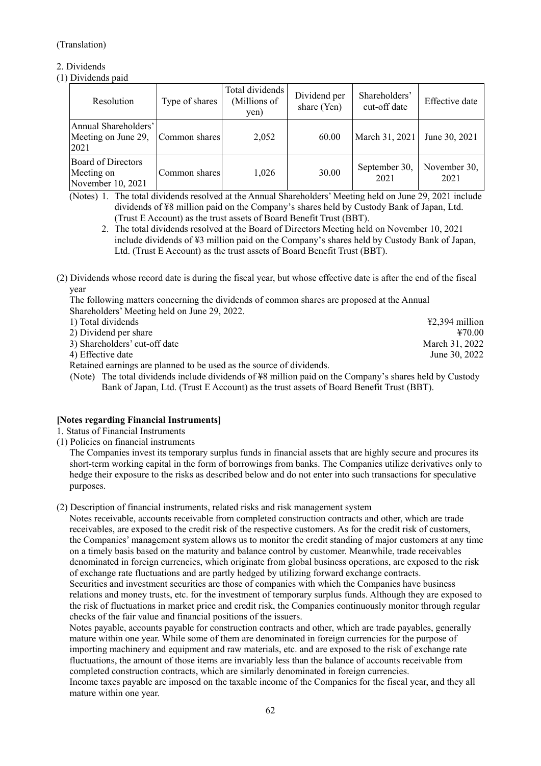(Translation)

2. Dividends

(1) Dividends paid

| Resolution | Type of shares | Total dividends (Millions of yen) | Dividend per share (Yen) | Shareholders' cut-off date | Effective date |
|---|---|---|---|---|---|
| Annual Shareholders' Meeting on June 29, 2021 | Common shares | 2,052 | 60.00 | March 31, 2021 | June 30, 2021 |
| Board of Directors Meeting on November 10, 2021 | Common shares | 1,026 | 30.00 | September 30, 2021 | November 30, 2021 |

(Notes) 1. The total dividends resolved at the Annual Shareholders' Meeting held on June 29, 2021 include dividends of ¥8 million paid on the Company's shares held by Custody Bank of Japan, Ltd. (Trust E Account) as the trust assets of Board Benefit Trust (BBT).

2. The total dividends resolved at the Board of Directors Meeting held on November 10, 2021 include dividends of ¥3 million paid on the Company's shares held by Custody Bank of Japan, Ltd. (Trust E Account) as the trust assets of Board Benefit Trust (BBT).

(2) Dividends whose record date is during the fiscal year, but whose effective date is after the end of the fiscal year

The following matters concerning the dividends of common shares are proposed at the Annual Shareholders' Meeting held on June 29, 2022.

1) Total dividends ¥2,394 million
2) Dividend per share ¥70.00
3) Shareholders' cut-off date March 31, 2022
4) Effective date June 30, 2022

Retained earnings are planned to be used as the source of dividends.

(Note) The total dividends include dividends of ¥8 million paid on the Company's shares held by Custody Bank of Japan, Ltd. (Trust E Account) as the trust assets of Board Benefit Trust (BBT).

**[Notes regarding Financial Instruments]**

1. Status of Financial Instruments

(1) Policies on financial instruments

The Companies invest its temporary surplus funds in financial assets that are highly secure and procures its short-term working capital in the form of borrowings from banks. The Companies utilize derivatives only to hedge their exposure to the risks as described below and do not enter into such transactions for speculative purposes.

(2) Description of financial instruments, related risks and risk management system

Notes receivable, accounts receivable from completed construction contracts and other, which are trade receivables, are exposed to the credit risk of the respective customers. As for the credit risk of customers, the Companies' management system allows us to monitor the credit standing of major customers at any time on a timely basis based on the maturity and balance control by customer. Meanwhile, trade receivables denominated in foreign currencies, which originate from global business operations, are exposed to the risk of exchange rate fluctuations and are partly hedged by utilizing forward exchange contracts.

Securities and investment securities are those of companies with which the Companies have business relations and money trusts, etc. for the investment of temporary surplus funds. Although they are exposed to the risk of fluctuations in market price and credit risk, the Companies continuously monitor through regular checks of the fair value and financial positions of the issuers.

Notes payable, accounts payable for construction contracts and other, which are trade payables, generally mature within one year. While some of them are denominated in foreign currencies for the purpose of importing machinery and equipment and raw materials, etc. and are exposed to the risk of exchange rate fluctuations, the amount of those items are invariably less than the balance of accounts receivable from completed construction contracts, which are similarly denominated in foreign currencies.

Income taxes payable are imposed on the taxable income of the Companies for the fiscal year, and they all mature within one year.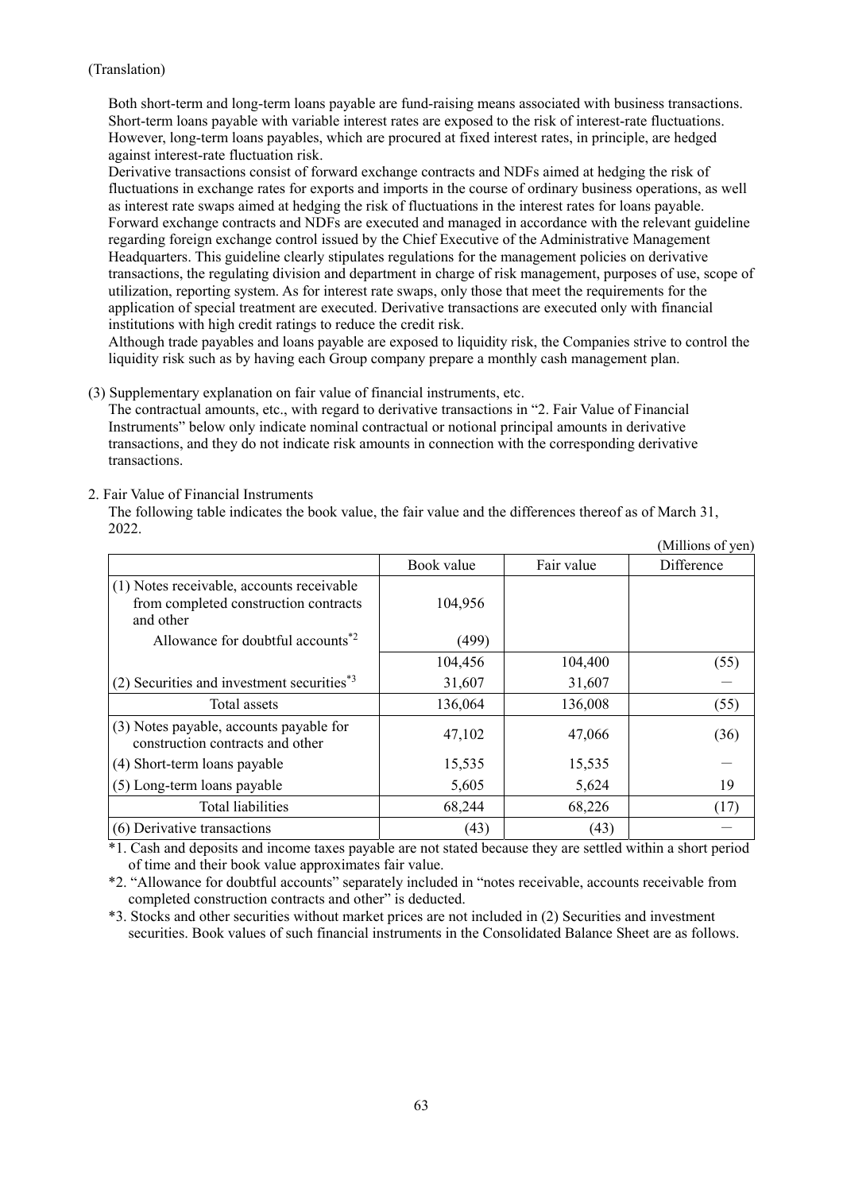(Translation)

Both short-term and long-term loans payable are fund-raising means associated with business transactions. Short-term loans payable with variable interest rates are exposed to the risk of interest-rate fluctuations. However, long-term loans payables, which are procured at fixed interest rates, in principle, are hedged against interest-rate fluctuation risk.

Derivative transactions consist of forward exchange contracts and NDFs aimed at hedging the risk of fluctuations in exchange rates for exports and imports in the course of ordinary business operations, as well as interest rate swaps aimed at hedging the risk of fluctuations in the interest rates for loans payable. Forward exchange contracts and NDFs are executed and managed in accordance with the relevant guideline regarding foreign exchange control issued by the Chief Executive of the Administrative Management Headquarters. This guideline clearly stipulates regulations for the management policies on derivative transactions, the regulating division and department in charge of risk management, purposes of use, scope of utilization, reporting system. As for interest rate swaps, only those that meet the requirements for the application of special treatment are executed. Derivative transactions are executed only with financial institutions with high credit ratings to reduce the credit risk.

Although trade payables and loans payable are exposed to liquidity risk, the Companies strive to control the liquidity risk such as by having each Group company prepare a monthly cash management plan.

(3) Supplementary explanation on fair value of financial instruments, etc.

The contractual amounts, etc., with regard to derivative transactions in "2. Fair Value of Financial Instruments" below only indicate nominal contractual or notional principal amounts in derivative transactions, and they do not indicate risk amounts in connection with the corresponding derivative transactions.

2. Fair Value of Financial Instruments

The following table indicates the book value, the fair value and the differences thereof as of March 31, 2022.

(Millions of yen)

| | Book value | Fair value | Difference |
|---|---|---|---|
| (1) Notes receivable, accounts receivable from completed construction contracts and other | 104,956 | | |
| Allowance for doubtful accounts*2 | (499) | | |
| | 104,456 | 104,400 | (55) |
| (2) Securities and investment securities*3 | 31,607 | 31,607 | — |
| Total assets | 136,064 | 136,008 | (55) |
| (3) Notes payable, accounts payable for construction contracts and other | 47,102 | 47,066 | (36) |
| (4) Short-term loans payable | 15,535 | 15,535 | — |
| (5) Long-term loans payable | 5,605 | 5,624 | 19 |
| Total liabilities | 68,244 | 68,226 | (17) |
| (6) Derivative transactions | (43) | (43) | — |

*1. Cash and deposits and income taxes payable are not stated because they are settled within a short period of time and their book value approximates fair value.

*2. "Allowance for doubtful accounts" separately included in "notes receivable, accounts receivable from completed construction contracts and other" is deducted.

*3. Stocks and other securities without market prices are not included in (2) Securities and investment securities. Book values of such financial instruments in the Consolidated Balance Sheet are as follows.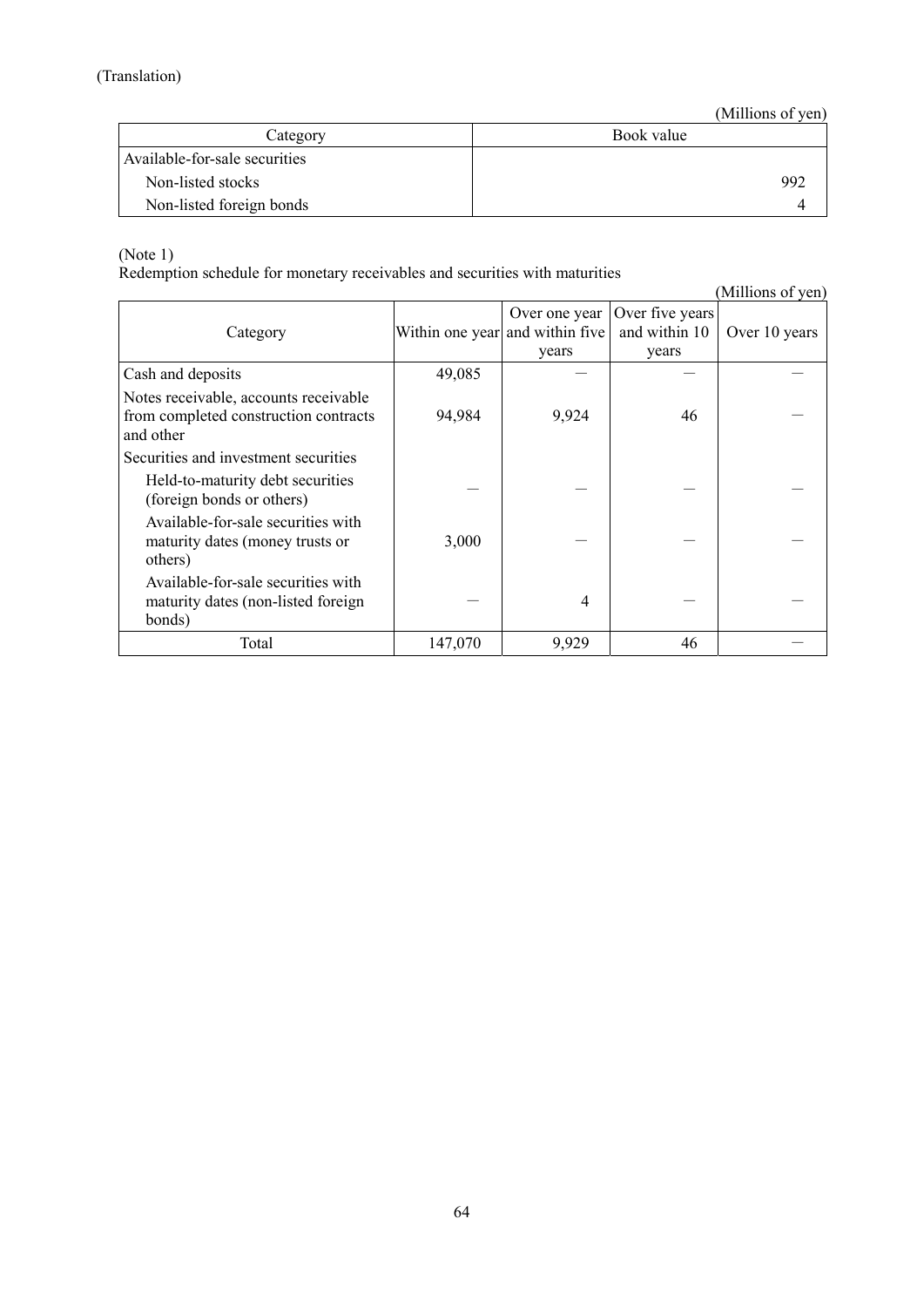(Translation)

(Millions of yen)

| Category | Book value |
|---|---|
| Available-for-sale securities | |
| Non-listed stocks | 992 |
| Non-listed foreign bonds | 4 |

(Note 1)
Redemption schedule for monetary receivables and securities with maturities

(Millions of yen)

| Category | Within one year | Over one year and within five years | Over five years and within 10 years | Over 10 years |
|---|---|---|---|---|
| Cash and deposits | 49,085 | ― | ― | ― |
| Notes receivable, accounts receivable from completed construction contracts and other | 94,984 | 9,924 | 46 | ― |
| Securities and investment securities | | | | |
| Held-to-maturity debt securities (foreign bonds or others) | ― | ― | ― | ― |
| Available-for-sale securities with maturity dates (money trusts or others) | 3,000 | ― | ― | ― |
| Available-for-sale securities with maturity dates (non-listed foreign bonds) | ― | 4 | ― | ― |
| Total | 147,070 | 9,929 | 46 | ― |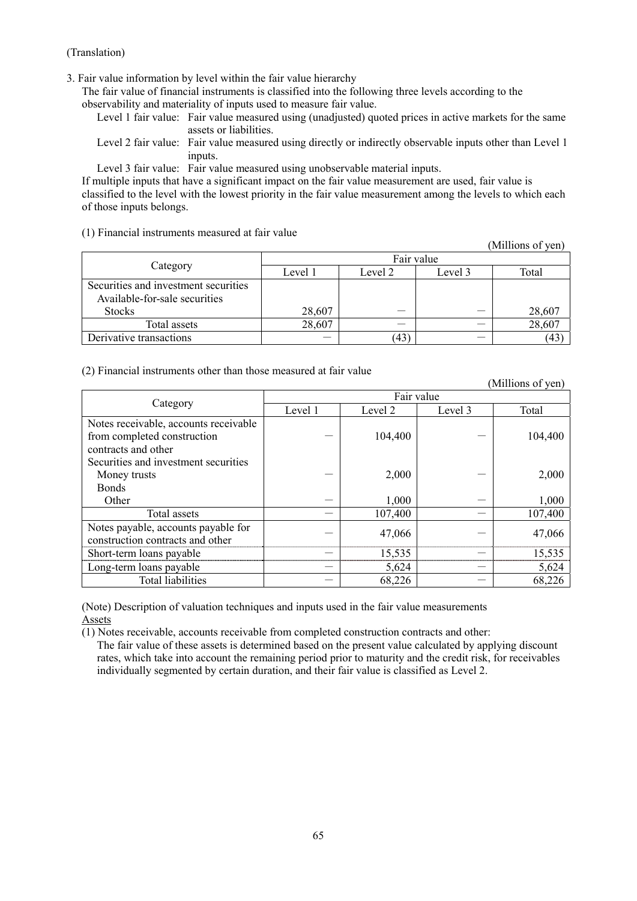(Translation)

3. Fair value information by level within the fair value hierarchy

The fair value of financial instruments is classified into the following three levels according to the observability and materiality of inputs used to measure fair value.

Level 1 fair value: Fair value measured using (unadjusted) quoted prices in active markets for the same assets or liabilities.

Level 2 fair value: Fair value measured using directly or indirectly observable inputs other than Level 1 inputs.

Level 3 fair value: Fair value measured using unobservable material inputs.

If multiple inputs that have a significant impact on the fair value measurement are used, fair value is classified to the level with the lowest priority in the fair value measurement among the levels to which each of those inputs belongs.

(1) Financial instruments measured at fair value

(Millions of yen)

| Category | Fair value | | | |
|---|---|---|---|---|
| | Level 1 | Level 2 | Level 3 | Total |
| Securities and investment securities<br>Available-for-sale securities<br>Stocks | 28,607 | － | － | 28,607 |
| Total assets | 28,607 | － | － | 28,607 |
| Derivative transactions | － | (43) | － | (43) |

(2) Financial instruments other than those measured at fair value

(Millions of yen)

| Category | Fair value | | | |
|---|---|---|---|---|
| | Level 1 | Level 2 | Level 3 | Total |
| Notes receivable, accounts receivable from completed construction contracts and other | － | 104,400 | － | 104,400 |
| Securities and investment securities<br>Money trusts | － | 2,000 | － | 2,000 |
| Bonds<br>Other | － | 1,000 | － | 1,000 |
| Total assets | － | 107,400 | － | 107,400 |
| Notes payable, accounts payable for construction contracts and other | － | 47,066 | － | 47,066 |
| Short-term loans payable | － | 15,535 | － | 15,535 |
| Long-term loans payable | － | 5,624 | － | 5,624 |
| Total liabilities | － | 68,226 | － | 68,226 |

(Note) Description of valuation techniques and inputs used in the fair value measurements

Assets

(1) Notes receivable, accounts receivable from completed construction contracts and other:

The fair value of these assets is determined based on the present value calculated by applying discount rates, which take into account the remaining period prior to maturity and the credit risk, for receivables individually segmented by certain duration, and their fair value is classified as Level 2.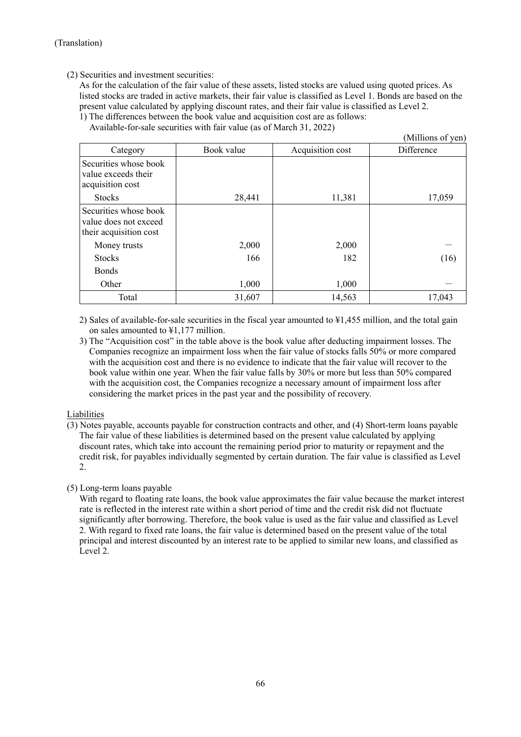(Translation)

(2) Securities and investment securities:

As for the calculation of the fair value of these assets, listed stocks are valued using quoted prices. As listed stocks are traded in active markets, their fair value is classified as Level 1. Bonds are based on the present value calculated by applying discount rates, and their fair value is classified as Level 2.

1) The differences between the book value and acquisition cost are as follows:

Available-for-sale securities with fair value (as of March 31, 2022)

(Millions of yen)

| Category | Book value | Acquisition cost | Difference |
|---|---|---|---|
| Securities whose book value exceeds their acquisition cost | | | |
| Stocks | 28,441 | 11,381 | 17,059 |
| Securities whose book value does not exceed their acquisition cost | | | |
| Money trusts | 2,000 | 2,000 | — |
| Stocks | 166 | 182 | (16) |
| Bonds | | | |
| Other | 1,000 | 1,000 | — |
| Total | 31,607 | 14,563 | 17,043 |

2) Sales of available-for-sale securities in the fiscal year amounted to ¥1,455 million, and the total gain on sales amounted to ¥1,177 million.

3) The "Acquisition cost" in the table above is the book value after deducting impairment losses. The Companies recognize an impairment loss when the fair value of stocks falls 50% or more compared with the acquisition cost and there is no evidence to indicate that the fair value will recover to the book value within one year. When the fair value falls by 30% or more but less than 50% compared with the acquisition cost, the Companies recognize a necessary amount of impairment loss after considering the market prices in the past year and the possibility of recovery.

Liabilities

(3) Notes payable, accounts payable for construction contracts and other, and (4) Short-term loans payable

The fair value of these liabilities is determined based on the present value calculated by applying discount rates, which take into account the remaining period prior to maturity or repayment and the credit risk, for payables individually segmented by certain duration. The fair value is classified as Level 2.

(5) Long-term loans payable

With regard to floating rate loans, the book value approximates the fair value because the market interest rate is reflected in the interest rate within a short period of time and the credit risk did not fluctuate significantly after borrowing. Therefore, the book value is used as the fair value and classified as Level 2. With regard to fixed rate loans, the fair value is determined based on the present value of the total principal and interest discounted by an interest rate to be applied to similar new loans, and classified as Level 2.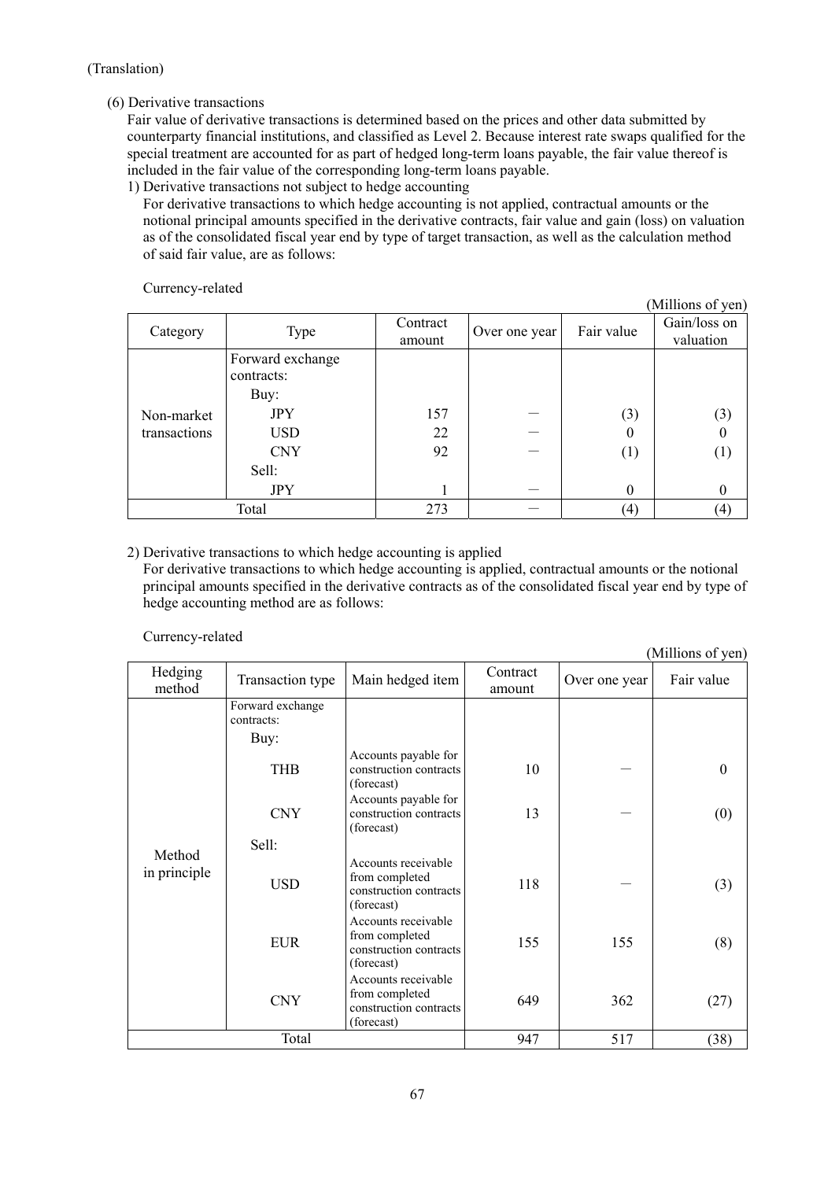(Translation)

(6) Derivative transactions

Fair value of derivative transactions is determined based on the prices and other data submitted by counterparty financial institutions, and classified as Level 2. Because interest rate swaps qualified for the special treatment are accounted for as part of hedged long-term loans payable, the fair value thereof is included in the fair value of the corresponding long-term loans payable.

1) Derivative transactions not subject to hedge accounting

For derivative transactions to which hedge accounting is not applied, contractual amounts or the notional principal amounts specified in the derivative contracts, fair value and gain (loss) on valuation as of the consolidated fiscal year end by type of target transaction, as well as the calculation method of said fair value, are as follows:

Currency-related

(Millions of yen)

| Category | Type | Contract amount | Over one year | Fair value | Gain/loss on valuation |
|---|---|---|---|---|---|
| Non-market transactions | Forward exchange contracts: | | | | |
| | Buy: | | | | |
| | JPY | 157 | − | (3) | (3) |
| | USD | 22 | − | 0 | 0 |
| | CNY | 92 | − | (1) | (1) |
| | Sell: | | | | |
| | JPY | 1 | − | 0 | 0 |
| Total | | 273 | − | (4) | (4) |

2) Derivative transactions to which hedge accounting is applied

For derivative transactions to which hedge accounting is applied, contractual amounts or the notional principal amounts specified in the derivative contracts as of the consolidated fiscal year end by type of hedge accounting method are as follows:

Currency-related

(Millions of yen)

| Hedging method | Transaction type | Main hedged item | Contract amount | Over one year | Fair value |
|---|---|---|---|---|---|
| Method in principle | Forward exchange contracts: | | | | |
| | Buy: | | | | |
| | THB | Accounts payable for construction contracts (forecast) | 10 | − | 0 |
| | CNY | Accounts payable for construction contracts (forecast) | 13 | − | (0) |
| | Sell: | | | | |
| | USD | Accounts receivable from completed construction contracts (forecast) | 118 | − | (3) |
| | EUR | Accounts receivable from completed construction contracts (forecast) | 155 | 155 | (8) |
| | CNY | Accounts receivable from completed construction contracts (forecast) | 649 | 362 | (27) |
| Total | | | 947 | 517 | (38) |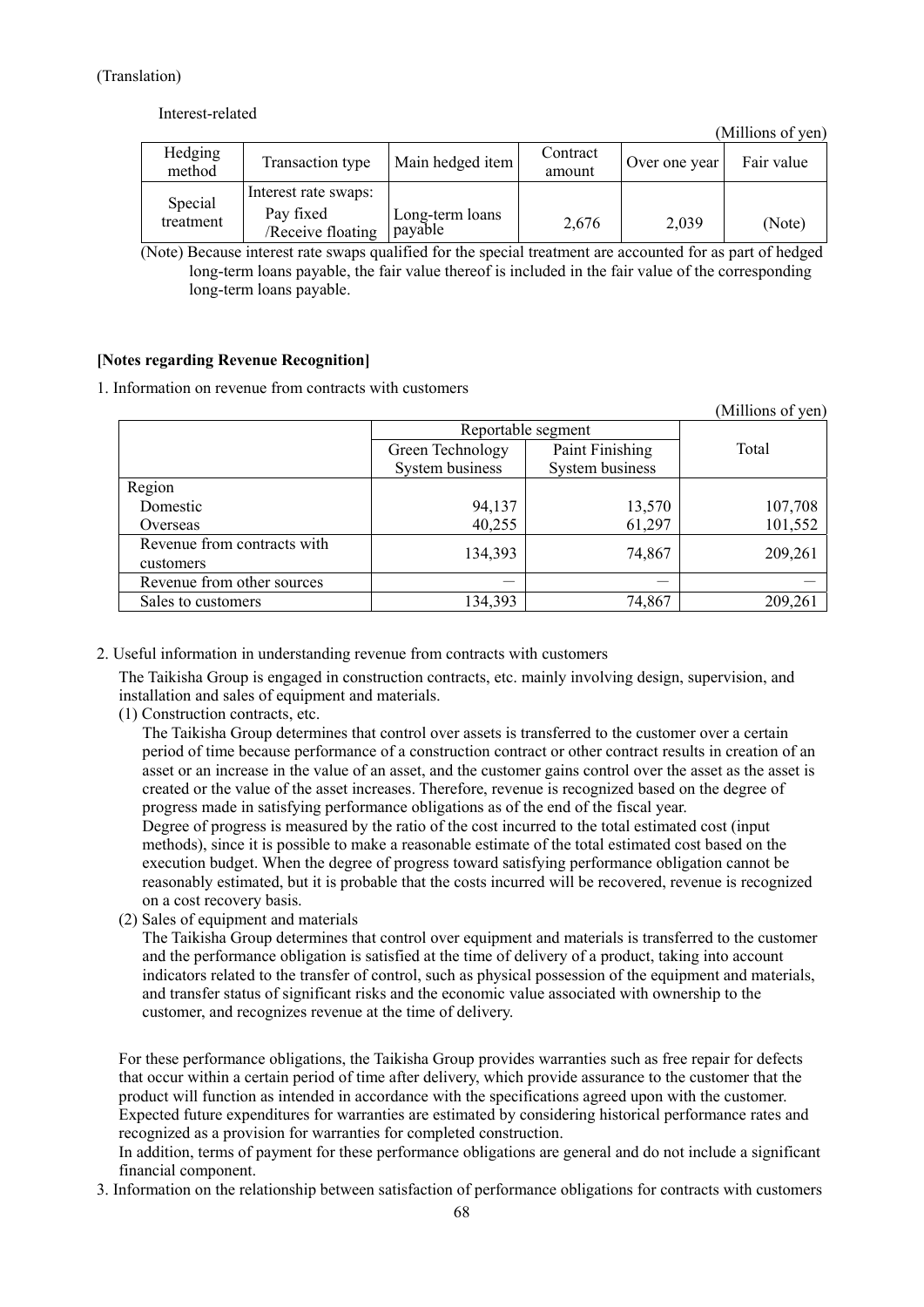(Translation)

Interest-related

(Millions of yen)

| Hedging method | Transaction type | Main hedged item | Contract amount | Over one year | Fair value |
|---|---|---|---|---|---|
| Special treatment | Interest rate swaps: Pay fixed /Receive floating | Long-term loans payable | 2,676 | 2,039 | (Note) |

(Note) Because interest rate swaps qualified for the special treatment are accounted for as part of hedged long-term loans payable, the fair value thereof is included in the fair value of the corresponding long-term loans payable.

**[Notes regarding Revenue Recognition]**

1. Information on revenue from contracts with customers

(Millions of yen)

| | Reportable segment | | Total |
|---|---|---|---|
| | Green Technology System business | Paint Finishing System business | |
| Region | | | |
| Domestic | 94,137 | 13,570 | 107,708 |
| Overseas | 40,255 | 61,297 | 101,552 |
| Revenue from contracts with customers | 134,393 | 74,867 | 209,261 |
| Revenue from other sources | — | — | — |
| Sales to customers | 134,393 | 74,867 | 209,261 |

2. Useful information in understanding revenue from contracts with customers

The Taikisha Group is engaged in construction contracts, etc. mainly involving design, supervision, and installation and sales of equipment and materials.

(1) Construction contracts, etc.

The Taikisha Group determines that control over assets is transferred to the customer over a certain period of time because performance of a construction contract or other contract results in creation of an asset or an increase in the value of an asset, and the customer gains control over the asset as the asset is created or the value of the asset increases. Therefore, revenue is recognized based on the degree of progress made in satisfying performance obligations as of the end of the fiscal year.

Degree of progress is measured by the ratio of the cost incurred to the total estimated cost (input methods), since it is possible to make a reasonable estimate of the total estimated cost based on the execution budget. When the degree of progress toward satisfying performance obligation cannot be reasonably estimated, but it is probable that the costs incurred will be recovered, revenue is recognized on a cost recovery basis.

(2) Sales of equipment and materials

The Taikisha Group determines that control over equipment and materials is transferred to the customer and the performance obligation is satisfied at the time of delivery of a product, taking into account indicators related to the transfer of control, such as physical possession of the equipment and materials, and transfer status of significant risks and the economic value associated with ownership to the customer, and recognizes revenue at the time of delivery.

For these performance obligations, the Taikisha Group provides warranties such as free repair for defects that occur within a certain period of time after delivery, which provide assurance to the customer that the product will function as intended in accordance with the specifications agreed upon with the customer. Expected future expenditures for warranties are estimated by considering historical performance rates and recognized as a provision for warranties for completed construction.

In addition, terms of payment for these performance obligations are general and do not include a significant financial component.

3. Information on the relationship between satisfaction of performance obligations for contracts with customers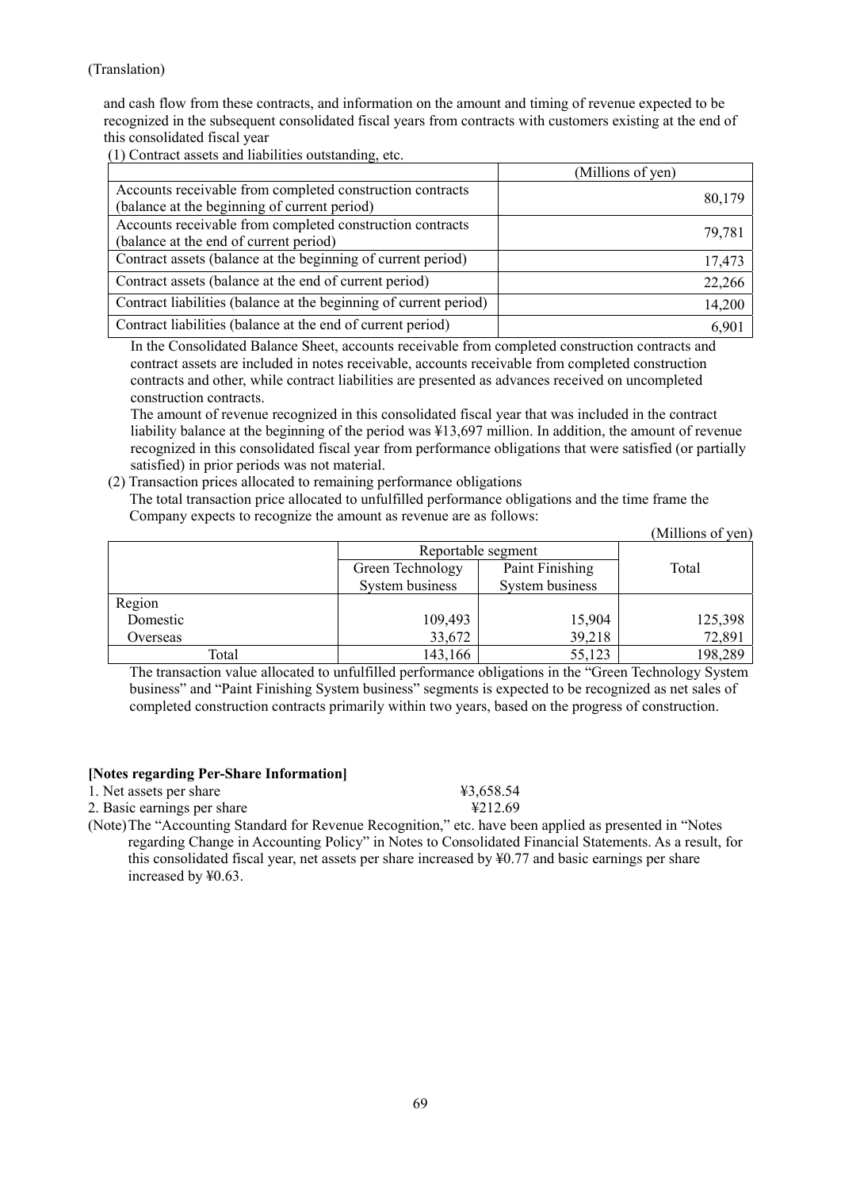(Translation)

and cash flow from these contracts, and information on the amount and timing of revenue expected to be recognized in the subsequent consolidated fiscal years from contracts with customers existing at the end of this consolidated fiscal year

(1) Contract assets and liabilities outstanding, etc.

| | (Millions of yen) |
|---|---|
| Accounts receivable from completed construction contracts (balance at the beginning of current period) | 80,179 |
| Accounts receivable from completed construction contracts (balance at the end of current period) | 79,781 |
| Contract assets (balance at the beginning of current period) | 17,473 |
| Contract assets (balance at the end of current period) | 22,266 |
| Contract liabilities (balance at the beginning of current period) | 14,200 |
| Contract liabilities (balance at the end of current period) | 6,901 |

In the Consolidated Balance Sheet, accounts receivable from completed construction contracts and contract assets are included in notes receivable, accounts receivable from completed construction contracts and other, while contract liabilities are presented as advances received on uncompleted construction contracts.

The amount of revenue recognized in this consolidated fiscal year that was included in the contract liability balance at the beginning of the period was ¥13,697 million. In addition, the amount of revenue recognized in this consolidated fiscal year from performance obligations that were satisfied (or partially satisfied) in prior periods was not material.

(2) Transaction prices allocated to remaining performance obligations

The total transaction price allocated to unfulfilled performance obligations and the time frame the Company expects to recognize the amount as revenue are as follows:

(Millions of yen)

| | Reportable segment | | Total |
|---|---|---|---|
| | Green Technology System business | Paint Finishing System business | |
| Region | | | |
| Domestic | 109,493 | 15,904 | 125,398 |
| Overseas | 33,672 | 39,218 | 72,891 |
| Total | 143,166 | 55,123 | 198,289 |

The transaction value allocated to unfulfilled performance obligations in the "Green Technology System business" and "Paint Finishing System business" segments is expected to be recognized as net sales of completed construction contracts primarily within two years, based on the progress of construction.

**[Notes regarding Per-Share Information]**

1. Net assets per share ¥3,658.54
2. Basic earnings per share ¥212.69

(Note) The "Accounting Standard for Revenue Recognition," etc. have been applied as presented in "Notes regarding Change in Accounting Policy" in Notes to Consolidated Financial Statements. As a result, for this consolidated fiscal year, net assets per share increased by ¥0.77 and basic earnings per share increased by ¥0.63.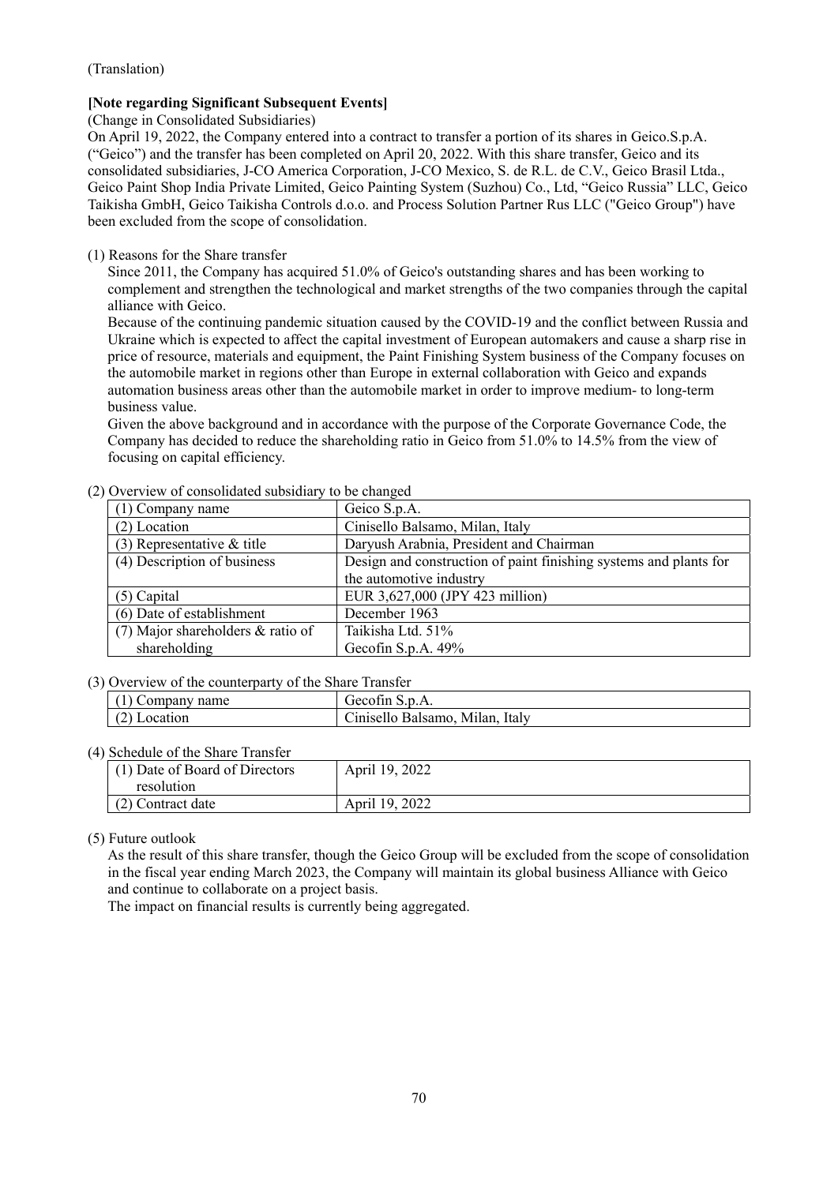(Translation)

**[Note regarding Significant Subsequent Events]**

(Change in Consolidated Subsidiaries)

On April 19, 2022, the Company entered into a contract to transfer a portion of its shares in Geico.S.p.A. ("Geico") and the transfer has been completed on April 20, 2022. With this share transfer, Geico and its consolidated subsidiaries, J-CO America Corporation, J-CO Mexico, S. de R.L. de C.V., Geico Brasil Ltda., Geico Paint Shop India Private Limited, Geico Painting System (Suzhou) Co., Ltd, "Geico Russia" LLC, Geico Taikisha GmbH, Geico Taikisha Controls d.o.o. and Process Solution Partner Rus LLC ("Geico Group") have been excluded from the scope of consolidation.

(1) Reasons for the Share transfer

Since 2011, the Company has acquired 51.0% of Geico's outstanding shares and has been working to complement and strengthen the technological and market strengths of the two companies through the capital alliance with Geico.

Because of the continuing pandemic situation caused by the COVID-19 and the conflict between Russia and Ukraine which is expected to affect the capital investment of European automakers and cause a sharp rise in price of resource, materials and equipment, the Paint Finishing System business of the Company focuses on the automobile market in regions other than Europe in external collaboration with Geico and expands automation business areas other than the automobile market in order to improve medium- to long-term business value.

Given the above background and in accordance with the purpose of the Corporate Governance Code, the Company has decided to reduce the shareholding ratio in Geico from 51.0% to 14.5% from the view of focusing on capital efficiency.

(2) Overview of consolidated subsidiary to be changed

| (1) Company name | Geico S.p.A. |
|---|---|
| (2) Location | Cinisello Balsamo, Milan, Italy |
| (3) Representative & title | Daryush Arabnia, President and Chairman |
| (4) Description of business | Design and construction of paint finishing systems and plants for the automotive industry |
| (5) Capital | EUR 3,627,000 (JPY 423 million) |
| (6) Date of establishment | December 1963 |
| (7) Major shareholders & ratio of shareholding | Taikisha Ltd. 51%<br>Gecofin S.p.A. 49% |

(3) Overview of the counterparty of the Share Transfer

| (1) Company name | Gecofin S.p.A. |
|---|---|
| (2) Location | Cinisello Balsamo, Milan, Italy |

(4) Schedule of the Share Transfer

| (1) Date of Board of Directors resolution | April 19, 2022 |
|---|---|
| (2) Contract date | April 19, 2022 |

(5) Future outlook

As the result of this share transfer, though the Geico Group will be excluded from the scope of consolidation in the fiscal year ending March 2023, the Company will maintain its global business Alliance with Geico and continue to collaborate on a project basis.

The impact on financial results is currently being aggregated.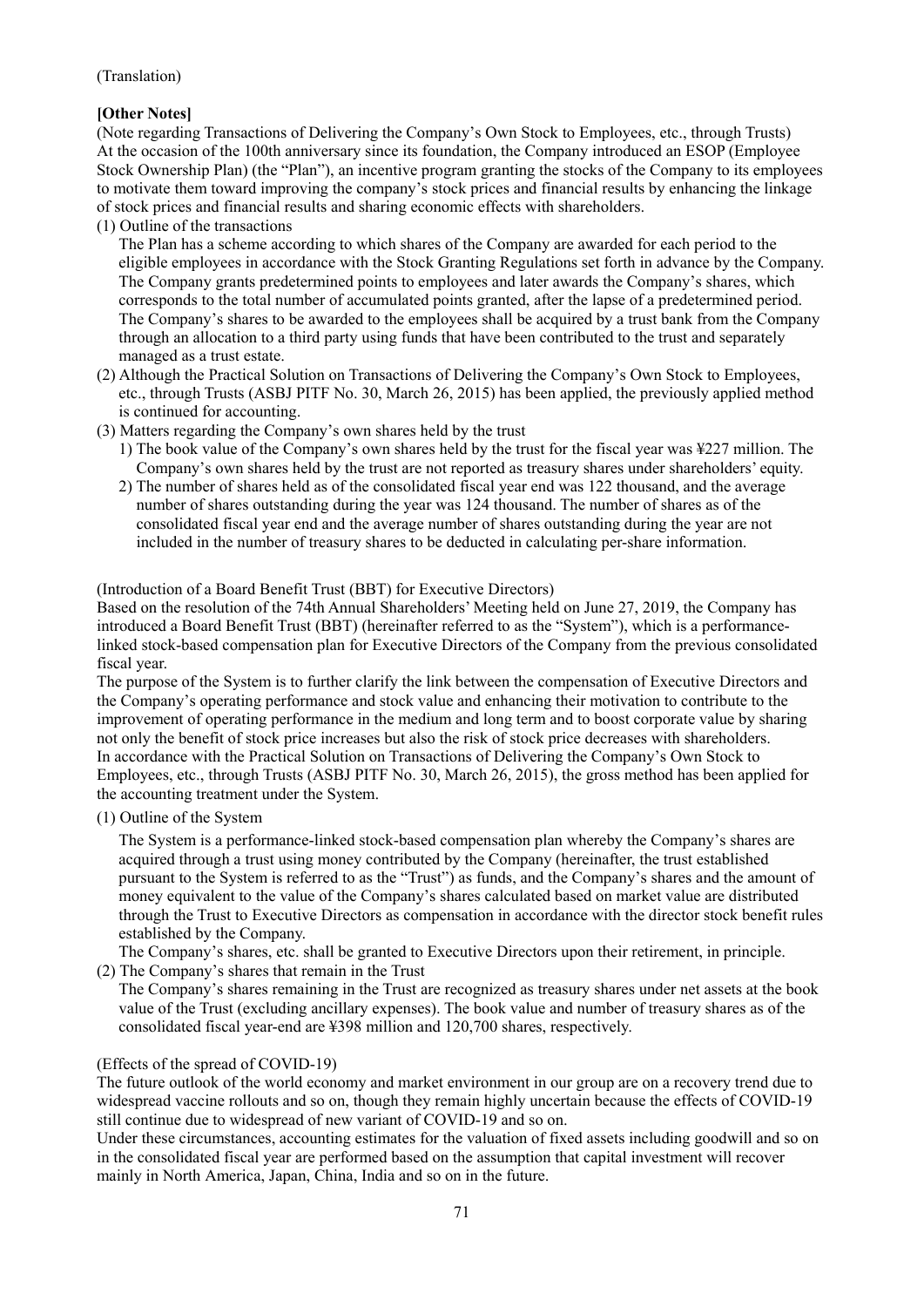(Translation)

**[Other Notes]**

(Note regarding Transactions of Delivering the Company's Own Stock to Employees, etc., through Trusts)
At the occasion of the 100th anniversary since its foundation, the Company introduced an ESOP (Employee Stock Ownership Plan) (the "Plan"), an incentive program granting the stocks of the Company to its employees to motivate them toward improving the company's stock prices and financial results by enhancing the linkage of stock prices and financial results and sharing economic effects with shareholders.

(1) Outline of the transactions

The Plan has a scheme according to which shares of the Company are awarded for each period to the eligible employees in accordance with the Stock Granting Regulations set forth in advance by the Company. The Company grants predetermined points to employees and later awards the Company's shares, which corresponds to the total number of accumulated points granted, after the lapse of a predetermined period. The Company's shares to be awarded to the employees shall be acquired by a trust bank from the Company through an allocation to a third party using funds that have been contributed to the trust and separately managed as a trust estate.

(2) Although the Practical Solution on Transactions of Delivering the Company's Own Stock to Employees, etc., through Trusts (ASBJ PITF No. 30, March 26, 2015) has been applied, the previously applied method is continued for accounting.

(3) Matters regarding the Company's own shares held by the trust

1) The book value of the Company's own shares held by the trust for the fiscal year was ¥227 million. The Company's own shares held by the trust are not reported as treasury shares under shareholders' equity.

2) The number of shares held as of the consolidated fiscal year end was 122 thousand, and the average number of shares outstanding during the year was 124 thousand. The number of shares as of the consolidated fiscal year end and the average number of shares outstanding during the year are not included in the number of treasury shares to be deducted in calculating per-share information.

(Introduction of a Board Benefit Trust (BBT) for Executive Directors)
Based on the resolution of the 74th Annual Shareholders' Meeting held on June 27, 2019, the Company has introduced a Board Benefit Trust (BBT) (hereinafter referred to as the "System"), which is a performance-linked stock-based compensation plan for Executive Directors of the Company from the previous consolidated fiscal year.
The purpose of the System is to further clarify the link between the compensation of Executive Directors and the Company's operating performance and stock value and enhancing their motivation to contribute to the improvement of operating performance in the medium and long term and to boost corporate value by sharing not only the benefit of stock price increases but also the risk of stock price decreases with shareholders.
In accordance with the Practical Solution on Transactions of Delivering the Company's Own Stock to Employees, etc., through Trusts (ASBJ PITF No. 30, March 26, 2015), the gross method has been applied for the accounting treatment under the System.

(1) Outline of the System

The System is a performance-linked stock-based compensation plan whereby the Company's shares are acquired through a trust using money contributed by the Company (hereinafter, the trust established pursuant to the System is referred to as the "Trust") as funds, and the Company's shares and the amount of money equivalent to the value of the Company's shares calculated based on market value are distributed through the Trust to Executive Directors as compensation in accordance with the director stock benefit rules established by the Company.

The Company's shares, etc. shall be granted to Executive Directors upon their retirement, in principle.

(2) The Company's shares that remain in the Trust

The Company's shares remaining in the Trust are recognized as treasury shares under net assets at the book value of the Trust (excluding ancillary expenses). The book value and number of treasury shares as of the consolidated fiscal year-end are ¥398 million and 120,700 shares, respectively.

(Effects of the spread of COVID-19)
The future outlook of the world economy and market environment in our group are on a recovery trend due to widespread vaccine rollouts and so on, though they remain highly uncertain because the effects of COVID-19 still continue due to widespread of new variant of COVID-19 and so on.
Under these circumstances, accounting estimates for the valuation of fixed assets including goodwill and so on in the consolidated fiscal year are performed based on the assumption that capital investment will recover mainly in North America, Japan, China, India and so on in the future.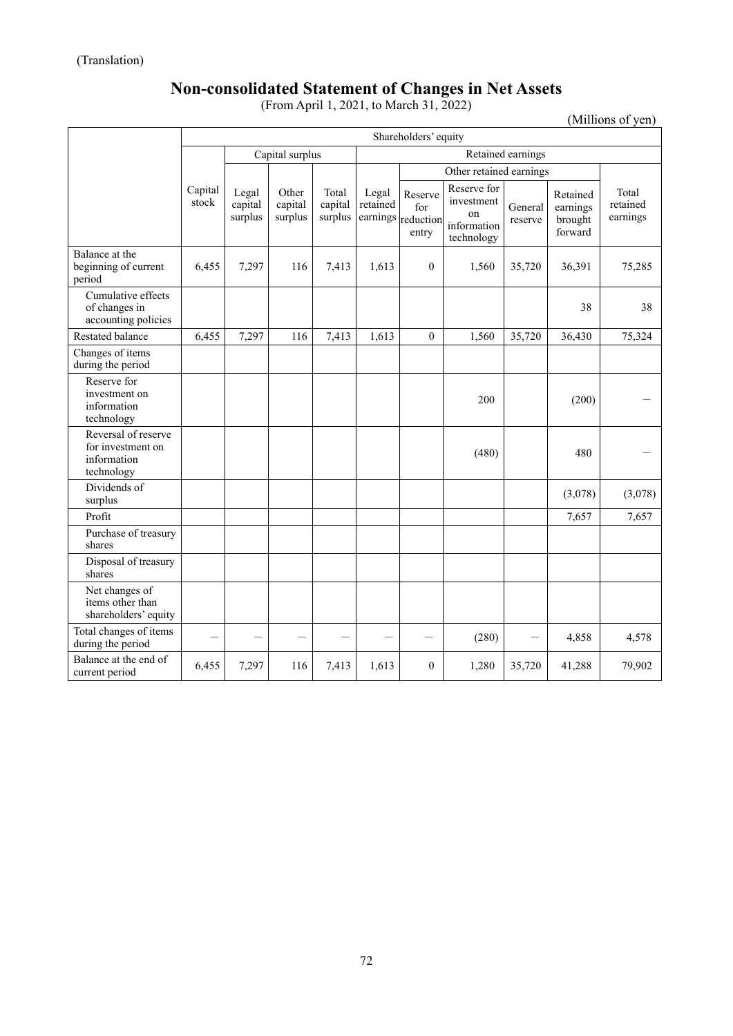(Translation)

# Non-consolidated Statement of Changes in Net Assets

(From April 1, 2021, to March 31, 2022)

(Millions of yen)

| | Shareholders' equity | | | | | | | | | |
|---|---|---|---|---|---|---|---|---|---|---|
| | | Capital surplus | | | Retained earnings | | | | | |
| | | | | | | Other retained earnings | | | | |
| | Capital stock | Legal capital surplus | Other capital surplus | Total capital surplus | Legal retained earnings | Reserve for reduction entry | Reserve for investment on information technology | General reserve | Retained earnings brought forward | Total retained earnings |
| Balance at the beginning of current period | 6,455 | 7,297 | 116 | 7,413 | 1,613 | 0 | 1,560 | 35,720 | 36,391 | 75,285 |
| Cumulative effects of changes in accounting policies | | | | | | | | | 38 | 38 |
| Restated balance | 6,455 | 7,297 | 116 | 7,413 | 1,613 | 0 | 1,560 | 35,720 | 36,430 | 75,324 |
| Changes of items during the period | | | | | | | | | | |
| Reserve for investment on information technology | | | | | | | 200 | | (200) | — |
| Reversal of reserve for investment on information technology | | | | | | | (480) | | 480 | — |
| Dividends of surplus | | | | | | | | | (3,078) | (3,078) |
| Profit | | | | | | | | | 7,657 | 7,657 |
| Purchase of treasury shares | | | | | | | | | | |
| Disposal of treasury shares | | | | | | | | | | |
| Net changes of items other than shareholders' equity | | | | | | | | | | |
| Total changes of items during the period | — | — | — | — | — | — | (280) | — | 4,858 | 4,578 |
| Balance at the end of current period | 6,455 | 7,297 | 116 | 7,413 | 1,613 | 0 | 1,280 | 35,720 | 41,288 | 79,902 |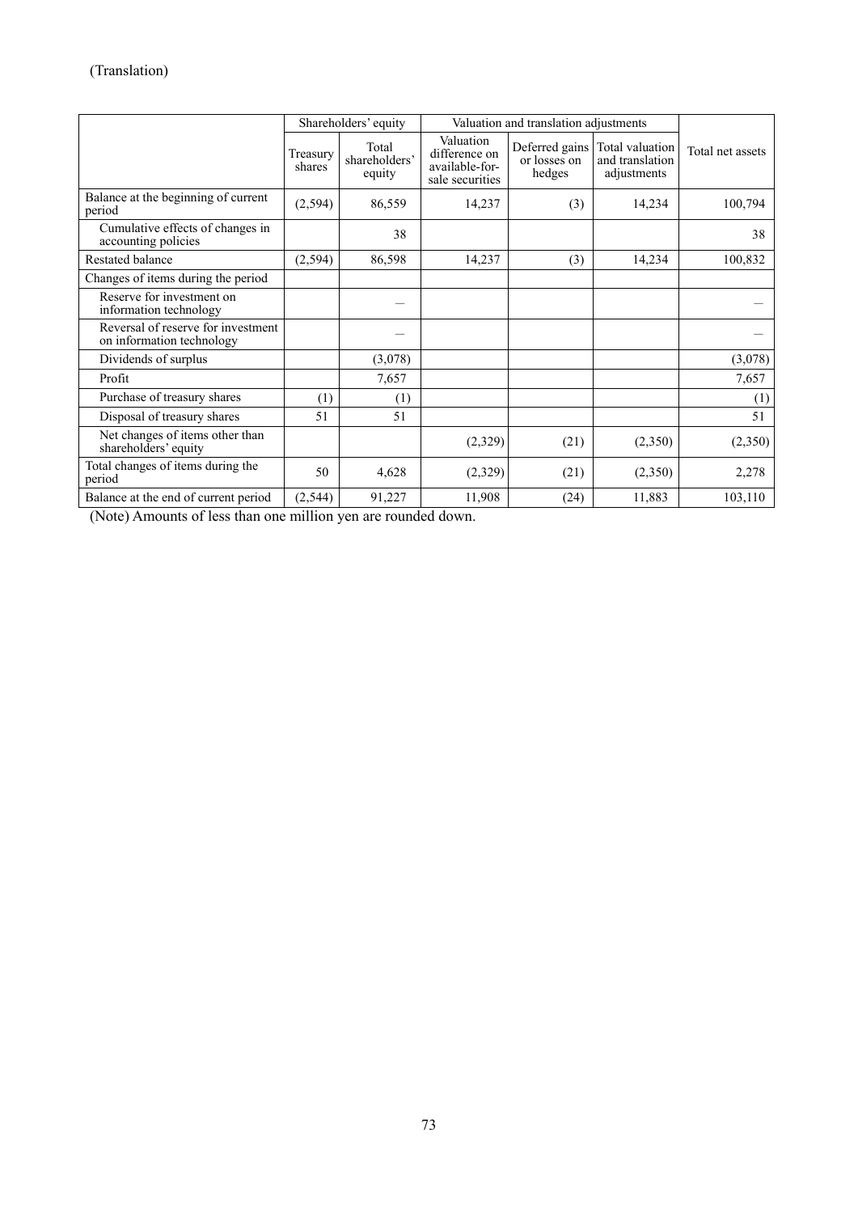(Translation)

| | Shareholders' equity | | Valuation and translation adjustments | | | |
|---|---|---|---|---|---|---|
| | Treasury shares | Total shareholders' equity | Valuation difference on available-for-sale securities | Deferred gains or losses on hedges | Total valuation and translation adjustments | Total net assets |
| Balance at the beginning of current period | (2,594) | 86,559 | 14,237 | (3) | 14,234 | 100,794 |
| Cumulative effects of changes in accounting policies | | 38 | | | | 38 |
| Restated balance | (2,594) | 86,598 | 14,237 | (3) | 14,234 | 100,832 |
| Changes of items during the period | | | | | | |
| Reserve for investment on information technology | | – | | | | – |
| Reversal of reserve for investment on information technology | | – | | | | – |
| Dividends of surplus | | (3,078) | | | | (3,078) |
| Profit | | 7,657 | | | | 7,657 |
| Purchase of treasury shares | (1) | (1) | | | | (1) |
| Disposal of treasury shares | 51 | 51 | | | | 51 |
| Net changes of items other than shareholders' equity | | | (2,329) | (21) | (2,350) | (2,350) |
| Total changes of items during the period | 50 | 4,628 | (2,329) | (21) | (2,350) | 2,278 |
| Balance at the end of current period | (2,544) | 91,227 | 11,908 | (24) | 11,883 | 103,110 |

(Note) Amounts of less than one million yen are rounded down.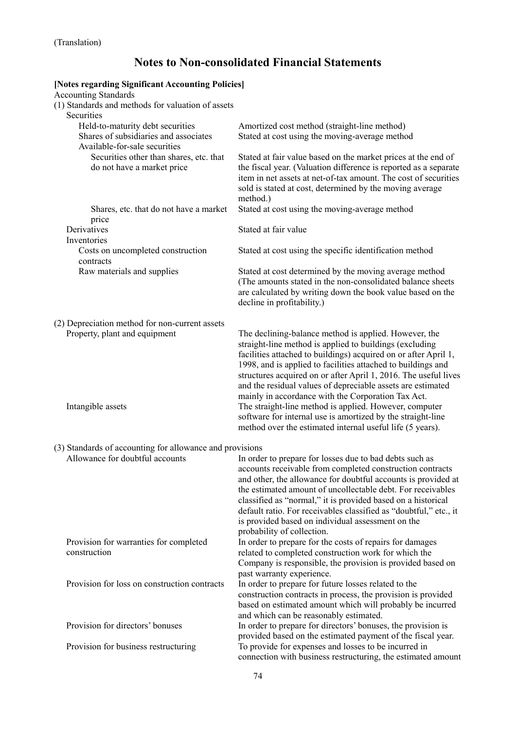(Translation)

# Notes to Non-consolidated Financial Statements

**[Notes regarding Significant Accounting Policies]**

Accounting Standards

(1) Standards and methods for valuation of assets

| | |
|---|---|
| Securities | |
| Held-to-maturity debt securities | Amortized cost method (straight-line method) |
| Shares of subsidiaries and associates | Stated at cost using the moving-average method |
| Available-for-sale securities | |
| Securities other than shares, etc. that do not have a market price | Stated at fair value based on the market prices at the end of the fiscal year. (Valuation difference is reported as a separate item in net assets at net-of-tax amount. The cost of securities sold is stated at cost, determined by the moving average method.) |
| Shares, etc. that do not have a market price | Stated at cost using the moving-average method |
| Derivatives | Stated at fair value |
| Inventories | |
| Costs on uncompleted construction contracts | Stated at cost using the specific identification method |
| Raw materials and supplies | Stated at cost determined by the moving average method (The amounts stated in the non-consolidated balance sheets are calculated by writing down the book value based on the decline in profitability.) |

(2) Depreciation method for non-current assets

| | |
|---|---|
| Property, plant and equipment | The declining-balance method is applied. However, the straight-line method is applied to buildings (excluding facilities attached to buildings) acquired on or after April 1, 1998, and is applied to facilities attached to buildings and structures acquired on or after April 1, 2016. The useful lives and the residual values of depreciable assets are estimated mainly in accordance with the Corporation Tax Act. |
| Intangible assets | The straight-line method is applied. However, computer software for internal use is amortized by the straight-line method over the estimated internal useful life (5 years). |

(3) Standards of accounting for allowance and provisions

| | |
|---|---|
| Allowance for doubtful accounts | In order to prepare for losses due to bad debts such as accounts receivable from completed construction contracts and other, the allowance for doubtful accounts is provided at the estimated amount of uncollectable debt. For receivables classified as "normal," it is provided based on a historical default ratio. For receivables classified as "doubtful," etc., it is provided based on individual assessment on the probability of collection. |
| Provision for warranties for completed construction | In order to prepare for the costs of repairs for damages related to completed construction work for which the Company is responsible, the provision is provided based on past warranty experience. |
| Provision for loss on construction contracts | In order to prepare for future losses related to the construction contracts in process, the provision is provided based on estimated amount which will probably be incurred and which can be reasonably estimated. |
| Provision for directors' bonuses | In order to prepare for directors' bonuses, the provision is provided based on the estimated payment of the fiscal year. |
| Provision for business restructuring | To provide for expenses and losses to be incurred in connection with business restructuring, the estimated amount |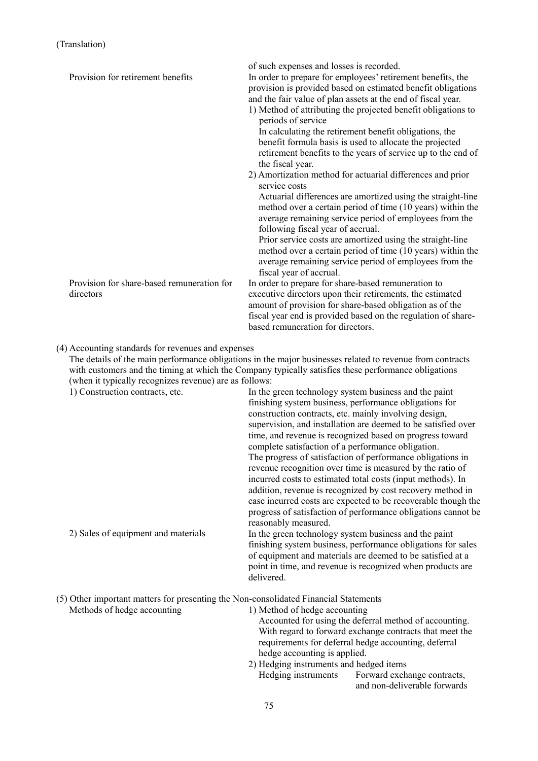(Translation)

| | |
|---|---|
| | of such expenses and losses is recorded. |
| Provision for retirement benefits | In order to prepare for employees' retirement benefits, the provision is provided based on estimated benefit obligations and the fair value of plan assets at the end of fiscal year.<br>1) Method of attributing the projected benefit obligations to periods of service<br>In calculating the retirement benefit obligations, the benefit formula basis is used to allocate the projected retirement benefits to the years of service up to the end of the fiscal year.<br>2) Amortization method for actuarial differences and prior service costs<br>Actuarial differences are amortized using the straight-line method over a certain period of time (10 years) within the average remaining service period of employees from the following fiscal year of accrual.<br>Prior service costs are amortized using the straight-line method over a certain period of time (10 years) within the average remaining service period of employees from the fiscal year of accrual. |
| Provision for share-based remuneration for directors | In order to prepare for share-based remuneration to executive directors upon their retirements, the estimated amount of provision for share-based obligation as of the fiscal year end is provided based on the regulation of share-based remuneration for directors. |

(4) Accounting standards for revenues and expenses

The details of the main performance obligations in the major businesses related to revenue from contracts with customers and the timing at which the Company typically satisfies these performance obligations (when it typically recognizes revenue) are as follows:

| | |
|---|---|
| 1) Construction contracts, etc. | In the green technology system business and the paint finishing system business, performance obligations for construction contracts, etc. mainly involving design, supervision, and installation are deemed to be satisfied over time, and revenue is recognized based on progress toward complete satisfaction of a performance obligation.<br>The progress of satisfaction of performance obligations in revenue recognition over time is measured by the ratio of incurred costs to estimated total costs (input methods). In addition, revenue is recognized by cost recovery method in case incurred costs are expected to be recoverable though the progress of satisfaction of performance obligations cannot be reasonably measured. |
| 2) Sales of equipment and materials | In the green technology system business and the paint finishing system business, performance obligations for sales of equipment and materials are deemed to be satisfied at a point in time, and revenue is recognized when products are delivered. |

(5) Other important matters for presenting the Non-consolidated Financial Statements

| | |
|---|---|
| Methods of hedge accounting | 1) Method of hedge accounting<br>Accounted for using the deferral method of accounting. With regard to forward exchange contracts that meet the requirements for deferral hedge accounting, deferral hedge accounting is applied.<br>2) Hedging instruments and hedged items<br>Hedging instruments: Forward exchange contracts, and non-deliverable forwards |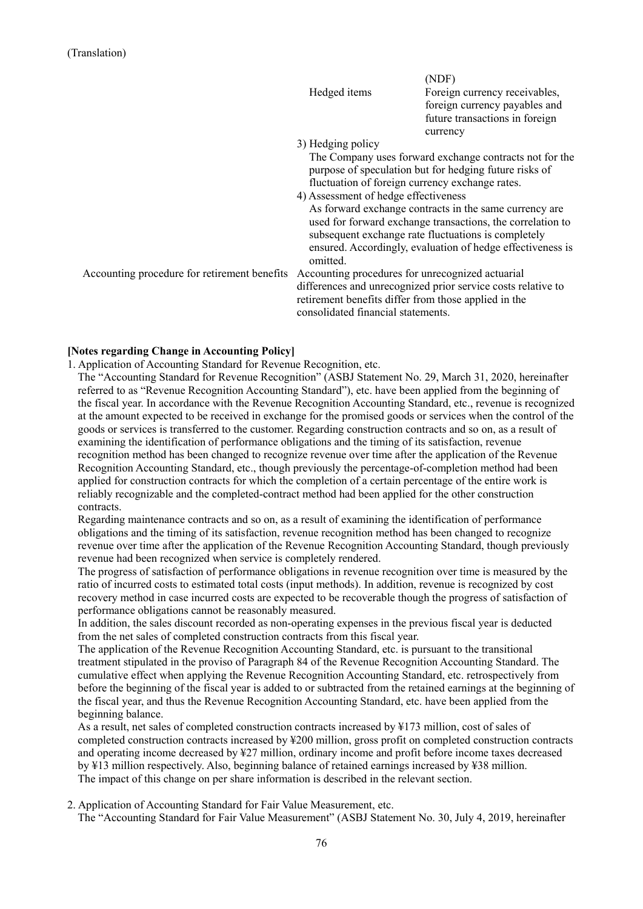(Translation)

| | | |
|---|---|---|
| | | (NDF) |
| | Hedged items | Foreign currency receivables, foreign currency payables and future transactions in foreign currency |

3) Hedging policy

The Company uses forward exchange contracts not for the purpose of speculation but for hedging future risks of fluctuation of foreign currency exchange rates.

4) Assessment of hedge effectiveness

As forward exchange contracts in the same currency are used for forward exchange transactions, the correlation to subsequent exchange rate fluctuations is completely ensured. Accordingly, evaluation of hedge effectiveness is omitted.

| | |
|---|---|
| Accounting procedure for retirement benefits | Accounting procedures for unrecognized actuarial differences and unrecognized prior service costs relative to retirement benefits differ from those applied in the consolidated financial statements. |

**[Notes regarding Change in Accounting Policy]**

1. Application of Accounting Standard for Revenue Recognition, etc.

The "Accounting Standard for Revenue Recognition" (ASBJ Statement No. 29, March 31, 2020, hereinafter referred to as "Revenue Recognition Accounting Standard"), etc. have been applied from the beginning of the fiscal year. In accordance with the Revenue Recognition Accounting Standard, etc., revenue is recognized at the amount expected to be received in exchange for the promised goods or services when the control of the goods or services is transferred to the customer. Regarding construction contracts and so on, as a result of examining the identification of performance obligations and the timing of its satisfaction, revenue recognition method has been changed to recognize revenue over time after the application of the Revenue Recognition Accounting Standard, etc., though previously the percentage-of-completion method had been applied for construction contracts for which the completion of a certain percentage of the entire work is reliably recognizable and the completed-contract method had been applied for the other construction contracts.

Regarding maintenance contracts and so on, as a result of examining the identification of performance obligations and the timing of its satisfaction, revenue recognition method has been changed to recognize revenue over time after the application of the Revenue Recognition Accounting Standard, though previously revenue had been recognized when service is completely rendered.

The progress of satisfaction of performance obligations in revenue recognition over time is measured by the ratio of incurred costs to estimated total costs (input methods). In addition, revenue is recognized by cost recovery method in case incurred costs are expected to be recoverable though the progress of satisfaction of performance obligations cannot be reasonably measured.

In addition, the sales discount recorded as non-operating expenses in the previous fiscal year is deducted from the net sales of completed construction contracts from this fiscal year.

The application of the Revenue Recognition Accounting Standard, etc. is pursuant to the transitional treatment stipulated in the proviso of Paragraph 84 of the Revenue Recognition Accounting Standard. The cumulative effect when applying the Revenue Recognition Accounting Standard, etc. retrospectively from before the beginning of the fiscal year is added to or subtracted from the retained earnings at the beginning of the fiscal year, and thus the Revenue Recognition Accounting Standard, etc. have been applied from the beginning balance.

As a result, net sales of completed construction contracts increased by ¥173 million, cost of sales of completed construction contracts increased by ¥200 million, gross profit on completed construction contracts and operating income decreased by ¥27 million, ordinary income and profit before income taxes decreased by ¥13 million respectively. Also, beginning balance of retained earnings increased by ¥38 million.

The impact of this change on per share information is described in the relevant section.

2. Application of Accounting Standard for Fair Value Measurement, etc.

The "Accounting Standard for Fair Value Measurement" (ASBJ Statement No. 30, July 4, 2019, hereinafter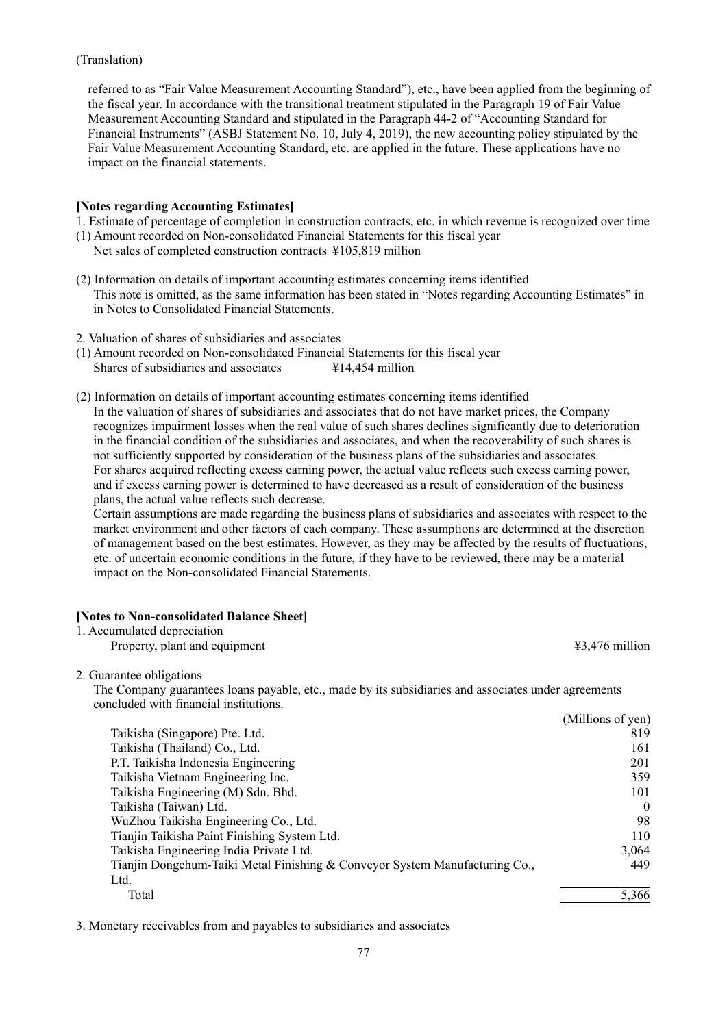(Translation)

referred to as "Fair Value Measurement Accounting Standard"), etc., have been applied from the beginning of the fiscal year. In accordance with the transitional treatment stipulated in the Paragraph 19 of Fair Value Measurement Accounting Standard and stipulated in the Paragraph 44-2 of "Accounting Standard for Financial Instruments" (ASBJ Statement No. 10, July 4, 2019), the new accounting policy stipulated by the Fair Value Measurement Accounting Standard, etc. are applied in the future. These applications have no impact on the financial statements.

**[Notes regarding Accounting Estimates]**

1. Estimate of percentage of completion in construction contracts, etc. in which revenue is recognized over time
(1) Amount recorded on Non-consolidated Financial Statements for this fiscal year
 Net sales of completed construction contracts ¥105,819 million

(2) Information on details of important accounting estimates concerning items identified
 This note is omitted, as the same information has been stated in "Notes regarding Accounting Estimates" in in Notes to Consolidated Financial Statements.

2. Valuation of shares of subsidiaries and associates
(1) Amount recorded on Non-consolidated Financial Statements for this fiscal year
 Shares of subsidiaries and associates ¥14,454 million

(2) Information on details of important accounting estimates concerning items identified
 In the valuation of shares of subsidiaries and associates that do not have market prices, the Company recognizes impairment losses when the real value of such shares declines significantly due to deterioration in the financial condition of the subsidiaries and associates, and when the recoverability of such shares is not sufficiently supported by consideration of the business plans of the subsidiaries and associates.
 For shares acquired reflecting excess earning power, the actual value reflects such excess earning power, and if excess earning power is determined to have decreased as a result of consideration of the business plans, the actual value reflects such decrease.
 Certain assumptions are made regarding the business plans of subsidiaries and associates with respect to the market environment and other factors of each company. These assumptions are determined at the discretion of management based on the best estimates. However, as they may be affected by the results of fluctuations, etc. of uncertain economic conditions in the future, if they have to be reviewed, there may be a material impact on the Non-consolidated Financial Statements.

**[Notes to Non-consolidated Balance Sheet]**

1. Accumulated depreciation
 Property, plant and equipment ¥3,476 million

2. Guarantee obligations
 The Company guarantees loans payable, etc., made by its subsidiaries and associates under agreements concluded with financial institutions.

| | (Millions of yen) |
|---|---:|
| Taikisha (Singapore) Pte. Ltd. | 819 |
| Taikisha (Thailand) Co., Ltd. | 161 |
| P.T. Taikisha Indonesia Engineering | 201 |
| Taikisha Vietnam Engineering Inc. | 359 |
| Taikisha Engineering (M) Sdn. Bhd. | 101 |
| Taikisha (Taiwan) Ltd. | 0 |
| WuZhou Taikisha Engineering Co., Ltd. | 98 |
| Tianjin Taikisha Paint Finishing System Ltd. | 110 |
| Taikisha Engineering India Private Ltd. | 3,064 |
| Tianjin Dongchum-Taiki Metal Finishing & Conveyor System Manufacturing Co., Ltd. | 449 |
| Total | 5,366 |

3. Monetary receivables from and payables to subsidiaries and associates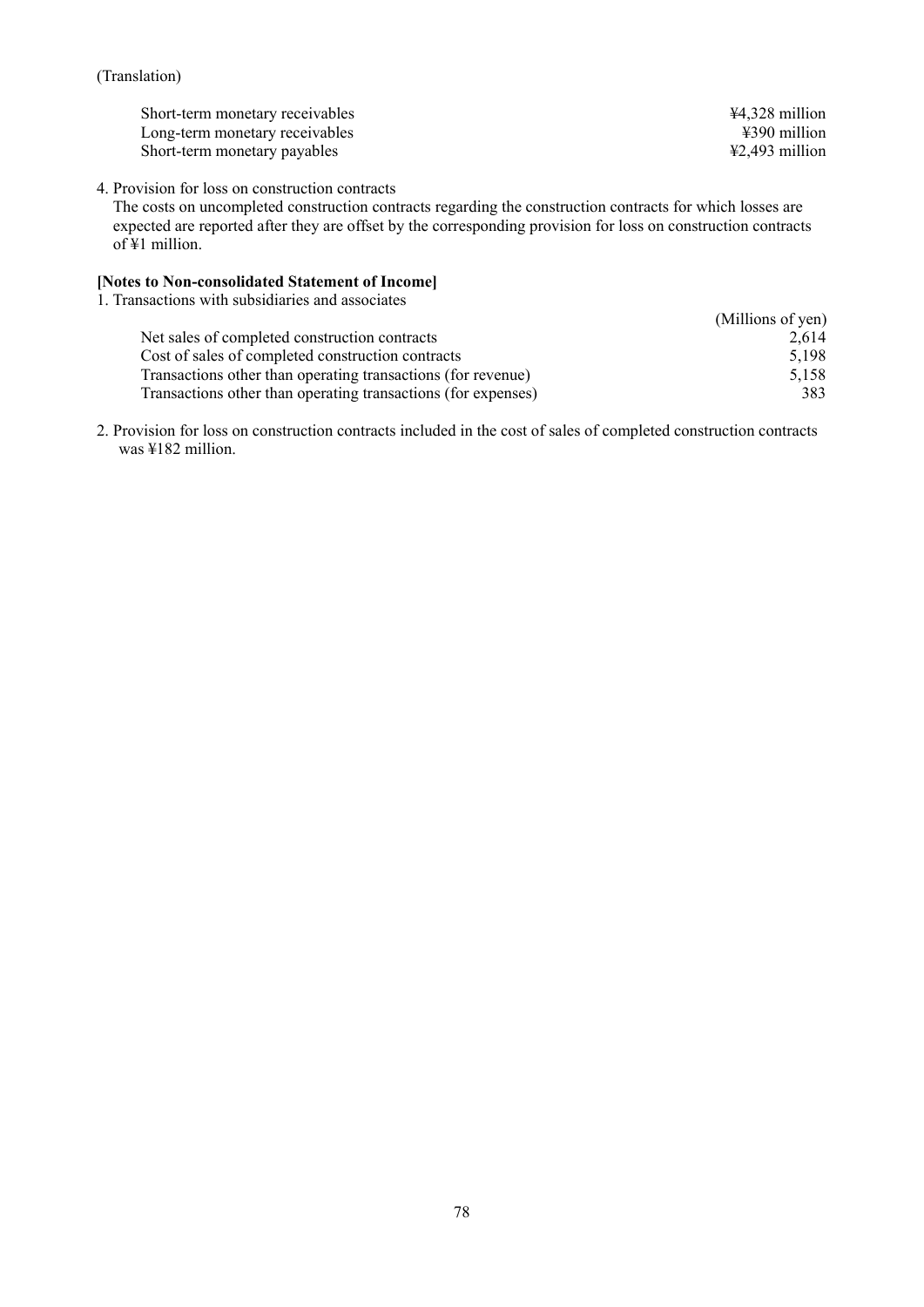(Translation)

| | |
|---|---|
| Short-term monetary receivables | ¥4,328 million |
| Long-term monetary receivables | ¥390 million |
| Short-term monetary payables | ¥2,493 million |

4. Provision for loss on construction contracts

The costs on uncompleted construction contracts regarding the construction contracts for which losses are expected are reported after they are offset by the corresponding provision for loss on construction contracts of ¥1 million.

**[Notes to Non-consolidated Statement of Income]**

1. Transactions with subsidiaries and associates

| | (Millions of yen) |
|---|---|
| Net sales of completed construction contracts | 2,614 |
| Cost of sales of completed construction contracts | 5,198 |
| Transactions other than operating transactions (for revenue) | 5,158 |
| Transactions other than operating transactions (for expenses) | 383 |

2. Provision for loss on construction contracts included in the cost of sales of completed construction contracts was ¥182 million.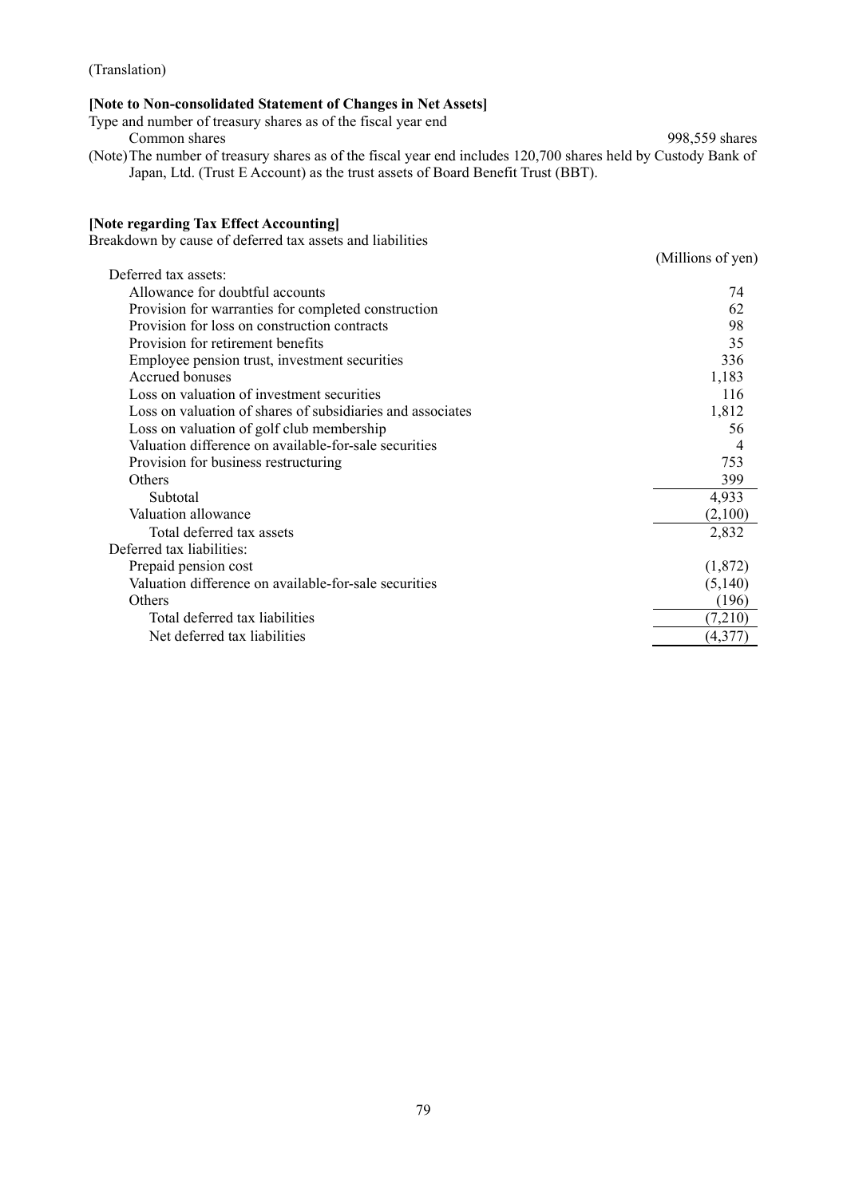(Translation)

**[Note to Non-consolidated Statement of Changes in Net Assets]**

Type and number of treasury shares as of the fiscal year end

| | |
|---|---|
| Common shares | 998,559 shares |

(Note) The number of treasury shares as of the fiscal year end includes 120,700 shares held by Custody Bank of Japan, Ltd. (Trust E Account) as the trust assets of Board Benefit Trust (BBT).

**[Note regarding Tax Effect Accounting]**

Breakdown by cause of deferred tax assets and liabilities

| | (Millions of yen) |
|---|---:|
| Deferred tax assets: | |
| Allowance for doubtful accounts | 74 |
| Provision for warranties for completed construction | 62 |
| Provision for loss on construction contracts | 98 |
| Provision for retirement benefits | 35 |
| Employee pension trust, investment securities | 336 |
| Accrued bonuses | 1,183 |
| Loss on valuation of investment securities | 116 |
| Loss on valuation of shares of subsidiaries and associates | 1,812 |
| Loss on valuation of golf club membership | 56 |
| Valuation difference on available-for-sale securities | 4 |
| Provision for business restructuring | 753 |
| Others | 399 |
| Subtotal | 4,933 |
| Valuation allowance | (2,100) |
| Total deferred tax assets | 2,832 |
| Deferred tax liabilities: | |
| Prepaid pension cost | (1,872) |
| Valuation difference on available-for-sale securities | (5,140) |
| Others | (196) |
| Total deferred tax liabilities | (7,210) |
| Net deferred tax liabilities | (4,377) |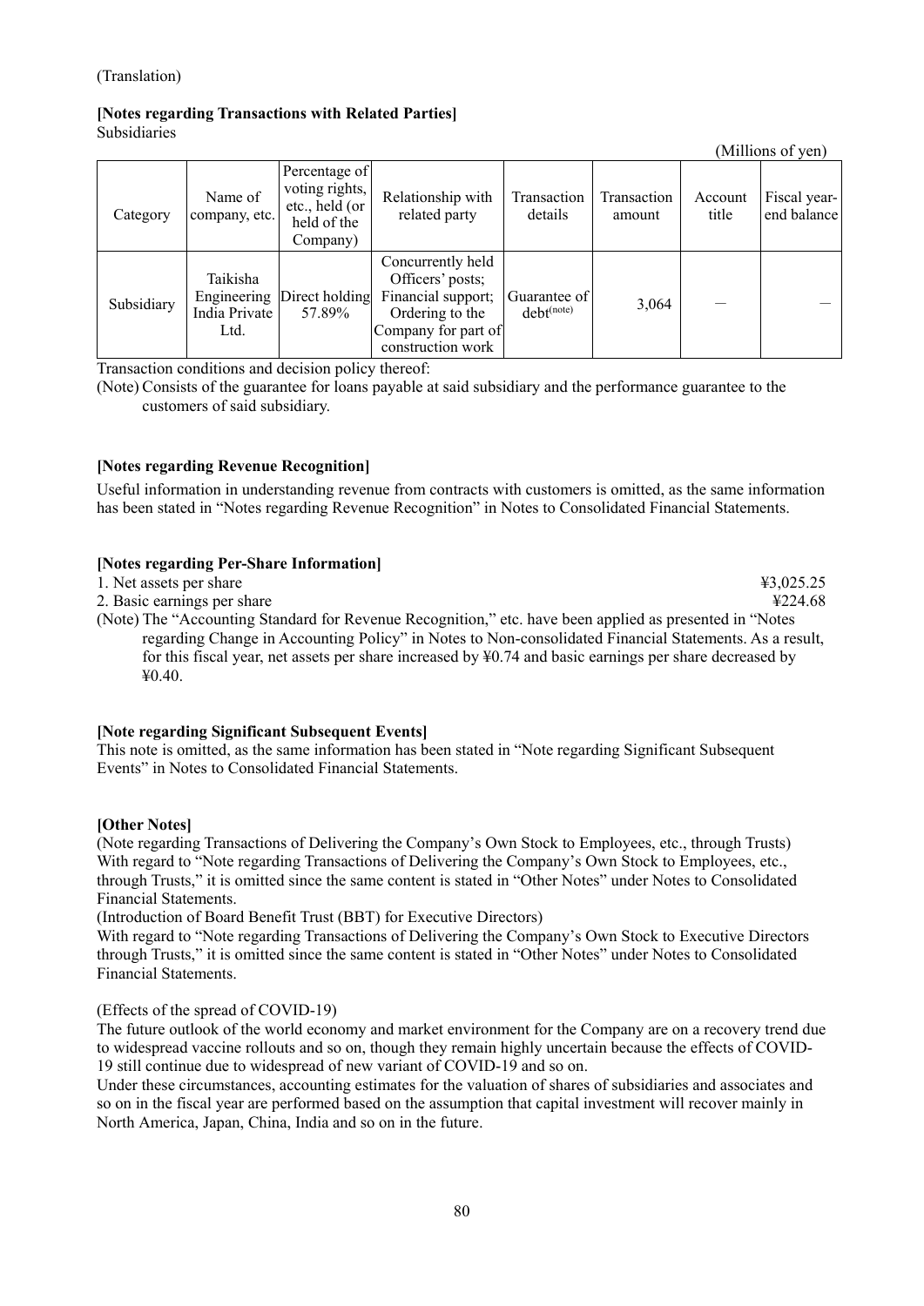(Translation)

**[Notes regarding Transactions with Related Parties]**

Subsidiaries

(Millions of yen)

| Category | Name of company, etc. | Percentage of voting rights, etc., held (or held of the Company) | Relationship with related party | Transaction details | Transaction amount | Account title | Fiscal year-end balance |
|---|---|---|---|---|---|---|---|
| Subsidiary | Taikisha Engineering India Private Ltd. | Direct holding 57.89% | Concurrently held Officers' posts; Financial support; Ordering to the Company for part of construction work | Guarantee of debt(note) | 3,064 | — | — |

Transaction conditions and decision policy thereof:

(Note) Consists of the guarantee for loans payable at said subsidiary and the performance guarantee to the customers of said subsidiary.

**[Notes regarding Revenue Recognition]**

Useful information in understanding revenue from contracts with customers is omitted, as the same information has been stated in "Notes regarding Revenue Recognition" in Notes to Consolidated Financial Statements.

**[Notes regarding Per-Share Information]**

1. Net assets per share ¥3,025.25
2. Basic earnings per share ¥224.68

(Note) The "Accounting Standard for Revenue Recognition," etc. have been applied as presented in "Notes regarding Change in Accounting Policy" in Notes to Non-consolidated Financial Statements. As a result, for this fiscal year, net assets per share increased by ¥0.74 and basic earnings per share decreased by ¥0.40.

**[Note regarding Significant Subsequent Events]**

This note is omitted, as the same information has been stated in "Note regarding Significant Subsequent Events" in Notes to Consolidated Financial Statements.

**[Other Notes]**

(Note regarding Transactions of Delivering the Company's Own Stock to Employees, etc., through Trusts)

With regard to "Note regarding Transactions of Delivering the Company's Own Stock to Employees, etc., through Trusts," it is omitted since the same content is stated in "Other Notes" under Notes to Consolidated Financial Statements.

(Introduction of Board Benefit Trust (BBT) for Executive Directors)

With regard to "Note regarding Transactions of Delivering the Company's Own Stock to Executive Directors through Trusts," it is omitted since the same content is stated in "Other Notes" under Notes to Consolidated Financial Statements.

(Effects of the spread of COVID-19)

The future outlook of the world economy and market environment for the Company are on a recovery trend due to widespread vaccine rollouts and so on, though they remain highly uncertain because the effects of COVID-19 still continue due to widespread of new variant of COVID-19 and so on.

Under these circumstances, accounting estimates for the valuation of shares of subsidiaries and associates and so on in the fiscal year are performed based on the assumption that capital investment will recover mainly in North America, Japan, China, India and so on in the future.